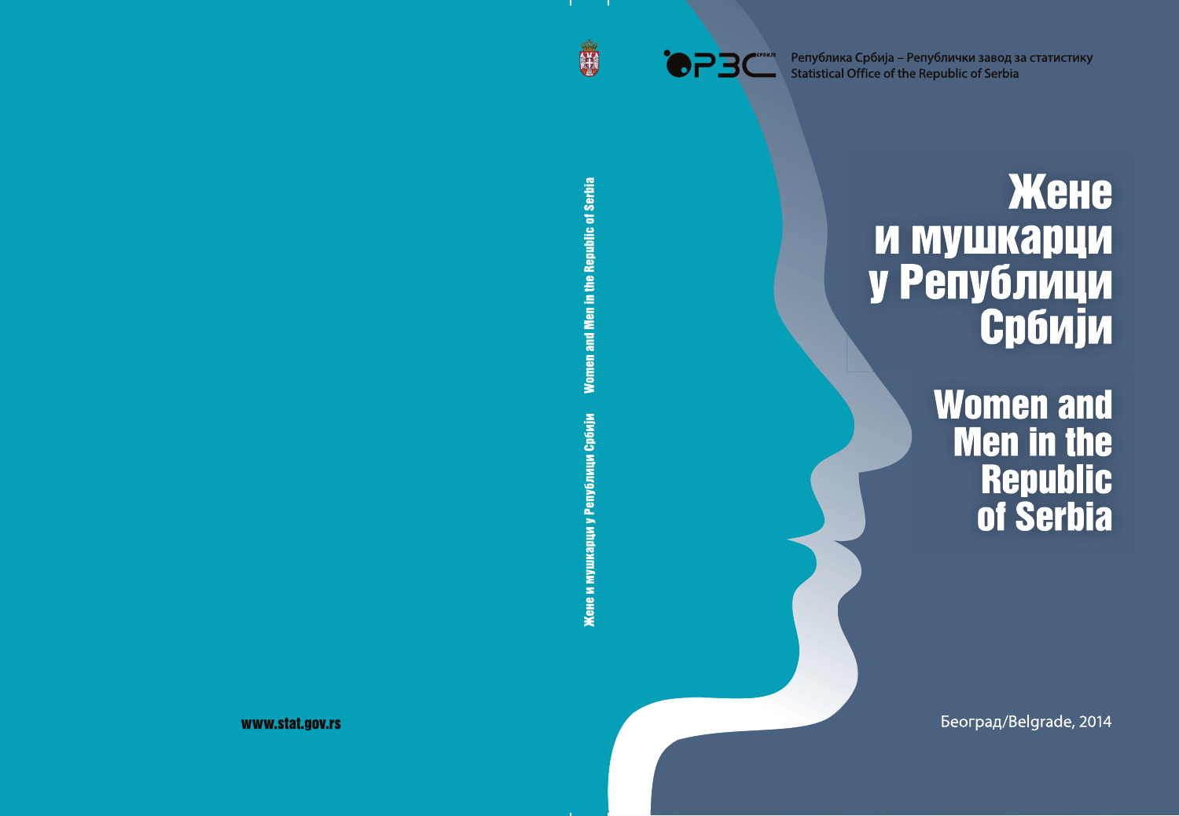Република Србија – Републички завод за статистику
Statistical Office of the Republic of Serbia

# Жене и мушкарци у Републици Србији

# Women and Men in the Republic of Serbia

Београд/Belgrade, 2014

www.stat.gov.rs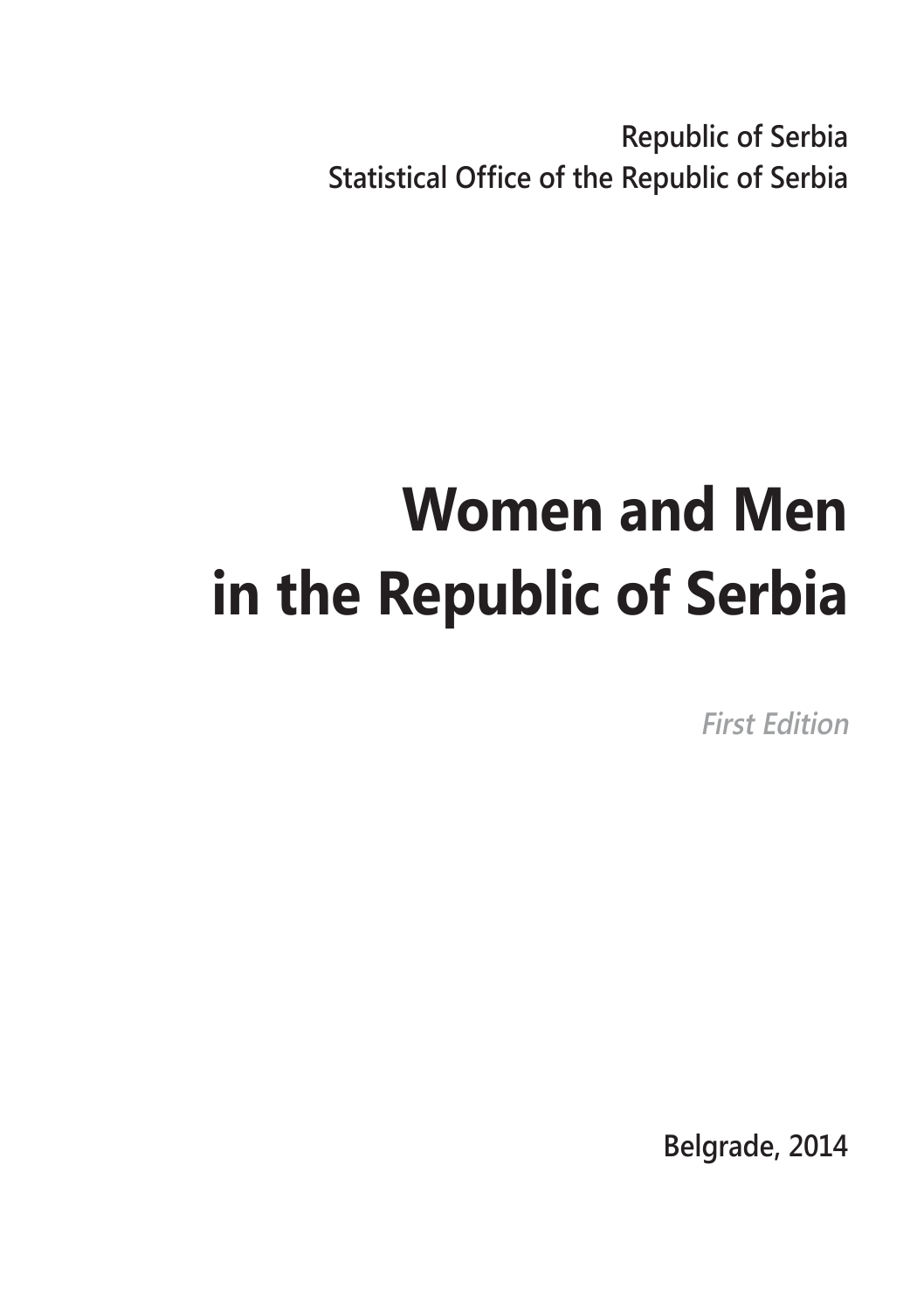Republic of Serbia
Statistical Office of the Republic of Serbia

# Women and Men in the Republic of Serbia

*First Edition*

Belgrade, 2014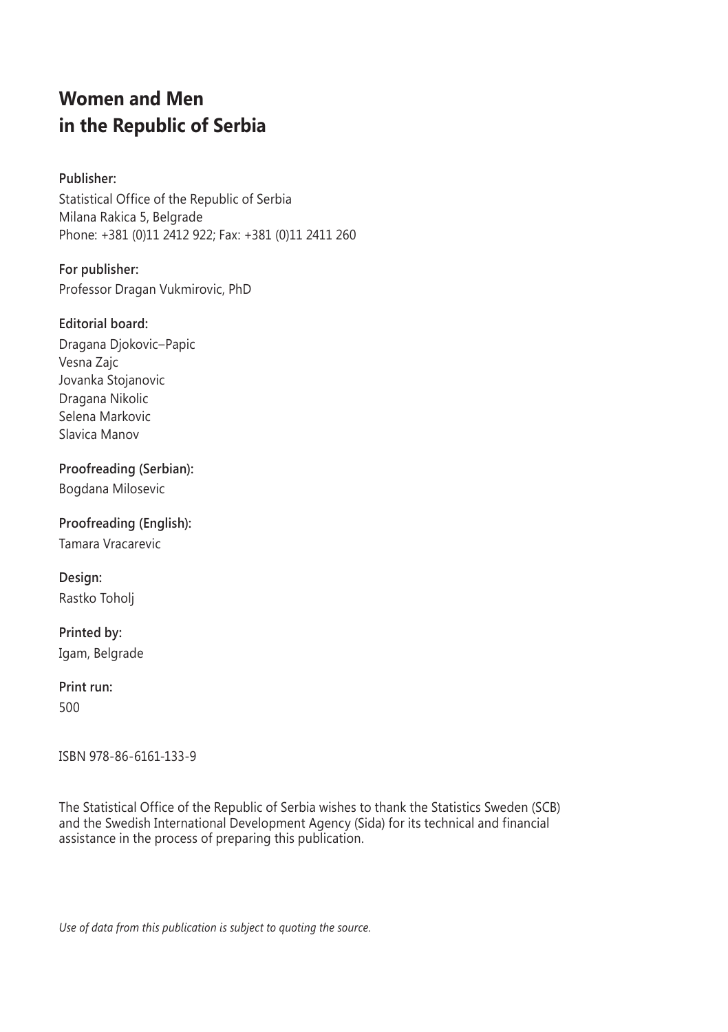# Women and Men in the Republic of Serbia

**Publisher:**

Statistical Office of the Republic of Serbia
Milana Rakica 5, Belgrade
Phone: +381 (0)11 2412 922; Fax: +381 (0)11 2411 260

**For publisher:**

Professor Dragan Vukmirovic, PhD

**Editorial board:**

Dragana Djokovic–Papic
Vesna Zajc
Jovanka Stojanovic
Dragana Nikolic
Selena Markovic
Slavica Manov

**Proofreading (Serbian):**

Bogdana Milosevic

**Proofreading (English):**

Tamara Vracarevic

**Design:**

Rastko Toholj

**Printed by:**

Igam, Belgrade

**Print run:**

500

ISBN 978-86-6161-133-9

The Statistical Office of the Republic of Serbia wishes to thank the Statistics Sweden (SCB) and the Swedish International Development Agency (Sida) for its technical and financial assistance in the process of preparing this publication.

*Use of data from this publication is subject to quoting the source.*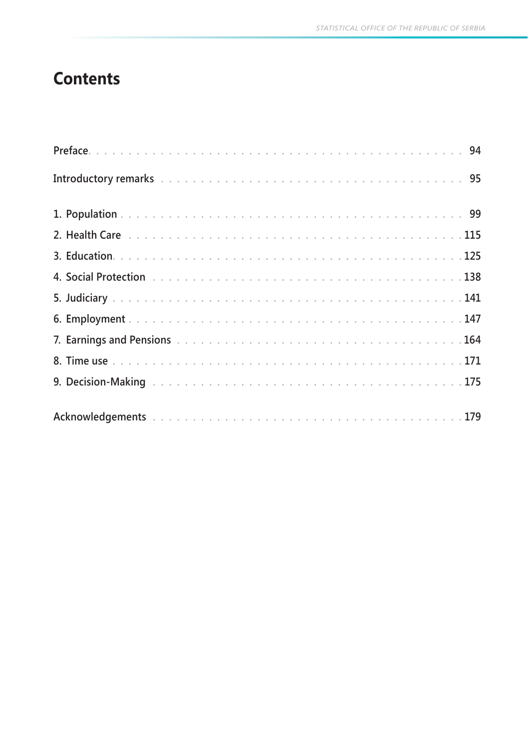# Contents

Preface . . . . . . . . . . . . . . . . . . . . . . . . . . . . . . . . . . . . . . . 94

Introductory remarks . . . . . . . . . . . . . . . . . . . . . . . . . . . . . . . . 95

1. Population . . . . . . . . . . . . . . . . . . . . . . . . . . . . . . . . . . . . 99
2. Health Care . . . . . . . . . . . . . . . . . . . . . . . . . . . . . . . . . . . 115
3. Education . . . . . . . . . . . . . . . . . . . . . . . . . . . . . . . . . . . . 125
4. Social Protection . . . . . . . . . . . . . . . . . . . . . . . . . . . . . . . . 138
5. Judiciary . . . . . . . . . . . . . . . . . . . . . . . . . . . . . . . . . . . . 141
6. Employment . . . . . . . . . . . . . . . . . . . . . . . . . . . . . . . . . . 147
7. Earnings and Pensions . . . . . . . . . . . . . . . . . . . . . . . . . . . . 164
8. Time use . . . . . . . . . . . . . . . . . . . . . . . . . . . . . . . . . . . . 171
9. Decision-Making . . . . . . . . . . . . . . . . . . . . . . . . . . . . . . . . 175

Acknowledgements . . . . . . . . . . . . . . . . . . . . . . . . . . . . . . . 179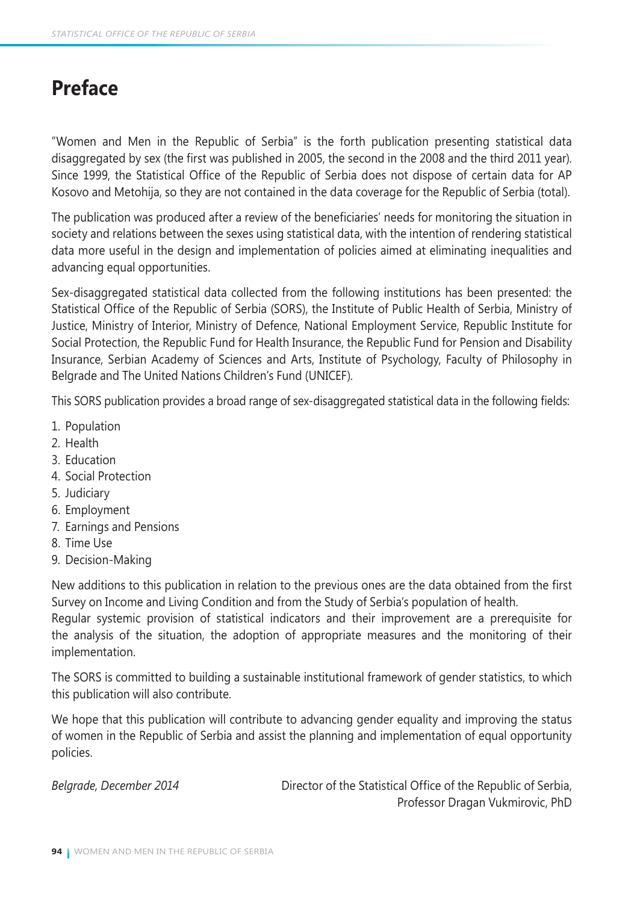# Preface

"Women and Men in the Republic of Serbia" is the forth publication presenting statistical data disaggregated by sex (the first was published in 2005, the second in the 2008 and the third 2011 year). Since 1999, the Statistical Office of the Republic of Serbia does not dispose of certain data for AP Kosovo and Metohija, so they are not contained in the data coverage for the Republic of Serbia (total).

The publication was produced after a review of the beneficiaries' needs for monitoring the situation in society and relations between the sexes using statistical data, with the intention of rendering statistical data more useful in the design and implementation of policies aimed at eliminating inequalities and advancing equal opportunities.

Sex-disaggregated statistical data collected from the following institutions has been presented: the Statistical Office of the Republic of Serbia (SORS), the Institute of Public Health of Serbia, Ministry of Justice, Ministry of Interior, Ministry of Defence, National Employment Service, Republic Institute for Social Protection, the Republic Fund for Health Insurance, the Republic Fund for Pension and Disability Insurance, Serbian Academy of Sciences and Arts, Institute of Psychology, Faculty of Philosophy in Belgrade and The United Nations Children's Fund (UNICEF).

This SORS publication provides a broad range of sex-disaggregated statistical data in the following fields:

1. Population
2. Health
3. Education
4. Social Protection
5. Judiciary
6. Employment
7. Earnings and Pensions
8. Time Use
9. Decision-Making

New additions to this publication in relation to the previous ones are the data obtained from the first Survey on Income and Living Condition and from the Study of Serbia's population of health.
Regular systemic provision of statistical indicators and their improvement are a prerequisite for the analysis of the situation, the adoption of appropriate measures and the monitoring of their implementation.

The SORS is committed to building a sustainable institutional framework of gender statistics, to which this publication will also contribute.

We hope that this publication will contribute to advancing gender equality and improving the status of women in the Republic of Serbia and assist the planning and implementation of equal opportunity policies.

*Belgrade, December 2014*

Director of the Statistical Office of the Republic of Serbia,
Professor Dragan Vukmirovic, PhD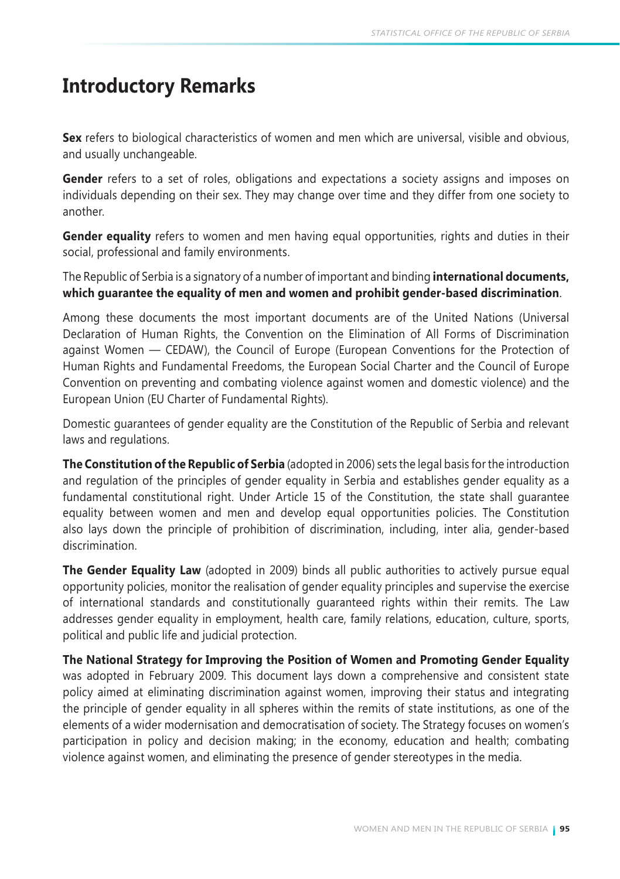# Introductory Remarks

**Sex** refers to biological characteristics of women and men which are universal, visible and obvious, and usually unchangeable.

**Gender** refers to a set of roles, obligations and expectations a society assigns and imposes on individuals depending on their sex. They may change over time and they differ from one society to another.

**Gender equality** refers to women and men having equal opportunities, rights and duties in their social, professional and family environments.

The Republic of Serbia is a signatory of a number of important and binding **international documents, which guarantee the equality of men and women and prohibit gender-based discrimination**.

Among these documents the most important documents are of the United Nations (Universal Declaration of Human Rights, the Convention on the Elimination of All Forms of Discrimination against Women — CEDAW), the Council of Europe (European Conventions for the Protection of Human Rights and Fundamental Freedoms, the European Social Charter and the Council of Europe Convention on preventing and combating violence against women and domestic violence) and the European Union (EU Charter of Fundamental Rights).

Domestic guarantees of gender equality are the Constitution of the Republic of Serbia and relevant laws and regulations.

**The Constitution of the Republic of Serbia** (adopted in 2006) sets the legal basis for the introduction and regulation of the principles of gender equality in Serbia and establishes gender equality as a fundamental constitutional right. Under Article 15 of the Constitution, the state shall guarantee equality between women and men and develop equal opportunities policies. The Constitution also lays down the principle of prohibition of discrimination, including, inter alia, gender-based discrimination.

**The Gender Equality Law** (adopted in 2009) binds all public authorities to actively pursue equal opportunity policies, monitor the realisation of gender equality principles and supervise the exercise of international standards and constitutionally guaranteed rights within their remits. The Law addresses gender equality in employment, health care, family relations, education, culture, sports, political and public life and judicial protection.

**The National Strategy for Improving the Position of Women and Promoting Gender Equality** was adopted in February 2009. This document lays down a comprehensive and consistent state policy aimed at eliminating discrimination against women, improving their status and integrating the principle of gender equality in all spheres within the remits of state institutions, as one of the elements of a wider modernisation and democratisation of society. The Strategy focuses on women's participation in policy and decision making; in the economy, education and health; combating violence against women, and eliminating the presence of gender stereotypes in the media.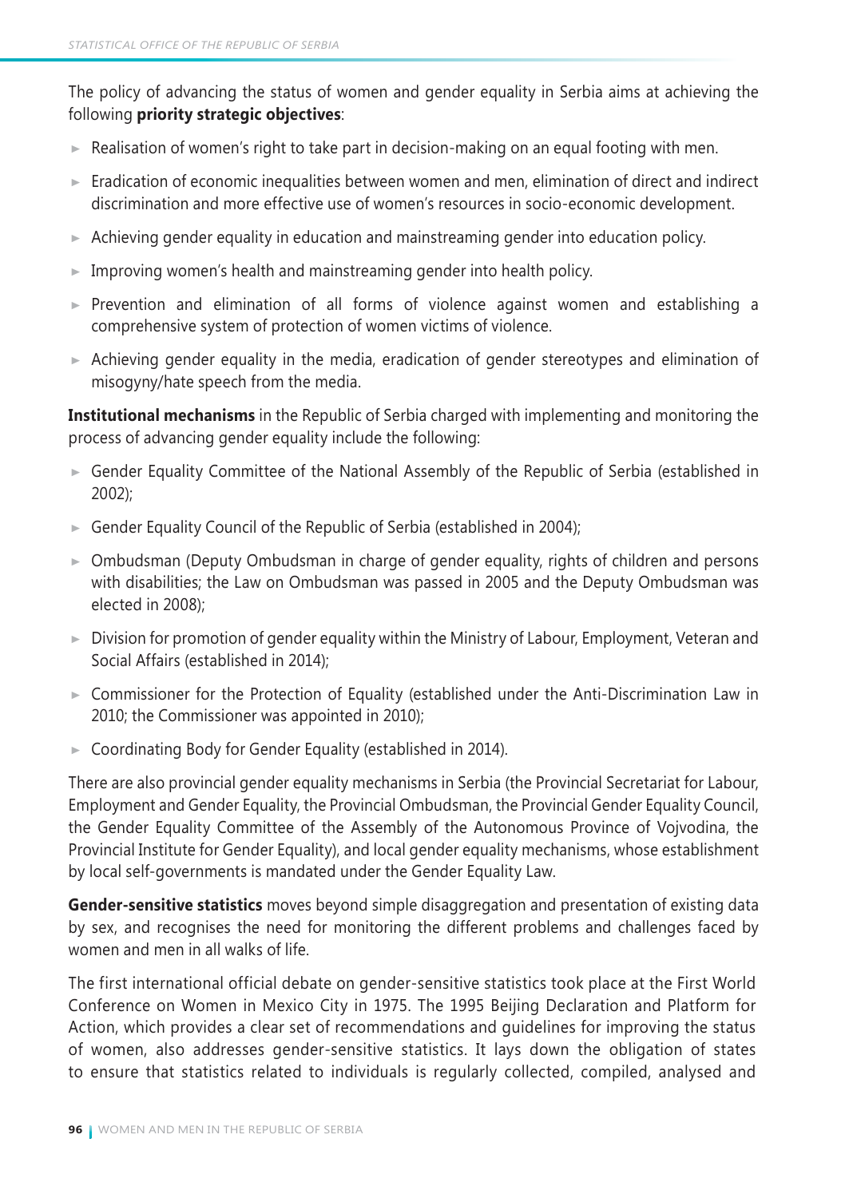The policy of advancing the status of women and gender equality in Serbia aims at achieving the following **priority strategic objectives**:

- Realisation of women's right to take part in decision-making on an equal footing with men.
- Eradication of economic inequalities between women and men, elimination of direct and indirect discrimination and more effective use of women's resources in socio-economic development.
- Achieving gender equality in education and mainstreaming gender into education policy.
- Improving women's health and mainstreaming gender into health policy.
- Prevention and elimination of all forms of violence against women and establishing a comprehensive system of protection of women victims of violence.
- Achieving gender equality in the media, eradication of gender stereotypes and elimination of misogyny/hate speech from the media.

**Institutional mechanisms** in the Republic of Serbia charged with implementing and monitoring the process of advancing gender equality include the following:

- Gender Equality Committee of the National Assembly of the Republic of Serbia (established in 2002);
- Gender Equality Council of the Republic of Serbia (established in 2004);
- Ombudsman (Deputy Ombudsman in charge of gender equality, rights of children and persons with disabilities; the Law on Ombudsman was passed in 2005 and the Deputy Ombudsman was elected in 2008);
- Division for promotion of gender equality within the Ministry of Labour, Employment, Veteran and Social Affairs (established in 2014);
- Commissioner for the Protection of Equality (established under the Anti-Discrimination Law in 2010; the Commissioner was appointed in 2010);
- Coordinating Body for Gender Equality (established in 2014).

There are also provincial gender equality mechanisms in Serbia (the Provincial Secretariat for Labour, Employment and Gender Equality, the Provincial Ombudsman, the Provincial Gender Equality Council, the Gender Equality Committee of the Assembly of the Autonomous Province of Vojvodina, the Provincial Institute for Gender Equality), and local gender equality mechanisms, whose establishment by local self-governments is mandated under the Gender Equality Law.

**Gender-sensitive statistics** moves beyond simple disaggregation and presentation of existing data by sex, and recognises the need for monitoring the different problems and challenges faced by women and men in all walks of life.

The first international official debate on gender-sensitive statistics took place at the First World Conference on Women in Mexico City in 1975. The 1995 Beijing Declaration and Platform for Action, which provides a clear set of recommendations and guidelines for improving the status of women, also addresses gender-sensitive statistics. It lays down the obligation of states to ensure that statistics related to individuals is regularly collected, compiled, analysed and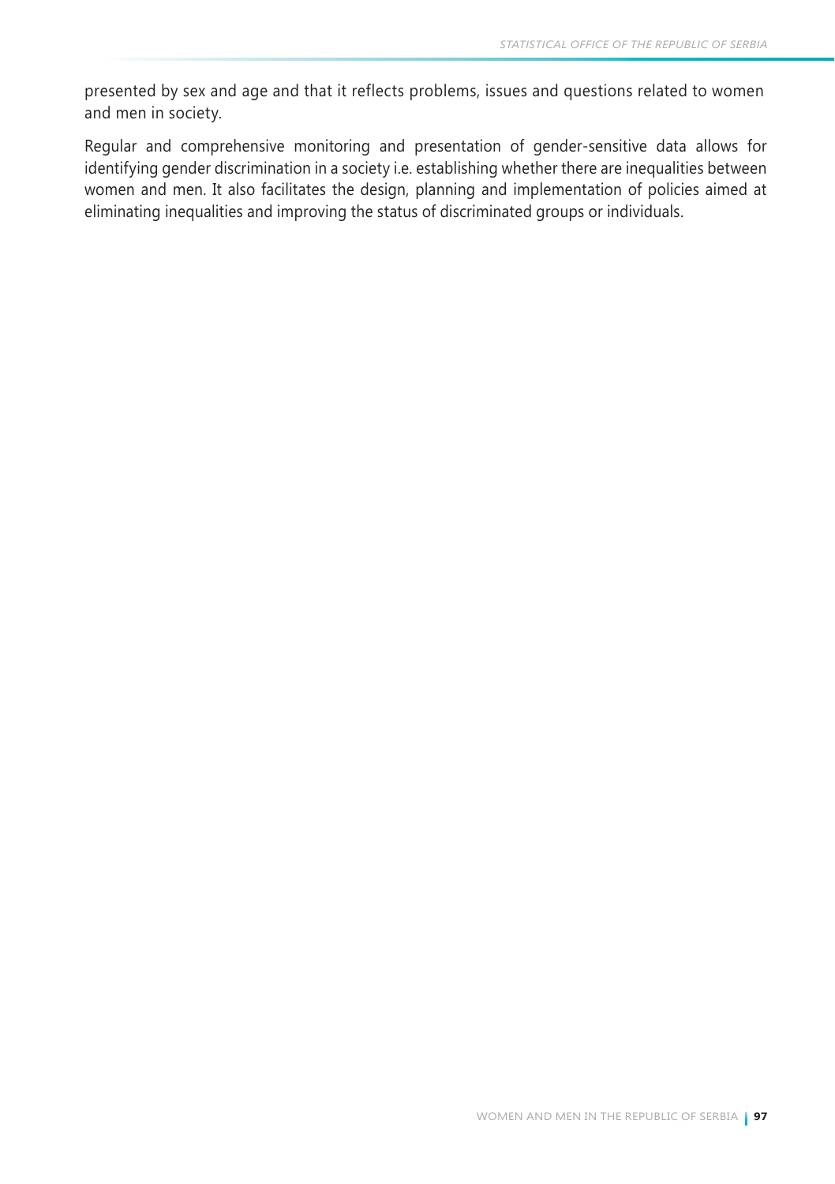presented by sex and age and that it reflects problems, issues and questions related to women and men in society.

Regular and comprehensive monitoring and presentation of gender-sensitive data allows for identifying gender discrimination in a society i.e. establishing whether there are inequalities between women and men. It also facilitates the design, planning and implementation of policies aimed at eliminating inequalities and improving the status of discriminated groups or individuals.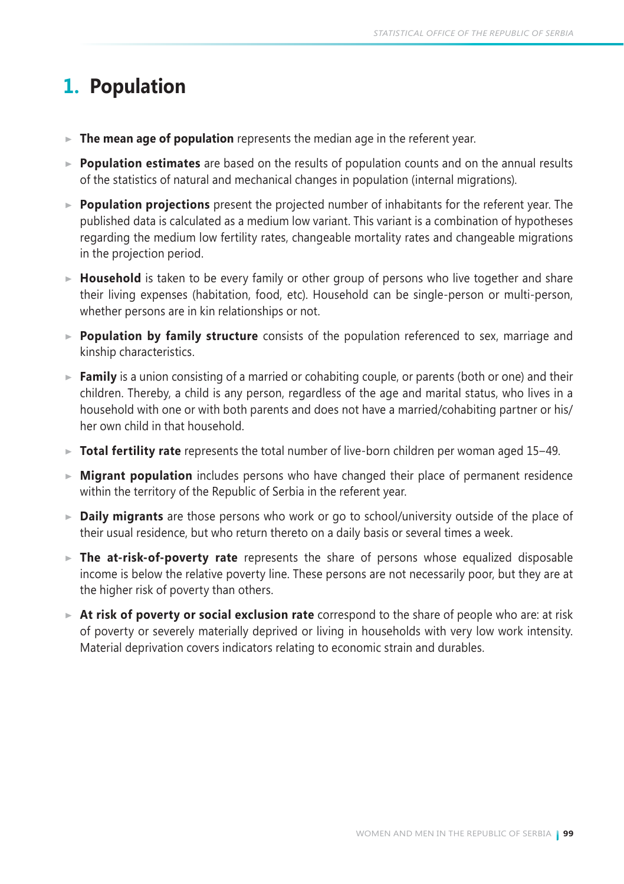# 1. Population

- **The mean age of population** represents the median age in the referent year.
- **Population estimates** are based on the results of population counts and on the annual results of the statistics of natural and mechanical changes in population (internal migrations).
- **Population projections** present the projected number of inhabitants for the referent year. The published data is calculated as a medium low variant. This variant is a combination of hypotheses regarding the medium low fertility rates, changeable mortality rates and changeable migrations in the projection period.
- **Household** is taken to be every family or other group of persons who live together and share their living expenses (habitation, food, etc). Household can be single-person or multi-person, whether persons are in kin relationships or not.
- **Population by family structure** consists of the population referenced to sex, marriage and kinship characteristics.
- **Family** is a union consisting of a married or cohabiting couple, or parents (both or one) and their children. Thereby, a child is any person, regardless of the age and marital status, who lives in a household with one or with both parents and does not have a married/cohabiting partner or his/her own child in that household.
- **Total fertility rate** represents the total number of live-born children per woman aged 15–49.
- **Migrant population** includes persons who have changed their place of permanent residence within the territory of the Republic of Serbia in the referent year.
- **Daily migrants** are those persons who work or go to school/university outside of the place of their usual residence, but who return thereto on a daily basis or several times a week.
- **The at-risk-of-poverty rate** represents the share of persons whose equalized disposable income is below the relative poverty line. These persons are not necessarily poor, but they are at the higher risk of poverty than others.
- **At risk of poverty or social exclusion rate** correspond to the share of people who are: at risk of poverty or severely materially deprived or living in households with very low work intensity. Material deprivation covers indicators relating to economic strain and durables.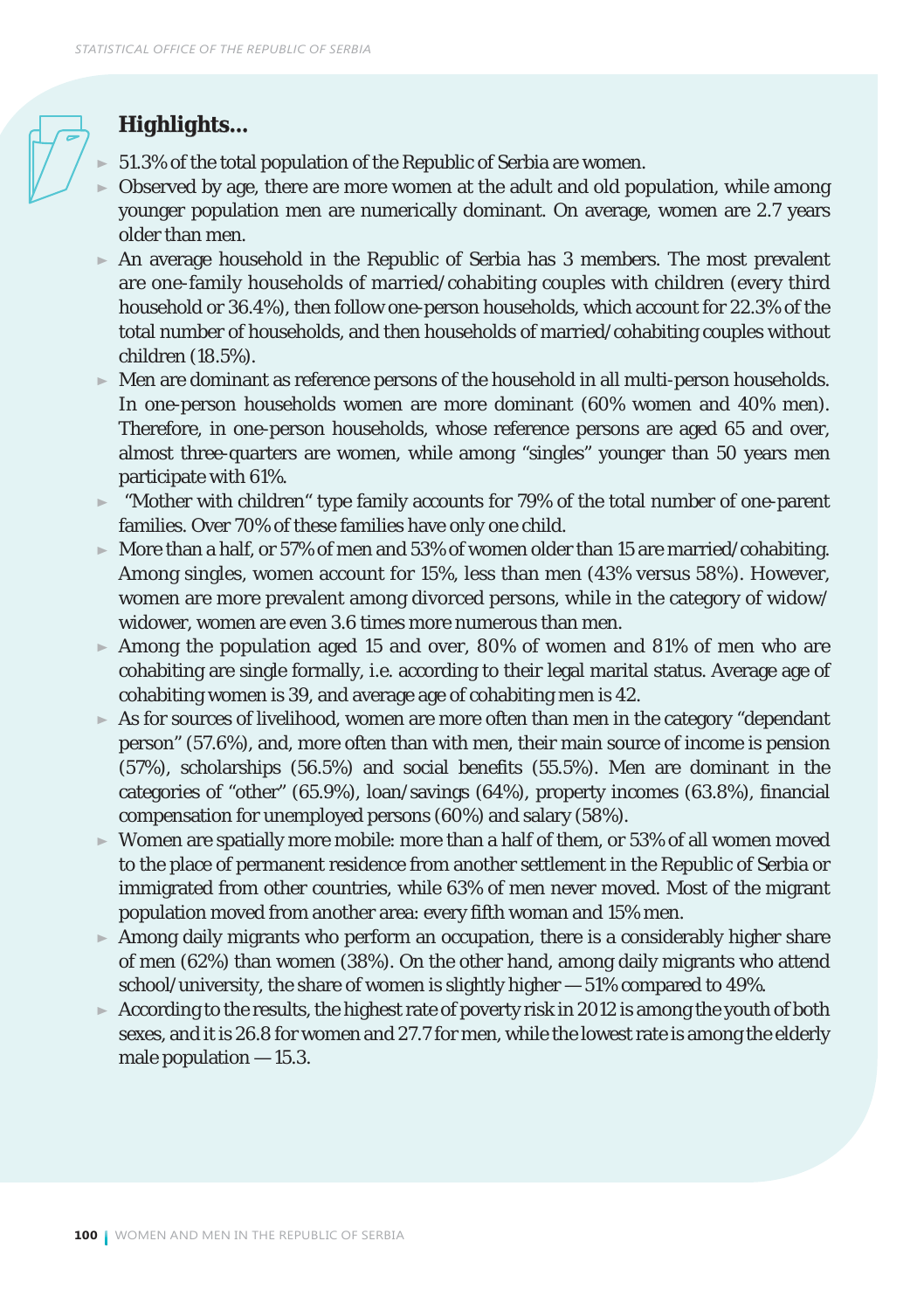## Highlights...

- 51.3% of the total population of the Republic of Serbia are women.
- Observed by age, there are more women at the adult and old population, while among younger population men are numerically dominant. On average, women are 2.7 years older than men.
- An average household in the Republic of Serbia has 3 members. The most prevalent are one-family households of married/cohabiting couples with children (every third household or 36.4%), then follow one-person households, which account for 22.3% of the total number of households, and then households of married/cohabiting couples without children (18.5%).
- Men are dominant as reference persons of the household in all multi-person households. In one-person households women are more dominant (60% women and 40% men). Therefore, in one-person households, whose reference persons are aged 65 and over, almost three-quarters are women, while among "singles" younger than 50 years men participate with 61%.
- "Mother with children" type family accounts for 79% of the total number of one-parent families. Over 70% of these families have only one child.
- More than a half, or 57% of men and 53% of women older than 15 are married/cohabiting. Among singles, women account for 15%, less than men (43% versus 58%). However, women are more prevalent among divorced persons, while in the category of widow/ widower, women are even 3.6 times more numerous than men.
- Among the population aged 15 and over, 80% of women and 81% of men who are cohabiting are single formally, i.e. according to their legal marital status. Average age of cohabiting women is 39, and average age of cohabiting men is 42.
- As for sources of livelihood, women are more often than men in the category "dependant person" (57.6%), and, more often than with men, their main source of income is pension (57%), scholarships (56.5%) and social benefits (55.5%). Men are dominant in the categories of "other" (65.9%), loan/savings (64%), property incomes (63.8%), financial compensation for unemployed persons (60%) and salary (58%).
- Women are spatially more mobile: more than a half of them, or 53% of all women moved to the place of permanent residence from another settlement in the Republic of Serbia or immigrated from other countries, while 63% of men never moved. Most of the migrant population moved from another area: every fifth woman and 15% men.
- Among daily migrants who perform an occupation, there is a considerably higher share of men (62%) than women (38%). On the other hand, among daily migrants who attend school/university, the share of women is slightly higher — 51% compared to 49%.
- According to the results, the highest rate of poverty risk in 2012 is among the youth of both sexes, and it is 26.8 for women and 27.7 for men, while the lowest rate is among the elderly male population — 15.3.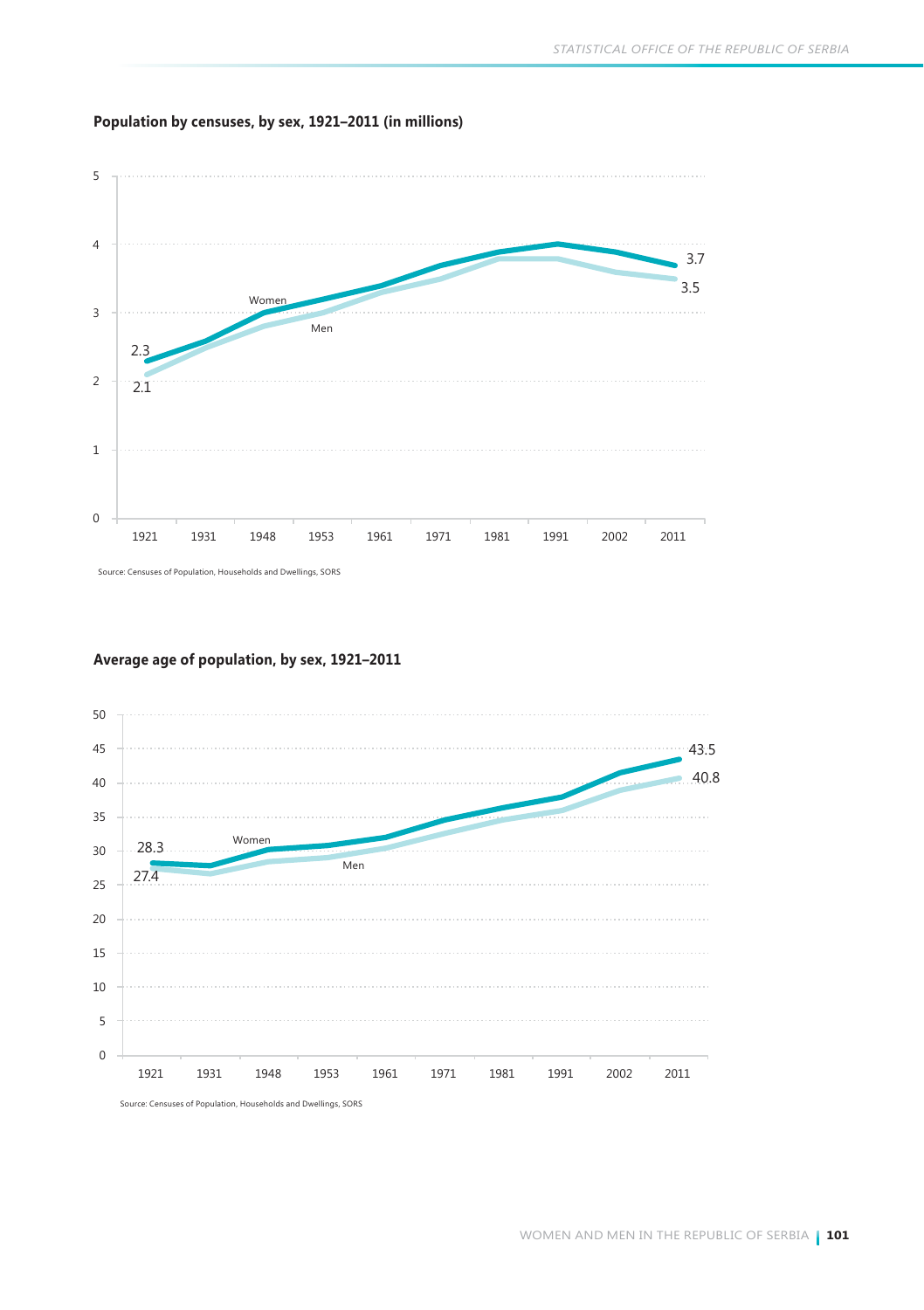**Population by censuses, by sex, 1921–2011 (in millions)**

Source: Censuses of Population, Households and Dwellings, SORS

**Average age of population, by sex, 1921–2011**

Source: Censuses of Population, Households and Dwellings, SORS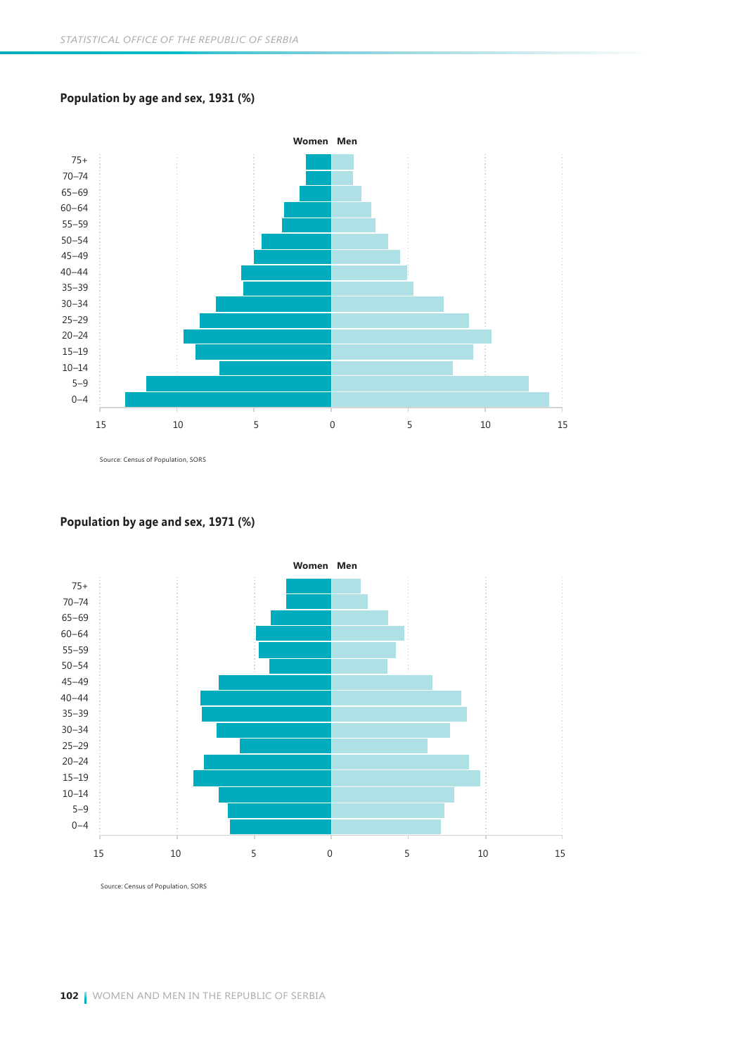## Population by age and sex, 1931 (%)

Source: Census of Population, SORS

## Population by age and sex, 1971 (%)

Source: Census of Population, SORS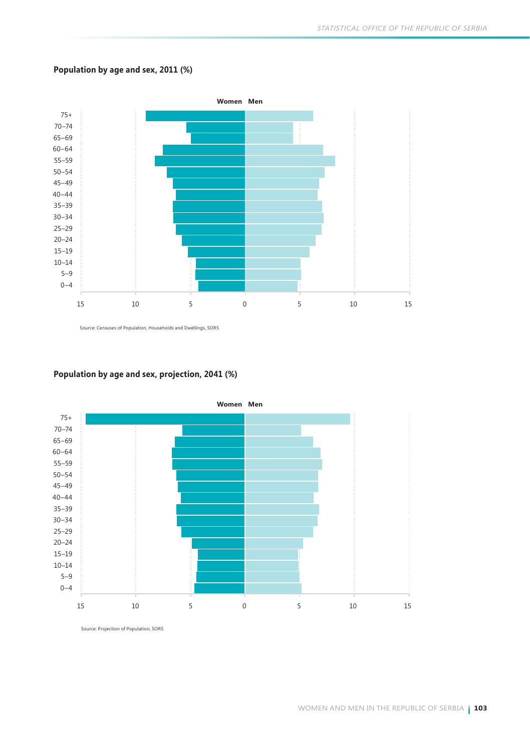**Population by age and sex, 2011 (%)**

Source: Censuses of Population, Households and Dwellings, SORS

**Population by age and sex, projection, 2041 (%)**

Source: Projection of Population, SORS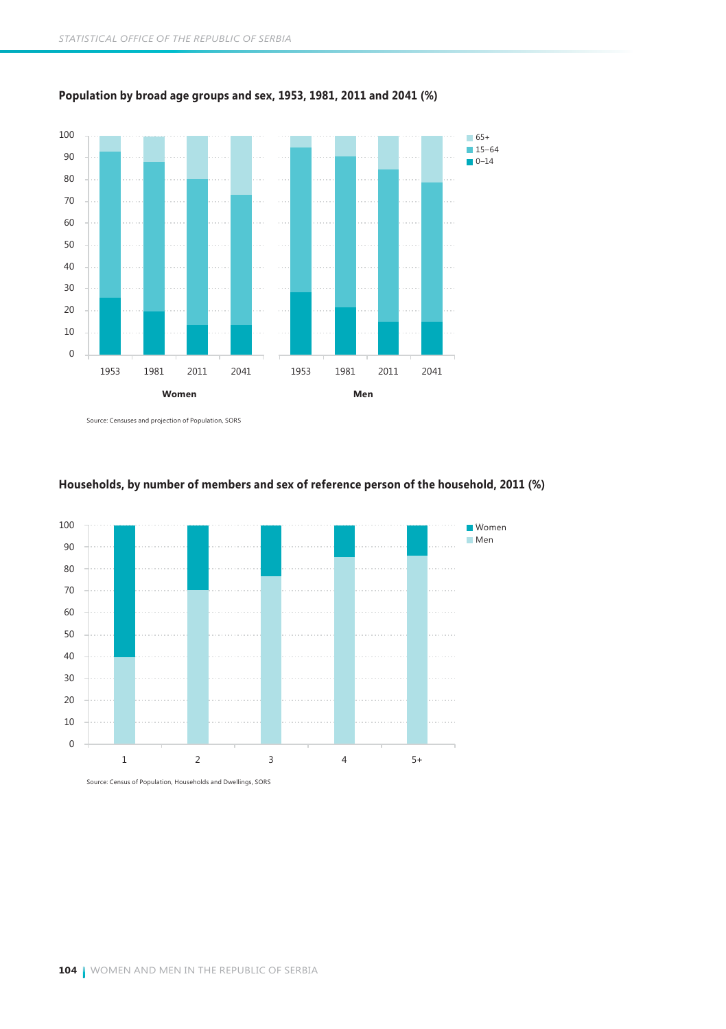**Population by broad age groups and sex, 1953, 1981, 2011 and 2041 (%)**

Source: Censuses and projection of Population, SORS

**Households, by number of members and sex of reference person of the household, 2011 (%)**

Source: Census of Population, Households and Dwellings, SORS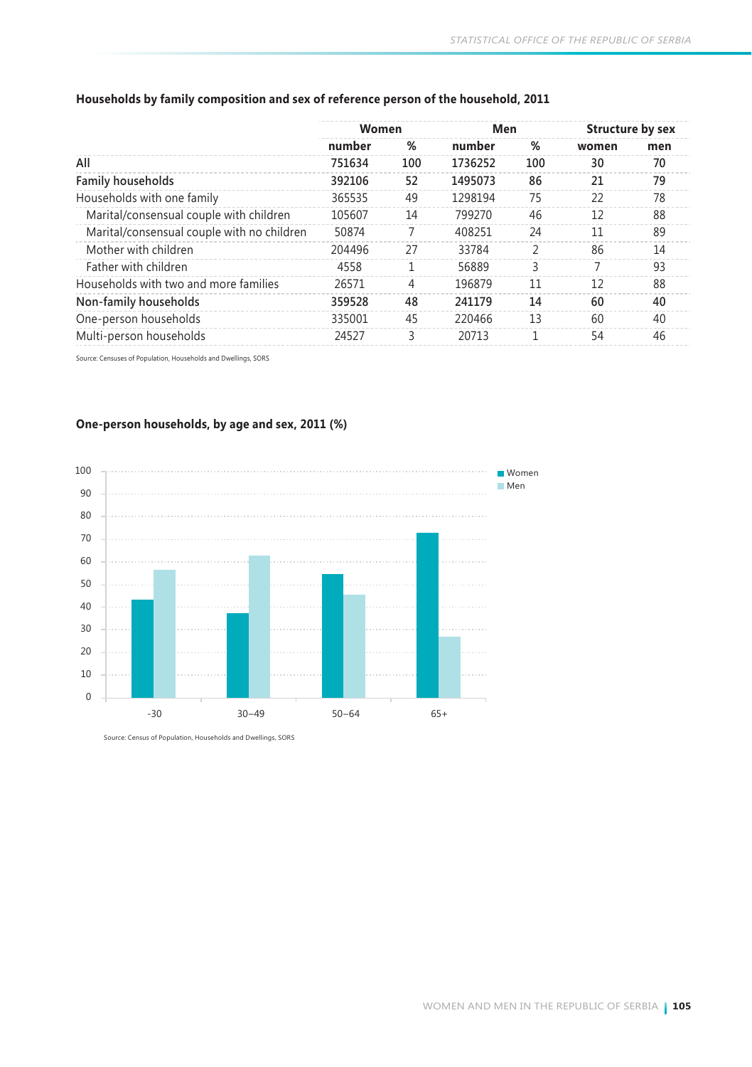**Households by family composition and sex of reference person of the household, 2011**

| | Women | | Men | | Structure by sex | |
|---|---|---|---|---|---|---|
| | number | % | number | % | women | men |
| **All** | **751634** | **100** | **1736252** | **100** | **30** | **70** |
| **Family households** | **392106** | **52** | **1495073** | **86** | **21** | **79** |
| Households with one family | 365535 | 49 | 1298194 | 75 | 22 | 78 |
| Marital/consensual couple with children | 105607 | 14 | 799270 | 46 | 12 | 88 |
| Marital/consensual couple with no children | 50874 | 7 | 408251 | 24 | 11 | 89 |
| Mother with children | 204496 | 27 | 33784 | 2 | 86 | 14 |
| Father with children | 4558 | 1 | 56889 | 3 | 7 | 93 |
| Households with two and more families | 26571 | 4 | 196879 | 11 | 12 | 88 |
| **Non-family households** | **359528** | **48** | **241179** | **14** | **60** | **40** |
| One-person households | 335001 | 45 | 220466 | 13 | 60 | 40 |
| Multi-person households | 24527 | 3 | 20713 | 1 | 54 | 46 |

Source: Censuses of Population, Households and Dwellings, SORS

**One-person households, by age and sex, 2011 (%)**

| Age | Women | Men |
|---|---|---|
| -30 | 43 | 57 |
| 30–49 | 37 | 63 |
| 50–64 | 55 | 45 |
| 65+ | 73 | 27 |

Source: Census of Population, Households and Dwellings, SORS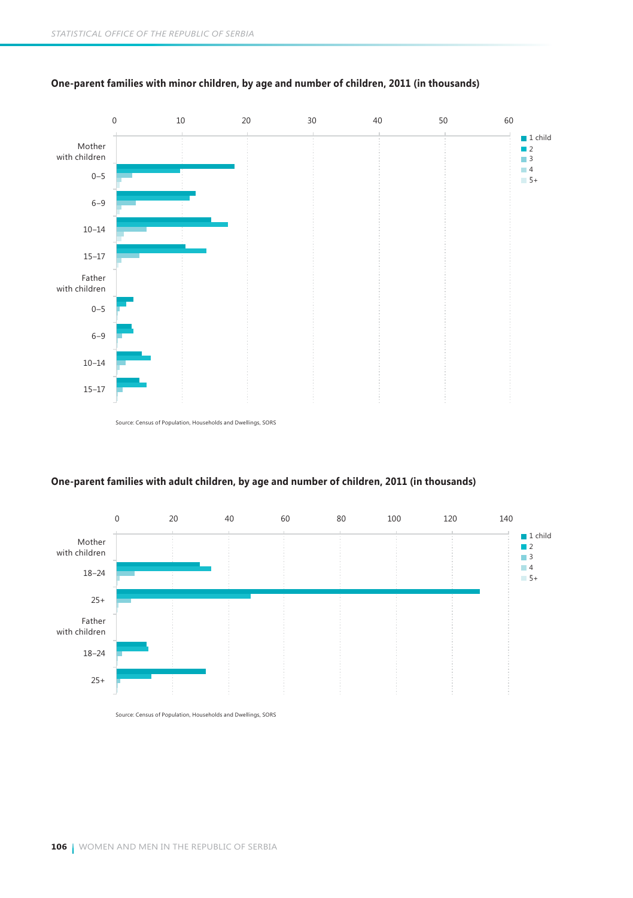**One-parent families with minor children, by age and number of children, 2011 (in thousands)**

Source: Census of Population, Households and Dwellings, SORS

**One-parent families with adult children, by age and number of children, 2011 (in thousands)**

Source: Census of Population, Households and Dwellings, SORS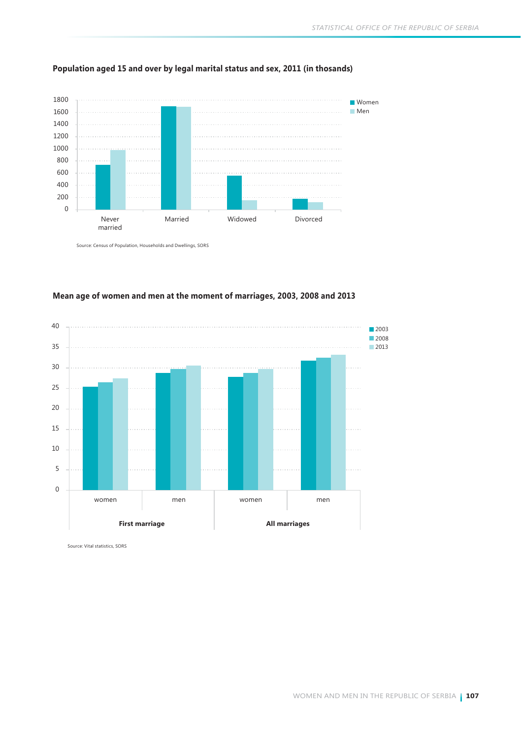## Population aged 15 and over by legal marital status and sex, 2011 (in thosands)

Source: Census of Population, Households and Dwellings, SORS

## Mean age of women and men at the moment of marriages, 2003, 2008 and 2013

Source: Vital statistics, SORS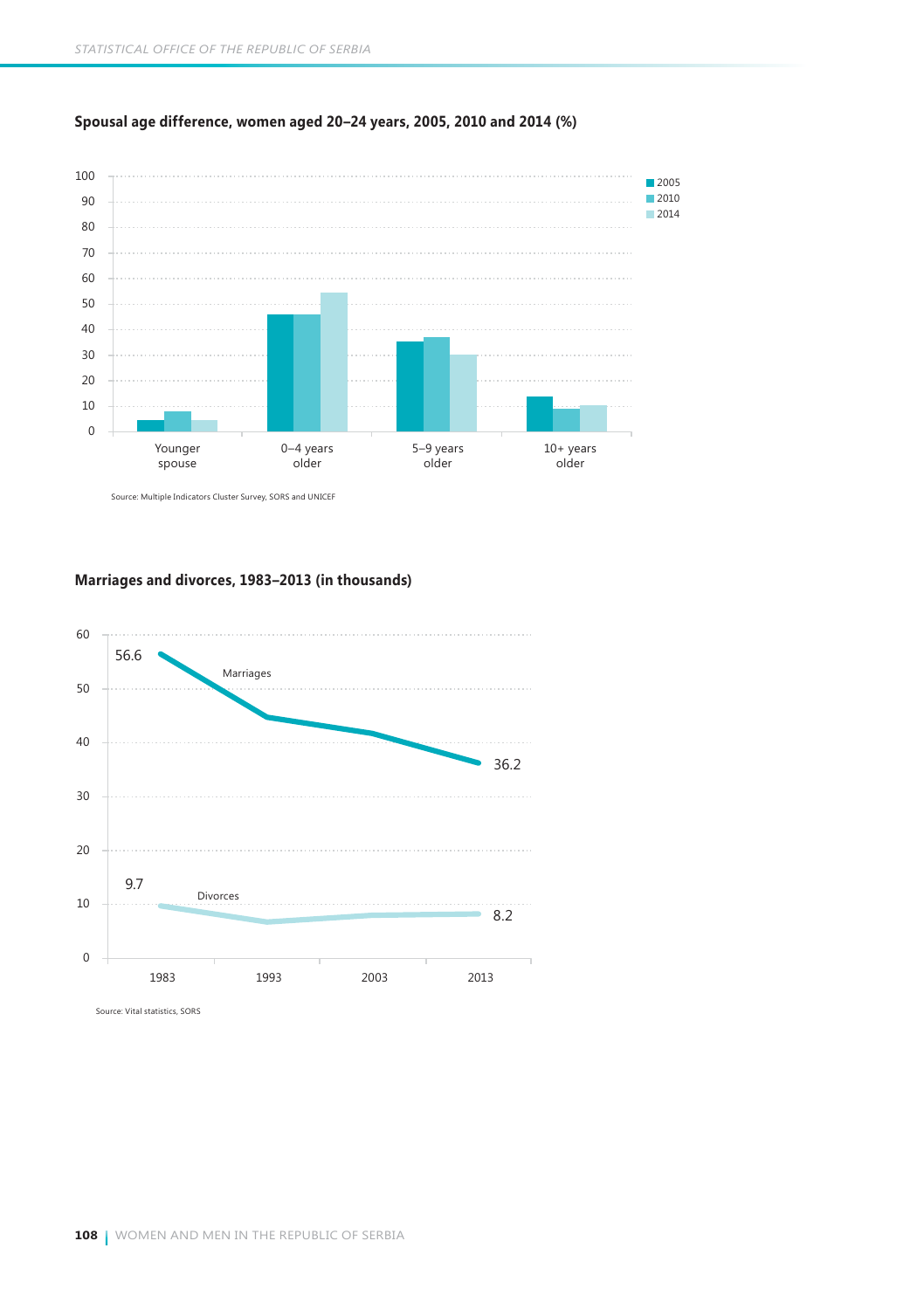**Spousal age difference, women aged 20–24 years, 2005, 2010 and 2014 (%)**

Source: Multiple Indicators Cluster Survey, SORS and UNICEF

**Marriages and divorces, 1983–2013 (in thousands)**

Source: Vital statistics, SORS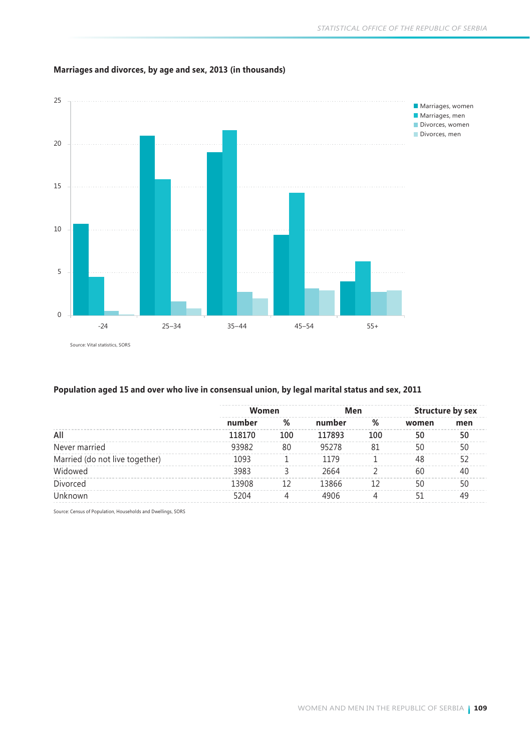**Marriages and divorces, by age and sex, 2013 (in thousands)**

Source: Vital statistics, SORS

**Population aged 15 and over who live in consensual union, by legal marital status and sex, 2011**

| | Women | | Men | | Structure by sex | |
|---|---|---|---|---|---|---|
| | number | % | number | % | women | men |
| All | 118170 | 100 | 117893 | 100 | 50 | 50 |
| Never married | 93982 | 80 | 95278 | 81 | 50 | 50 |
| Married (do not live together) | 1093 | 1 | 1179 | 1 | 48 | 52 |
| Widowed | 3983 | 3 | 2664 | 2 | 60 | 40 |
| Divorced | 13908 | 12 | 13866 | 12 | 50 | 50 |
| Unknown | 5204 | 4 | 4906 | 4 | 51 | 49 |

Source: Census of Population, Households and Dwellings, SORS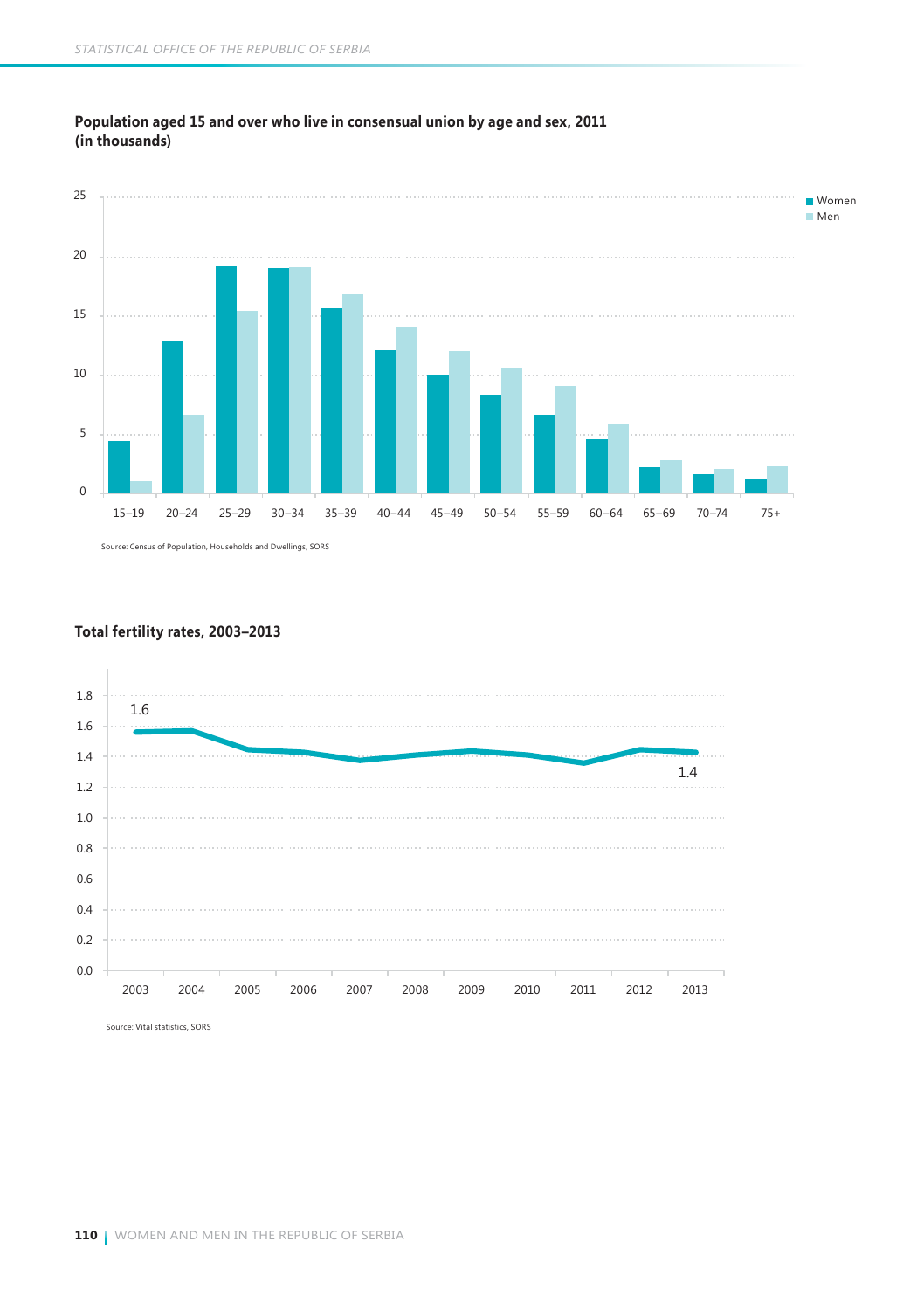**Population aged 15 and over who live in consensual union by age and sex, 2011 (in thousands)**

Source: Census of Population, Households and Dwellings, SORS

**Total fertility rates, 2003–2013**

Source: Vital statistics, SORS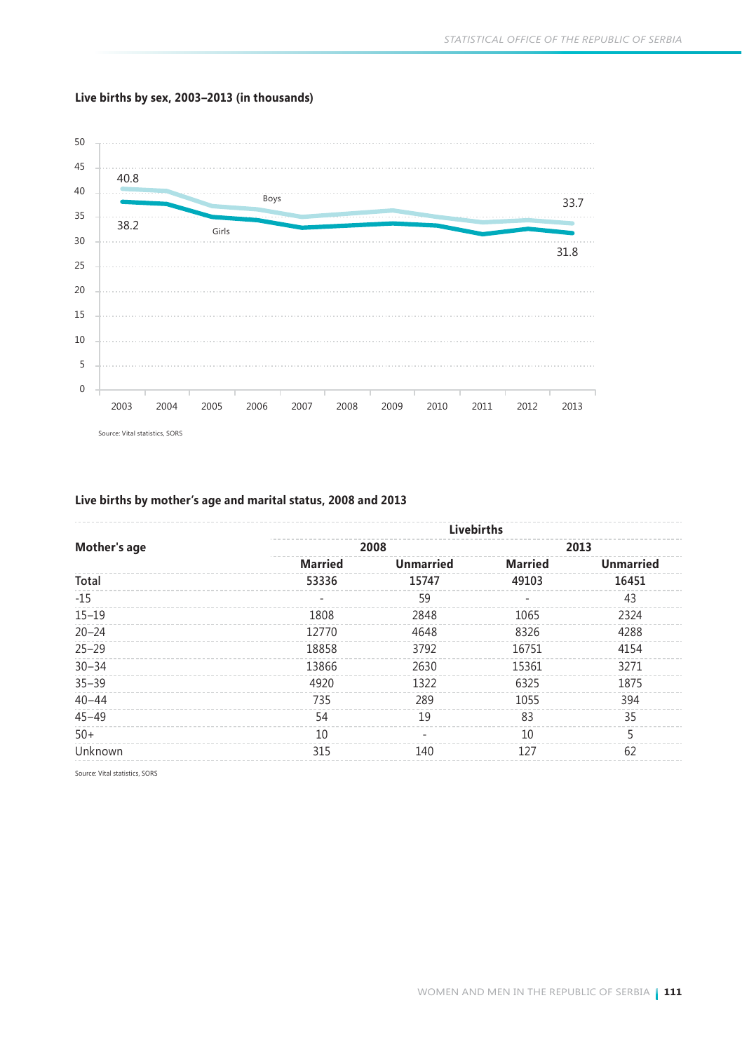**Live births by sex, 2003–2013 (in thousands)**

Source: Vital statistics, SORS

**Live births by mother's age and marital status, 2008 and 2013**

| Mother's age | Livebirths | | | |
|---|---|---|---|---|
| | 2008 | | 2013 | |
| | Married | Unmarried | Married | Unmarried |
| Total | 53336 | 15747 | 49103 | 16451 |
| -15 | - | 59 | - | 43 |
| 15–19 | 1808 | 2848 | 1065 | 2324 |
| 20–24 | 12770 | 4648 | 8326 | 4288 |
| 25–29 | 18858 | 3792 | 16751 | 4154 |
| 30–34 | 13866 | 2630 | 15361 | 3271 |
| 35–39 | 4920 | 1322 | 6325 | 1875 |
| 40–44 | 735 | 289 | 1055 | 394 |
| 45–49 | 54 | 19 | 83 | 35 |
| 50+ | 10 | - | 10 | 5 |
| Unknown | 315 | 140 | 127 | 62 |

Source: Vital statistics, SORS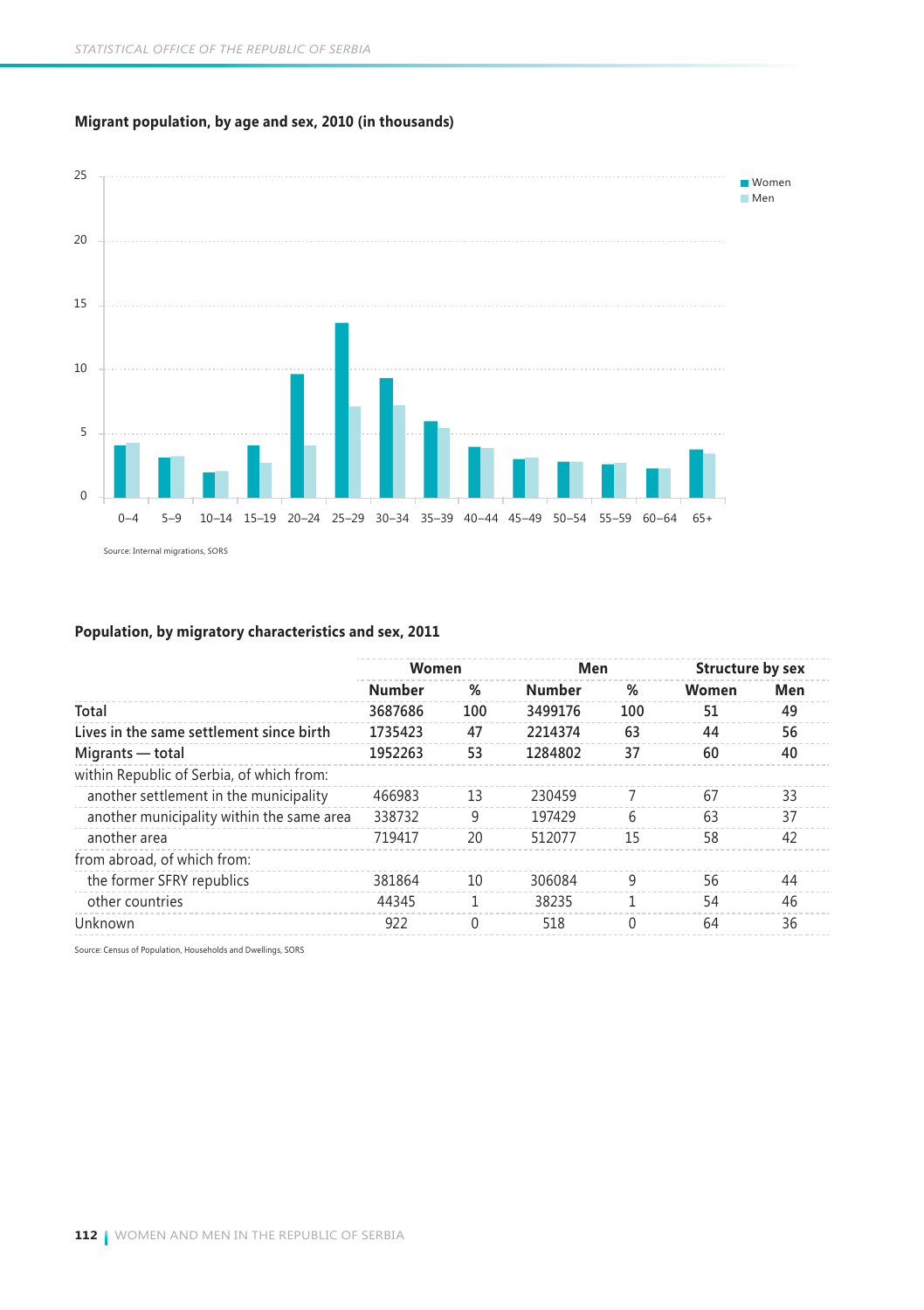**Migrant population, by age and sex, 2010 (in thousands)**

Source: Internal migrations, SORS

**Population, by migratory characteristics and sex, 2011**

| | Women | | Men | | Structure by sex | |
|---|---|---|---|---|---|---|
| | Number | % | Number | % | Women | Men |
| Total | 3687686 | 100 | 3499176 | 100 | 51 | 49 |
| Lives in the same settlement since birth | 1735423 | 47 | 2214374 | 63 | 44 | 56 |
| Migrants — total | 1952263 | 53 | 1284802 | 37 | 60 | 40 |
| within Republic of Serbia, of which from: | | | | | | |
| another settlement in the municipality | 466983 | 13 | 230459 | 7 | 67 | 33 |
| another municipality within the same area | 338732 | 9 | 197429 | 6 | 63 | 37 |
| another area | 719417 | 20 | 512077 | 15 | 58 | 42 |
| from abroad, of which from: | | | | | | |
| the former SFRY republics | 381864 | 10 | 306084 | 9 | 56 | 44 |
| other countries | 44345 | 1 | 38235 | 1 | 54 | 46 |
| Unknown | 922 | 0 | 518 | 0 | 64 | 36 |

Source: Census of Population, Households and Dwellings, SORS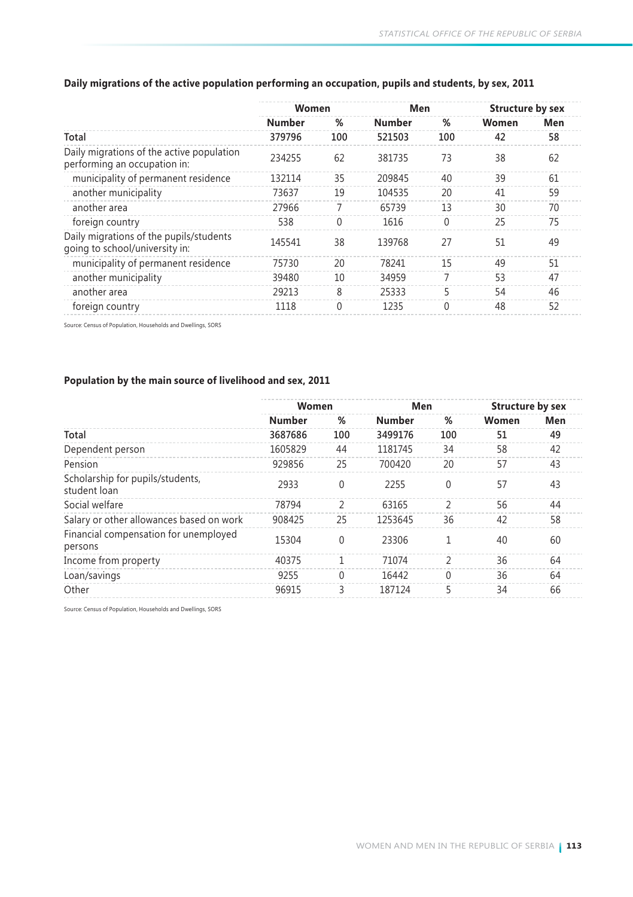**Daily migrations of the active population performing an occupation, pupils and students, by sex, 2011**

| | Women | | Men | | Structure by sex | |
|---|---|---|---|---|---|---|
| | Number | % | Number | % | Women | Men |
| **Total** | **379796** | **100** | **521503** | **100** | **42** | **58** |
| Daily migrations of the active population performing an occupation in: | 234255 | 62 | 381735 | 73 | 38 | 62 |
| municipality of permanent residence | 132114 | 35 | 209845 | 40 | 39 | 61 |
| another municipality | 73637 | 19 | 104535 | 20 | 41 | 59 |
| another area | 27966 | 7 | 65739 | 13 | 30 | 70 |
| foreign country | 538 | 0 | 1616 | 0 | 25 | 75 |
| Daily migrations of the pupils/students going to school/university in: | 145541 | 38 | 139768 | 27 | 51 | 49 |
| municipality of permanent residence | 75730 | 20 | 78241 | 15 | 49 | 51 |
| another municipality | 39480 | 10 | 34959 | 7 | 53 | 47 |
| another area | 29213 | 8 | 25333 | 5 | 54 | 46 |
| foreign country | 1118 | 0 | 1235 | 0 | 48 | 52 |

Source: Census of Population, Households and Dwellings, SORS

**Population by the main source of livelihood and sex, 2011**

| | Women | | Men | | Structure by sex | |
|---|---|---|---|---|---|---|
| | Number | % | Number | % | Women | Men |
| **Total** | **3687686** | **100** | **3499176** | **100** | **51** | **49** |
| Dependent person | 1605829 | 44 | 1181745 | 34 | 58 | 42 |
| Pension | 929856 | 25 | 700420 | 20 | 57 | 43 |
| Scholarship for pupils/students, student loan | 2933 | 0 | 2255 | 0 | 57 | 43 |
| Social welfare | 78794 | 2 | 63165 | 2 | 56 | 44 |
| Salary or other allowances based on work | 908425 | 25 | 1253645 | 36 | 42 | 58 |
| Financial compensation for unemployed persons | 15304 | 0 | 23306 | 1 | 40 | 60 |
| Income from property | 40375 | 1 | 71074 | 2 | 36 | 64 |
| Loan/savings | 9255 | 0 | 16442 | 0 | 36 | 64 |
| Other | 96915 | 3 | 187124 | 5 | 34 | 66 |

Source: Census of Population, Households and Dwellings, SORS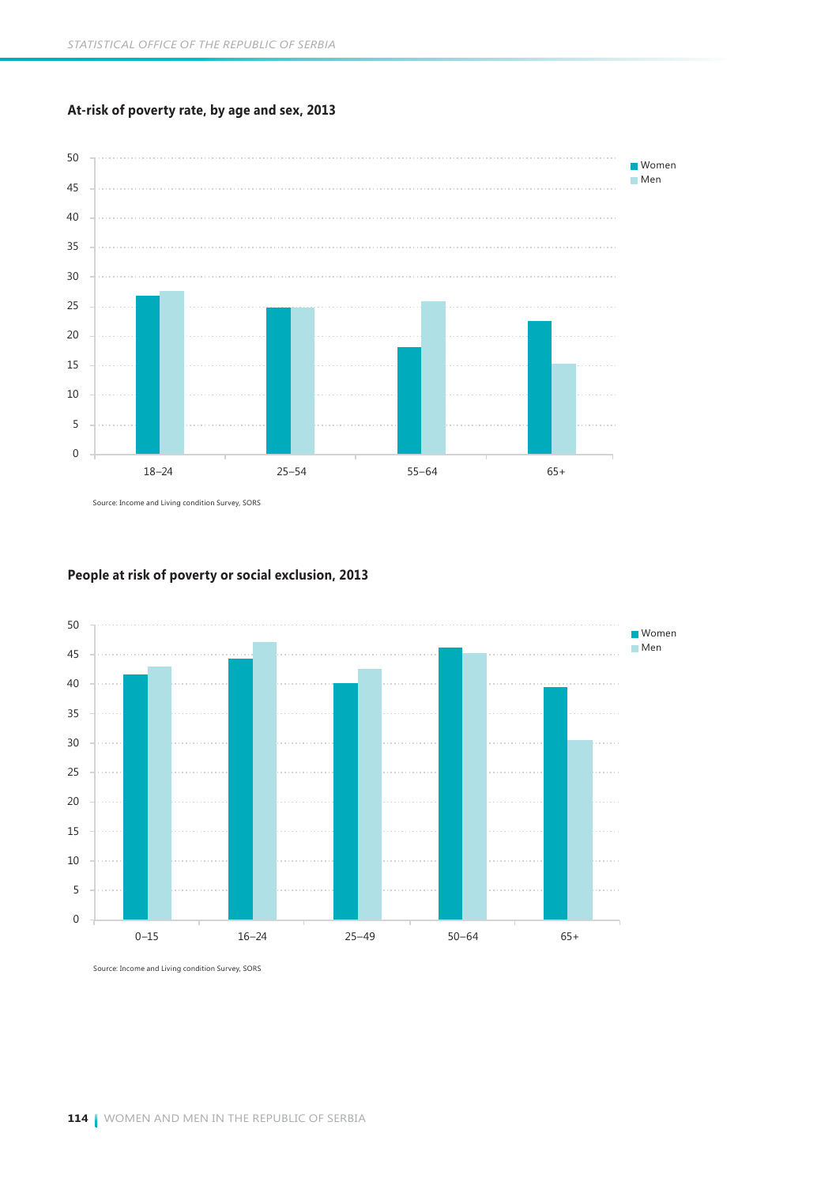#### At-risk of poverty rate, by age and sex, 2013

Source: Income and Living condition Survey, SORS

#### People at risk of poverty or social exclusion, 2013

Source: Income and Living condition Survey, SORS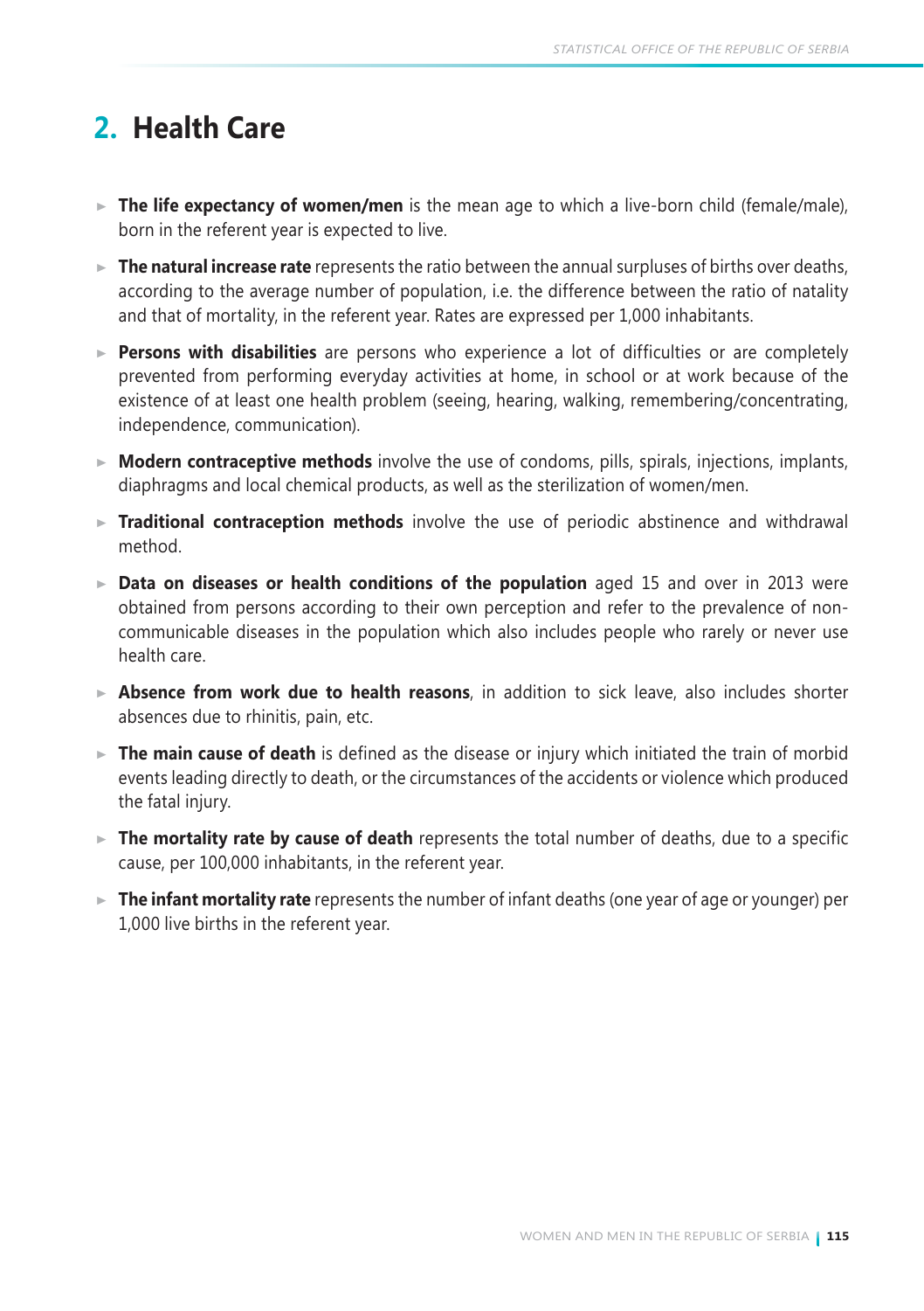# 2. Health Care

- **The life expectancy of women/men** is the mean age to which a live-born child (female/male), born in the referent year is expected to live.
- **The natural increase rate** represents the ratio between the annual surpluses of births over deaths, according to the average number of population, i.e. the difference between the ratio of natality and that of mortality, in the referent year. Rates are expressed per 1,000 inhabitants.
- **Persons with disabilities** are persons who experience a lot of difficulties or are completely prevented from performing everyday activities at home, in school or at work because of the existence of at least one health problem (seeing, hearing, walking, remembering/concentrating, independence, communication).
- **Modern contraceptive methods** involve the use of condoms, pills, spirals, injections, implants, diaphragms and local chemical products, as well as the sterilization of women/men.
- **Traditional contraception methods** involve the use of periodic abstinence and withdrawal method.
- **Data on diseases or health conditions of the population** aged 15 and over in 2013 were obtained from persons according to their own perception and refer to the prevalence of non-communicable diseases in the population which also includes people who rarely or never use health care.
- **Absence from work due to health reasons**, in addition to sick leave, also includes shorter absences due to rhinitis, pain, etc.
- **The main cause of death** is defined as the disease or injury which initiated the train of morbid events leading directly to death, or the circumstances of the accidents or violence which produced the fatal injury.
- **The mortality rate by cause of death** represents the total number of deaths, due to a specific cause, per 100,000 inhabitants, in the referent year.
- **The infant mortality rate** represents the number of infant deaths (one year of age or younger) per 1,000 live births in the referent year.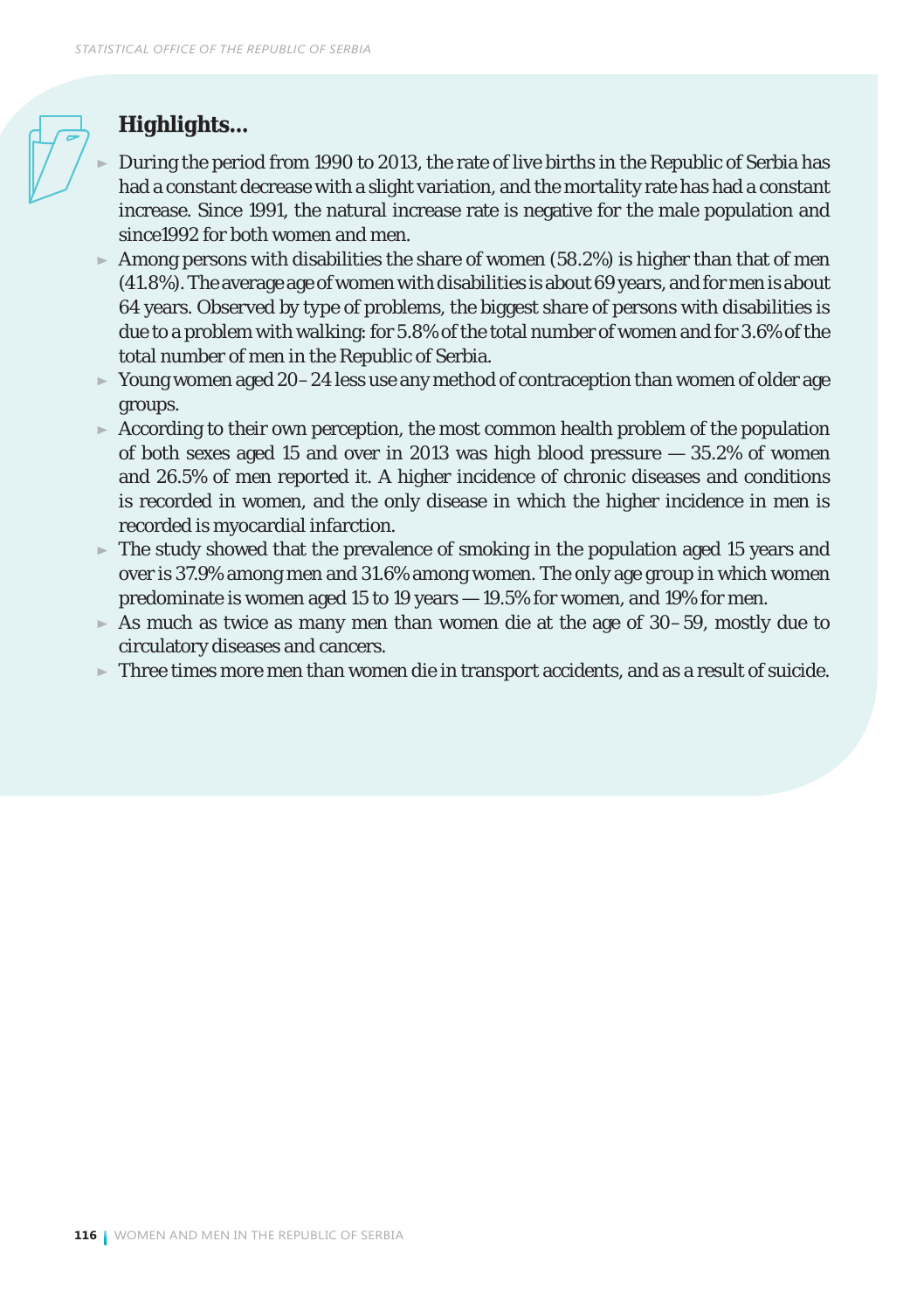## Highlights...

- During the period from 1990 to 2013, the rate of live births in the Republic of Serbia has had a constant decrease with a slight variation, and the mortality rate has had a constant increase. Since 1991, the natural increase rate is negative for the male population and since1992 for both women and men.
- Among persons with disabilities the share of women (58.2%) is higher than that of men (41.8%). The average age of women with disabilities is about 69 years, and for men is about 64 years. Observed by type of problems, the biggest share of persons with disabilities is due to a problem with walking: for 5.8% of the total number of women and for 3.6% of the total number of men in the Republic of Serbia.
- Young women aged 20–24 less use any method of contraception than women of older age groups.
- According to their own perception, the most common health problem of the population of both sexes aged 15 and over in 2013 was high blood pressure — 35.2% of women and 26.5% of men reported it. A higher incidence of chronic diseases and conditions is recorded in women, and the only disease in which the higher incidence in men is recorded is myocardial infarction.
- The study showed that the prevalence of smoking in the population aged 15 years and over is 37.9% among men and 31.6% among women. The only age group in which women predominate is women aged 15 to 19 years — 19.5% for women, and 19% for men.
- As much as twice as many men than women die at the age of 30–59, mostly due to circulatory diseases and cancers.
- Three times more men than women die in transport accidents, and as a result of suicide.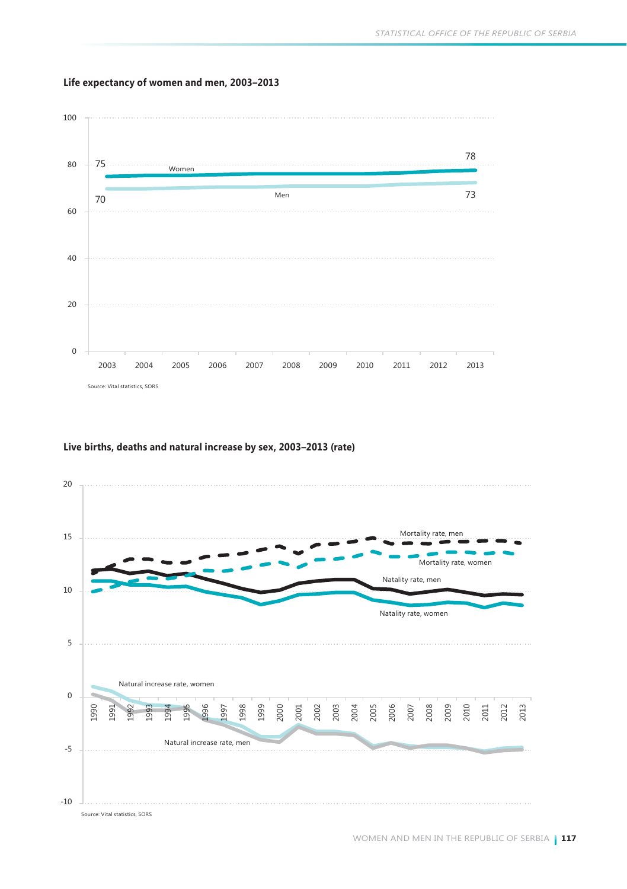## Life expectancy of women and men, 2003–2013

Source: Vital statistics, SORS

## Live births, deaths and natural increase by sex, 2003–2013 (rate)

Source: Vital statistics, SORS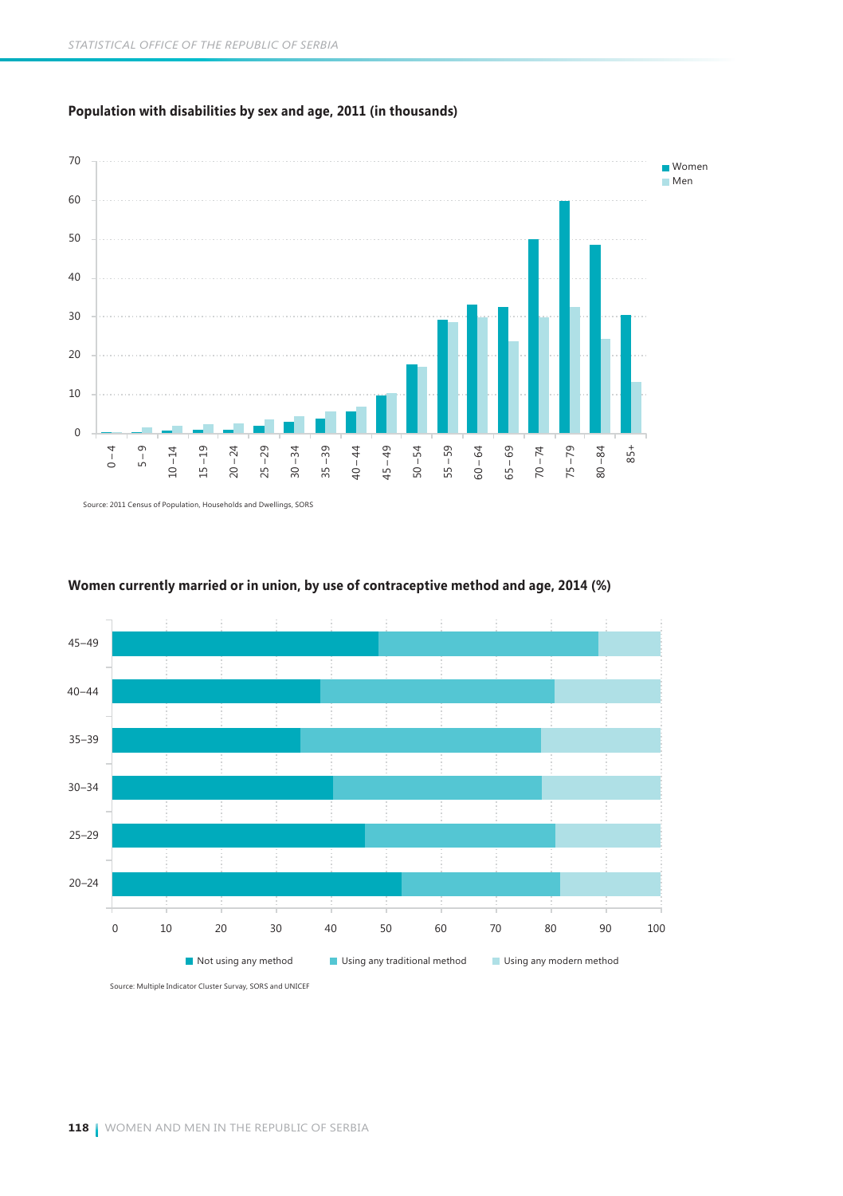**Population with disabilities by sex and age, 2011 (in thousands)**

Source: 2011 Census of Population, Households and Dwellings, SORS

**Women currently married or in union, by use of contraceptive method and age, 2014 (%)**

Source: Multiple Indicator Cluster Survay, SORS and UNICEF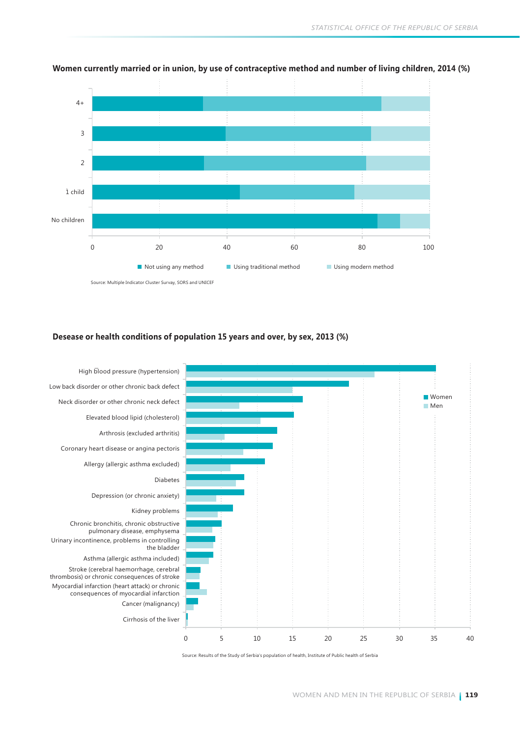**Women currently married or in union, by use of contraceptive method and number of living children, 2014 (%)**

4+
3
2
1 child
No children

0 20 40 60 80 100

Not using any method Using traditional method Using modern method

Source: Multiple Indicator Cluster Survay, SORS and UNICEF

**Desease or health conditions of population 15 years and over, by sex, 2013 (%)**

High blood pressure (hypertension)
Low back disorder or other chronic back defect
Neck disorder or other chronic neck defect
Elevated blood lipid (cholesterol)
Arthrosis (excluded arthritis)
Coronary heart disease or angina pectoris
Allergy (allergic asthma excluded)
Diabetes
Depression (or chronic anxiety)
Kidney problems
Chronic bronchitis, chronic obstructive pulmonary disease, emphysema
Urinary incontinence, problems in controlling the bladder
Asthma (allergic asthma included)
Stroke (cerebral haemorrhage, cerebral thrombosis) or chronic consequences of stroke
Myocardial infarction (heart attack) or chronic consequences of myocardial infarction
Cancer (malignancy)
Cirrhosis of the liver

0 5 10 15 20 25 30 35 40

Women
Men

Source: Results of the Study of Serbia's population of health, Institute of Public health of Serbia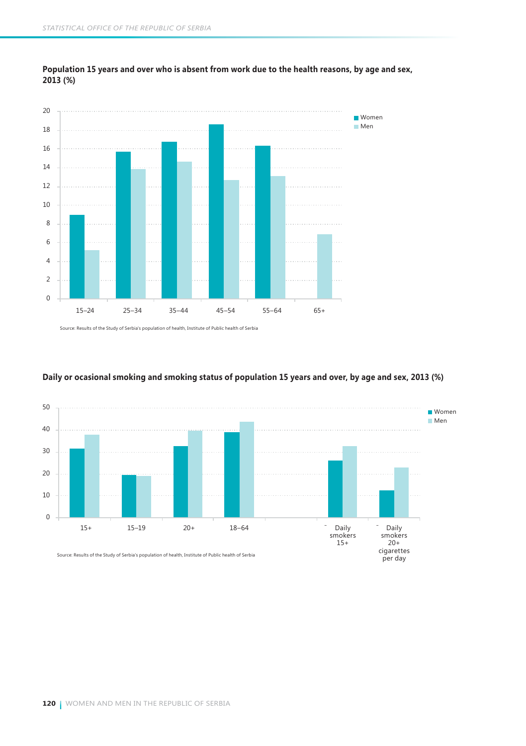**Population 15 years and over who is absent from work due to the health reasons, by age and sex, 2013 (%)**

Source: Results of the Study of Serbia's population of health, Institute of Public health of Serbia

**Daily or ocasional smoking and smoking status of population 15 years and over, by age and sex, 2013 (%)**

Source: Results of the Study of Serbia's population of health, Institute of Public health of Serbia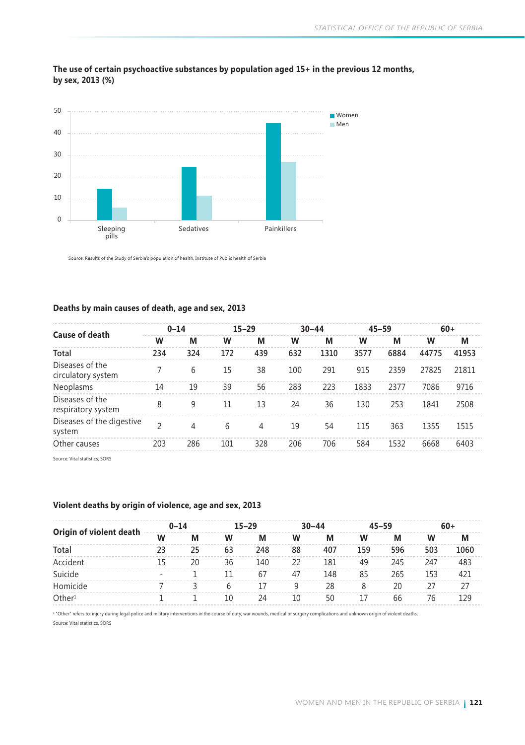**The use of certain psychoactive substances by population aged 15+ in the previous 12 months, by sex, 2013 (%)**

Source: Results of the Study of Serbia's population of health, Institute of Public health of Serbia

**Deaths by main causes of death, age and sex, 2013**

| Cause of death | 0–14 | | 15–29 | | 30–44 | | 45–59 | | 60+ | |
|---|---|---|---|---|---|---|---|---|---|---|
| | W | M | W | M | W | M | W | M | W | M |
| **Total** | **234** | **324** | **172** | **439** | **632** | **1310** | **3577** | **6884** | **44775** | **41953** |
| Diseases of the circulatory system | 7 | 6 | 15 | 38 | 100 | 291 | 915 | 2359 | 27825 | 21811 |
| Neoplasms | 14 | 19 | 39 | 56 | 283 | 223 | 1833 | 2377 | 7086 | 9716 |
| Diseases of the respiratory system | 8 | 9 | 11 | 13 | 24 | 36 | 130 | 253 | 1841 | 2508 |
| Diseases of the digestive system | 2 | 4 | 6 | 4 | 19 | 54 | 115 | 363 | 1355 | 1515 |
| Other causes | 203 | 286 | 101 | 328 | 206 | 706 | 584 | 1532 | 6668 | 6403 |

Source: Vital statistics, SORS

**Violent deaths by origin of violence, age and sex, 2013**

| Origin of violent death | 0–14 | | 15–29 | | 30–44 | | 45–59 | | 60+ | |
|---|---|---|---|---|---|---|---|---|---|---|
| | W | M | W | M | W | M | W | M | W | M |
| **Total** | **23** | **25** | **63** | **248** | **88** | **407** | **159** | **596** | **503** | **1060** |
| Accident | 15 | 20 | 36 | 140 | 22 | 181 | 49 | 245 | 247 | 483 |
| Suicide | - | 1 | 11 | 67 | 47 | 148 | 85 | 265 | 153 | 421 |
| Homicide | 7 | 3 | 6 | 17 | 9 | 28 | 8 | 20 | 27 | 27 |
| Other[1] | 1 | 1 | 10 | 24 | 10 | 50 | 17 | 66 | 76 | 129 |

[1] "Other" refers to: injury during legal police and military interventions in the course of duty, war wounds, medical or surgery complications and unknown origin of violent deaths.

Source: Vital statistics, SORS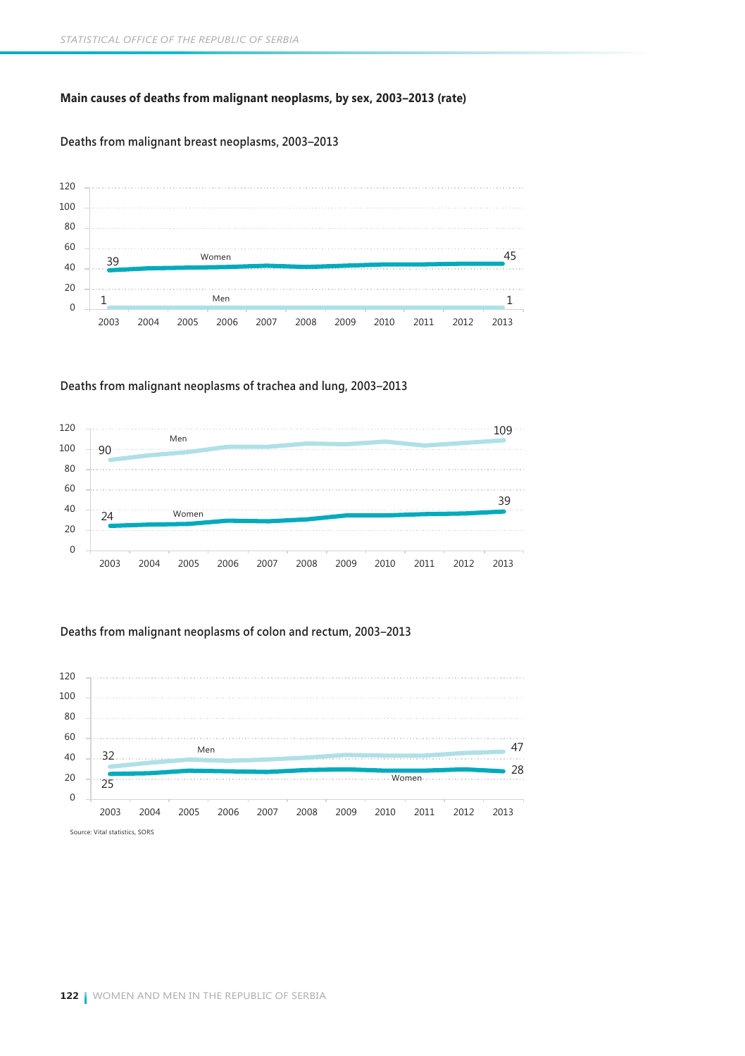**Main causes of deaths from malignant neoplasms, by sex, 2003–2013 (rate)**

Deaths from malignant breast neoplasms, 2003–2013

Deaths from malignant neoplasms of trachea and lung, 2003–2013

Deaths from malignant neoplasms of colon and rectum, 2003–2013

Source: Vital statistics, SORS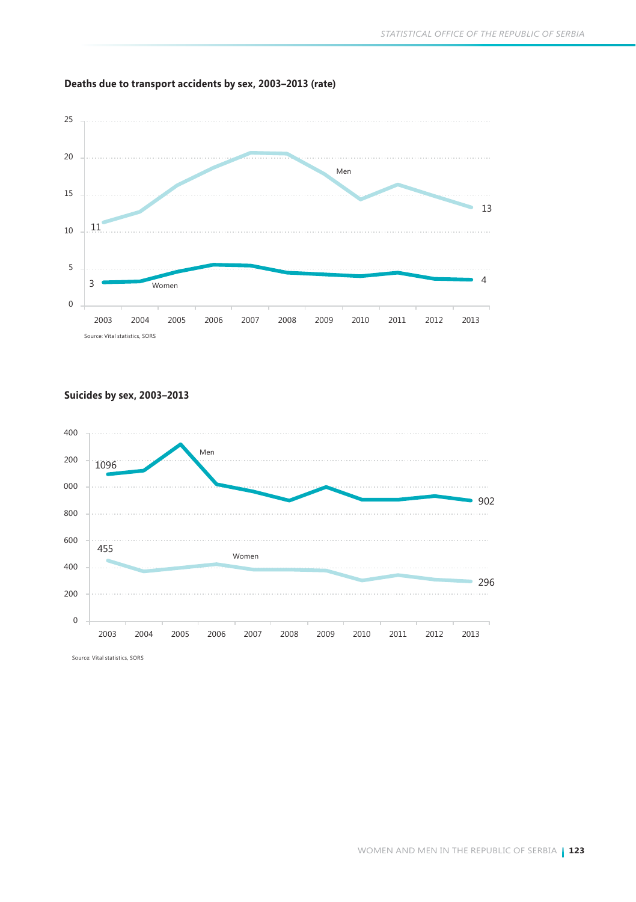**Deaths due to transport accidents by sex, 2003–2013 (rate)**

Source: Vital statistics, SORS

**Suicides by sex, 2003–2013**

Source: Vital statistics, SORS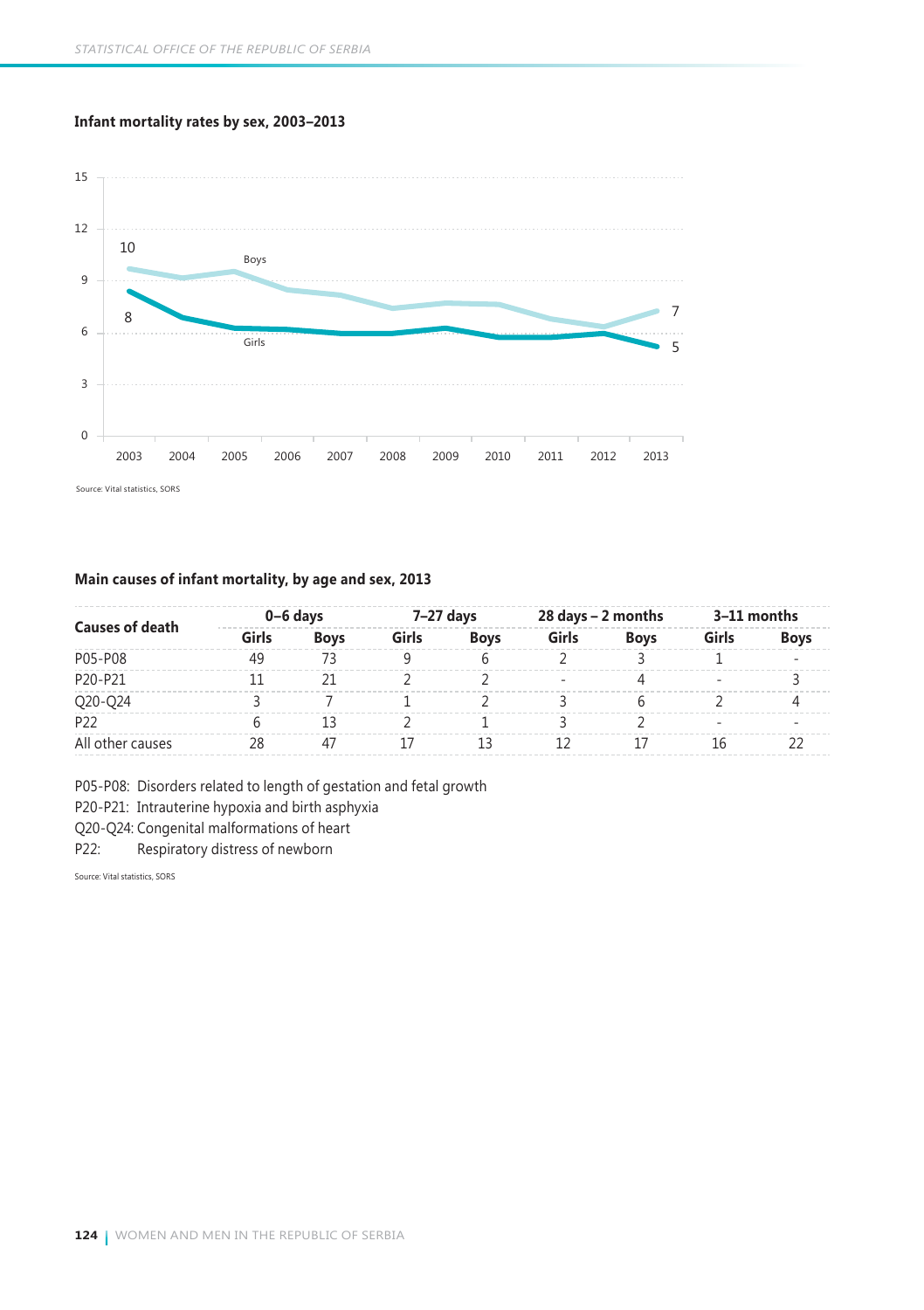### Infant mortality rates by sex, 2003–2013

Source: Vital statistics, SORS

### Main causes of infant mortality, by age and sex, 2013

| Causes of death | 0–6 days | | 7–27 days | | 28 days – 2 months | | 3–11 months | |
|---|---|---|---|---|---|---|---|---|
| | Girls | Boys | Girls | Boys | Girls | Boys | Girls | Boys |
| P05-P08 | 49 | 73 | 9 | 6 | 2 | 3 | 1 | - |
| P20-P21 | 11 | 21 | 2 | 2 | - | 4 | - | 3 |
| Q20-Q24 | 3 | 7 | 1 | 2 | 3 | 6 | 2 | 4 |
| P22 | 6 | 13 | 2 | 1 | 3 | 2 | - | - |
| All other causes | 28 | 47 | 17 | 13 | 12 | 17 | 16 | 22 |

P05-P08: Disorders related to length of gestation and fetal growth
P20-P21: Intrauterine hypoxia and birth asphyxia
Q20-Q24: Congenital malformations of heart
P22: Respiratory distress of newborn

Source: Vital statistics, SORS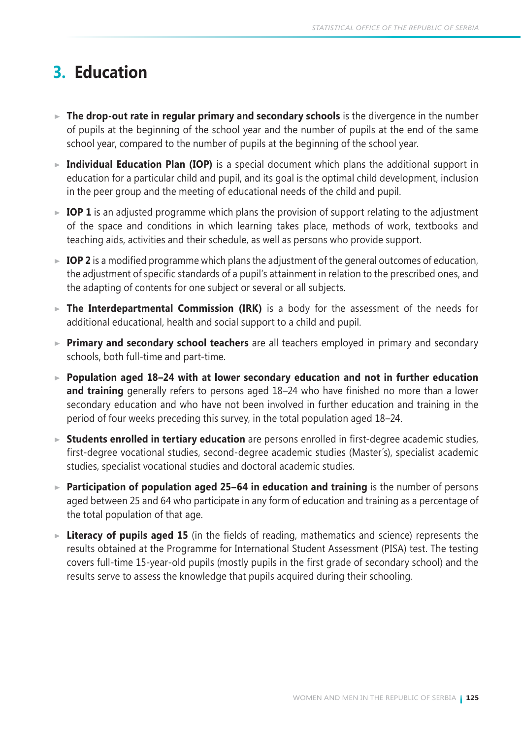# 3. Education

- **The drop-out rate in regular primary and secondary schools** is the divergence in the number of pupils at the beginning of the school year and the number of pupils at the end of the same school year, compared to the number of pupils at the beginning of the school year.
- **Individual Education Plan (IOP)** is a special document which plans the additional support in education for a particular child and pupil, and its goal is the optimal child development, inclusion in the peer group and the meeting of educational needs of the child and pupil.
- **IOP 1** is an adjusted programme which plans the provision of support relating to the adjustment of the space and conditions in which learning takes place, methods of work, textbooks and teaching aids, activities and their schedule, as well as persons who provide support.
- **IOP 2** is a modified programme which plans the adjustment of the general outcomes of education, the adjustment of specific standards of a pupil's attainment in relation to the prescribed ones, and the adapting of contents for one subject or several or all subjects.
- **The Interdepartmental Commission (IRK)** is a body for the assessment of the needs for additional educational, health and social support to a child and pupil.
- **Primary and secondary school teachers** are all teachers employed in primary and secondary schools, both full-time and part-time.
- **Population aged 18–24 with at lower secondary education and not in further education and training** generally refers to persons aged 18–24 who have finished no more than a lower secondary education and who have not been involved in further education and training in the period of four weeks preceding this survey, in the total population aged 18–24.
- **Students enrolled in tertiary education** are persons enrolled in first-degree academic studies, first-degree vocational studies, second-degree academic studies (Master´s), specialist academic studies, specialist vocational studies and doctoral academic studies.
- **Participation of population aged 25–64 in education and training** is the number of persons aged between 25 and 64 who participate in any form of education and training as a percentage of the total population of that age.
- **Literacy of pupils aged 15** (in the fields of reading, mathematics and science) represents the results obtained at the Programme for International Student Assessment (PISA) test. The testing covers full-time 15-year-old pupils (mostly pupils in the first grade of secondary school) and the results serve to assess the knowledge that pupils acquired during their schooling.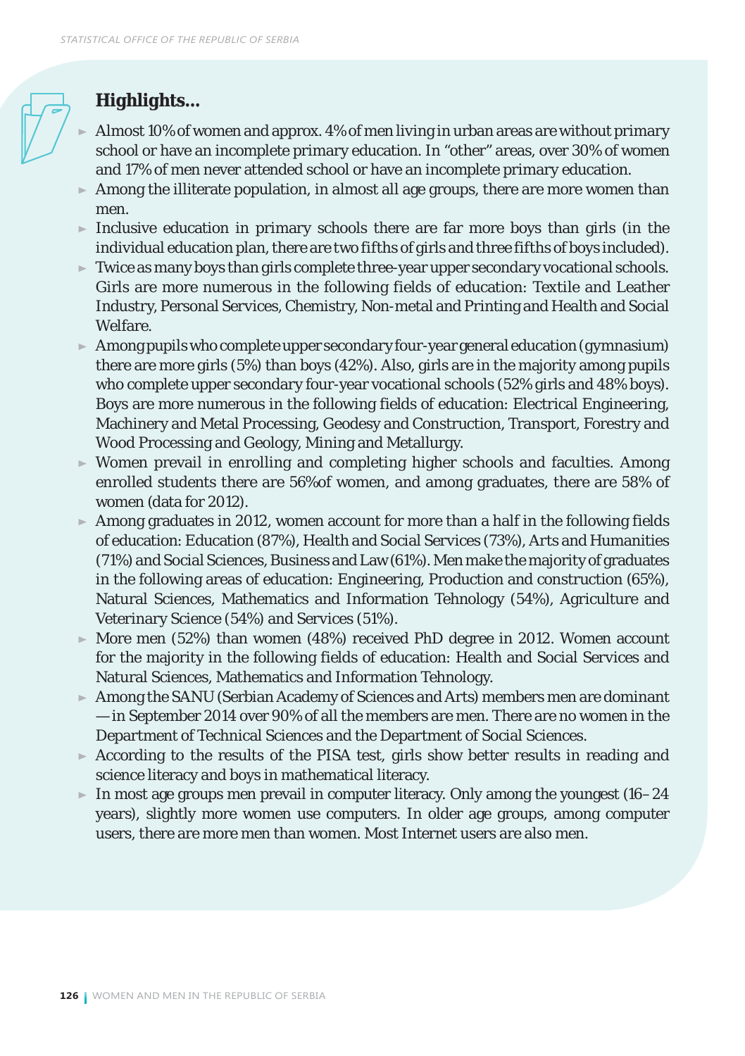## Highlights...

- Almost 10% of women and approx. 4% of men living in urban areas are without primary school or have an incomplete primary education. In "other" areas, over 30% of women and 17% of men never attended school or have an incomplete primary education.
- Among the illiterate population, in almost all age groups, there are more women than men.
- Inclusive education in primary schools there are far more boys than girls (in the individual education plan, there are two fifths of girls and three fifths of boys included).
- Twice as many boys than girls complete three-year upper secondary vocational schools. Girls are more numerous in the following fields of education: Textile and Leather Industry, Personal Services, Chemistry, Non-metal and Printing and Health and Social Welfare.
- Among pupils who complete upper secondary four-year general education (gymnasium) there are more girls (5%) than boys (42%). Also, girls are in the majority among pupils who complete upper secondary four-year vocational schools (52% girls and 48% boys). Boys are more numerous in the following fields of education: Electrical Engineering, Machinery and Metal Processing, Geodesy and Construction, Transport, Forestry and Wood Processing and Geology, Mining and Metallurgy.
- Women prevail in enrolling and completing higher schools and faculties. Among enrolled students there are 56%of women, and among graduates, there are 58% of women (data for 2012).
- Among graduates in 2012, women account for more than a half in the following fields of education: Education (87%), Health and Social Services (73%), Arts and Humanities (71%) and Social Sciences, Business and Law (61%). Men make the majority of graduates in the following areas of education: Engineering, Production and construction (65%), Natural Sciences, Mathematics and Information Tehnology (54%), Agriculture and Veterinary Science (54%) and Services (51%).
- More men (52%) than women (48%) received PhD degree in 2012. Women account for the majority in the following fields of education: Health and Social Services and Natural Sciences, Mathematics and Information Tehnology.
- Among the SANU (Serbian Academy of Sciences and Arts) members men are dominant — in September 2014 over 90% of all the members are men. There are no women in the Department of Technical Sciences and the Department of Social Sciences.
- According to the results of the PISA test, girls show better results in reading and science literacy and boys in mathematical literacy.
- In most age groups men prevail in computer literacy. Only among the youngest (16–24 years), slightly more women use computers. In older age groups, among computer users, there are more men than women. Most Internet users are also men.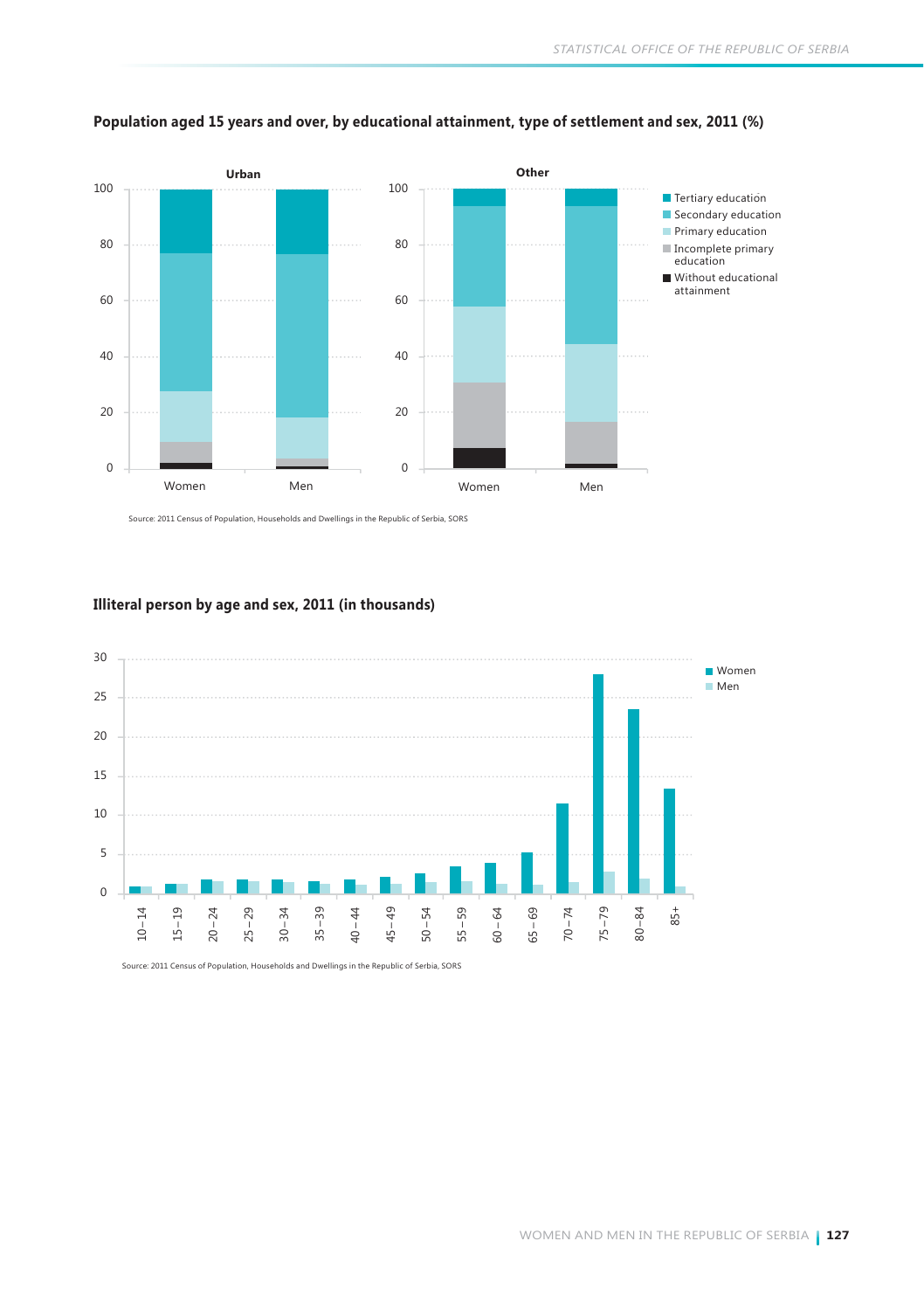## Population aged 15 years and over, by educational attainment, type of settlement and sex, 2011 (%)

Source: 2011 Census of Population, Households and Dwellings in the Republic of Serbia, SORS

## Illiteral person by age and sex, 2011 (in thousands)

Source: 2011 Census of Population, Households and Dwellings in the Republic of Serbia, SORS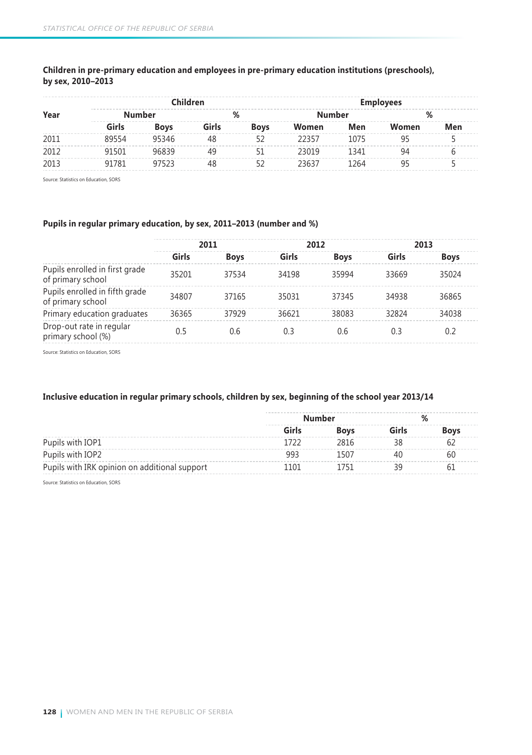**Children in pre-primary education and employees in pre-primary education institutions (preschools), by sex, 2010–2013**

| Year | Children | | | | Employees | | | |
|---|---|---|---|---|---|---|---|---|
| | Number | | % | | Number | | % | |
| | Girls | Boys | Girls | Boys | Women | Men | Women | Men |
| 2011 | 89554 | 95346 | 48 | 52 | 22357 | 1075 | 95 | 5 |
| 2012 | 91501 | 96839 | 49 | 51 | 23019 | 1341 | 94 | 6 |
| 2013 | 91781 | 97523 | 48 | 52 | 23637 | 1264 | 95 | 5 |

Source: Statistics on Education, SORS

**Pupils in regular primary education, by sex, 2011–2013 (number and %)**

| | 2011 | | 2012 | | 2013 | |
|---|---|---|---|---|---|---|
| | Girls | Boys | Girls | Boys | Girls | Boys |
| Pupils enrolled in first grade of primary school | 35201 | 37534 | 34198 | 35994 | 33669 | 35024 |
| Pupils enrolled in fifth grade of primary school | 34807 | 37165 | 35031 | 37345 | 34938 | 36865 |
| Primary education graduates | 36365 | 37929 | 36621 | 38083 | 32824 | 34038 |
| Drop-out rate in regular primary school (%) | 0.5 | 0.6 | 0.3 | 0.6 | 0.3 | 0.2 |

Source: Statistics on Education, SORS

**Inclusive education in regular primary schools, children by sex, beginning of the school year 2013/14**

| | Number | | % | |
|---|---|---|---|---|
| | Girls | Boys | Girls | Boys |
| Pupils with IOP1 | 1722 | 2816 | 38 | 62 |
| Pupils with IOP2 | 993 | 1507 | 40 | 60 |
| Pupils with IRK opinion on additional support | 1101 | 1751 | 39 | 61 |

Source: Statistics on Education, SORS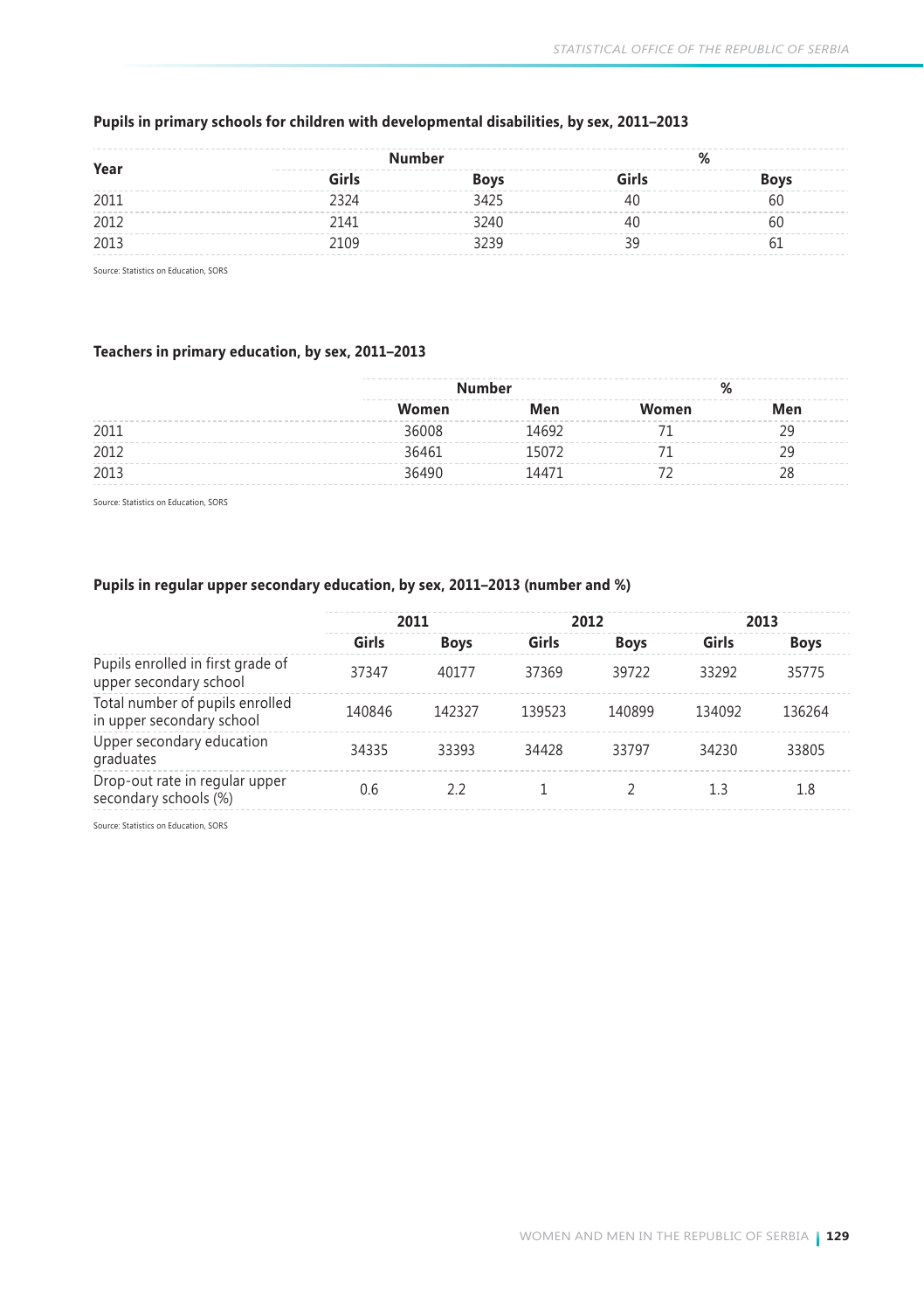#### Pupils in primary schools for children with developmental disabilities, by sex, 2011–2013

| Year | Number | | % | |
|---|---|---|---|---|
| | Girls | Boys | Girls | Boys |
| 2011 | 2324 | 3425 | 40 | 60 |
| 2012 | 2141 | 3240 | 40 | 60 |
| 2013 | 2109 | 3239 | 39 | 61 |

Source: Statistics on Education, SORS

#### Teachers in primary education, by sex, 2011–2013

| | Number | | % | |
|---|---|---|---|---|
| | Women | Men | Women | Men |
| 2011 | 36008 | 14692 | 71 | 29 |
| 2012 | 36461 | 15072 | 71 | 29 |
| 2013 | 36490 | 14471 | 72 | 28 |

Source: Statistics on Education, SORS

#### Pupils in regular upper secondary education, by sex, 2011–2013 (number and %)

| | 2011 | | 2012 | | 2013 | |
|---|---|---|---|---|---|---|
| | Girls | Boys | Girls | Boys | Girls | Boys |
| Pupils enrolled in first grade of upper secondary school | 37347 | 40177 | 37369 | 39722 | 33292 | 35775 |
| Total number of pupils enrolled in upper secondary school | 140846 | 142327 | 139523 | 140899 | 134092 | 136264 |
| Upper secondary education graduates | 34335 | 33393 | 34428 | 33797 | 34230 | 33805 |
| Drop-out rate in regular upper secondary schools (%) | 0.6 | 2.2 | 1 | 2 | 1.3 | 1.8 |

Source: Statistics on Education, SORS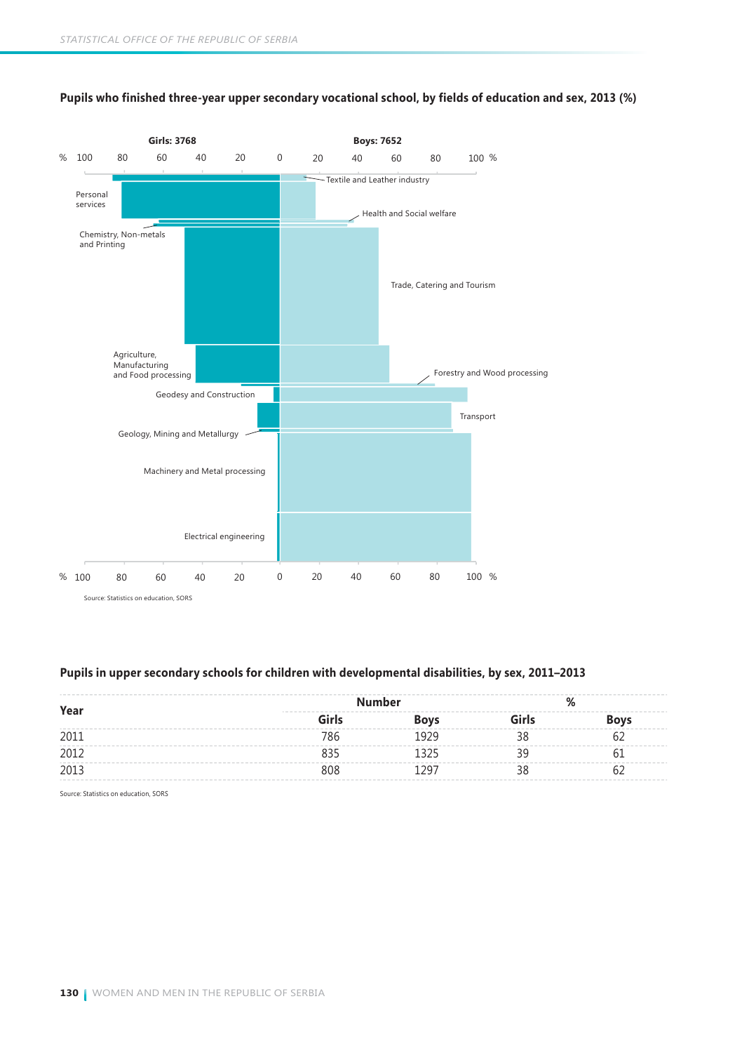## Pupils who finished three-year upper secondary vocational school, by fields of education and sex, 2013 (%)

Girls: 3768 | Boys: 7652

Textile and Leather industry

Personal services

Health and Social welfare

Chemistry, Non-metals and Printing

Trade, Catering and Tourism

Agriculture, Manufacturing and Food processing

Forestry and Wood processing

Geodesy and Construction

Transport

Geology, Mining and Metallurgy

Machinery and Metal processing

Electrical engineering

Source: Statistics on education, SORS

## Pupils in upper secondary schools for children with developmental disabilities, by sex, 2011–2013

| Year | Number | | % | |
|---|---|---|---|---|
| | Girls | Boys | Girls | Boys |
| 2011 | 786 | 1929 | 38 | 62 |
| 2012 | 835 | 1325 | 39 | 61 |
| 2013 | 808 | 1297 | 38 | 62 |

Source: Statistics on education, SORS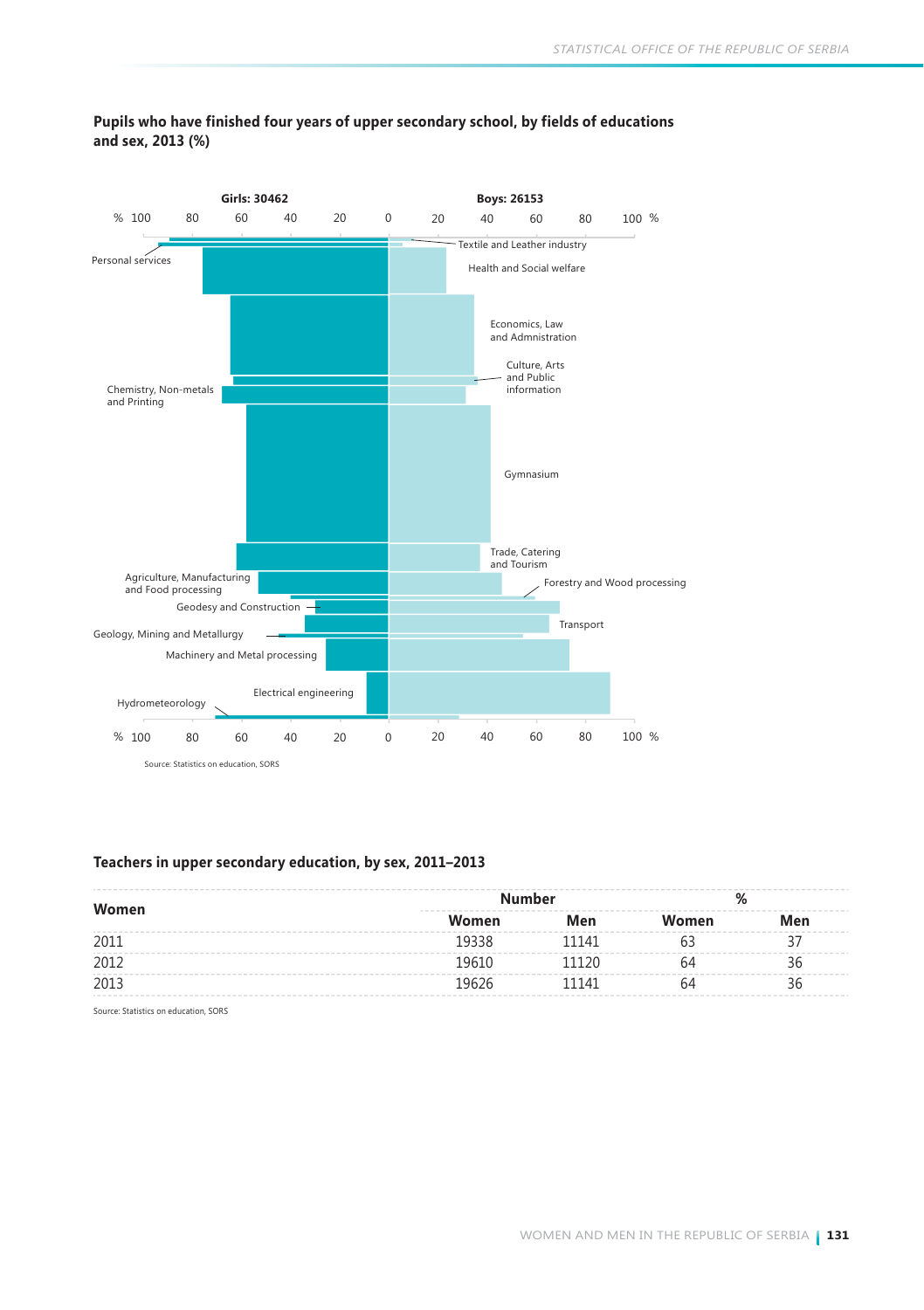## Pupils who have finished four years of upper secondary school, by fields of educations and sex, 2013 (%)

Girls: 30462

Boys: 26153

% 100 80 60 40 20 0 20 40 60 80 100 %

Textile and Leather industry

Personal services

Health and Social welfare

Economics, Law and Admnistration

Culture, Arts and Public information

Chemistry, Non-metals and Printing

Gymnasium

Trade, Catering and Tourism

Agriculture, Manufacturing and Food processing

Forestry and Wood processing

Geodesy and Construction

Transport

Geology, Mining and Metallurgy

Machinery and Metal processing

Electrical engineering

Hydrometeorology

% 100 80 60 40 20 0 20 40 60 80 100 %

Source: Statistics on education, SORS

## Teachers in upper secondary education, by sex, 2011–2013

| Women | Number | | % | |
|---|---|---|---|---|
| | Women | Men | Women | Men |
| 2011 | 19338 | 11141 | 63 | 37 |
| 2012 | 19610 | 11120 | 64 | 36 |
| 2013 | 19626 | 11141 | 64 | 36 |

Source: Statistics on education, SORS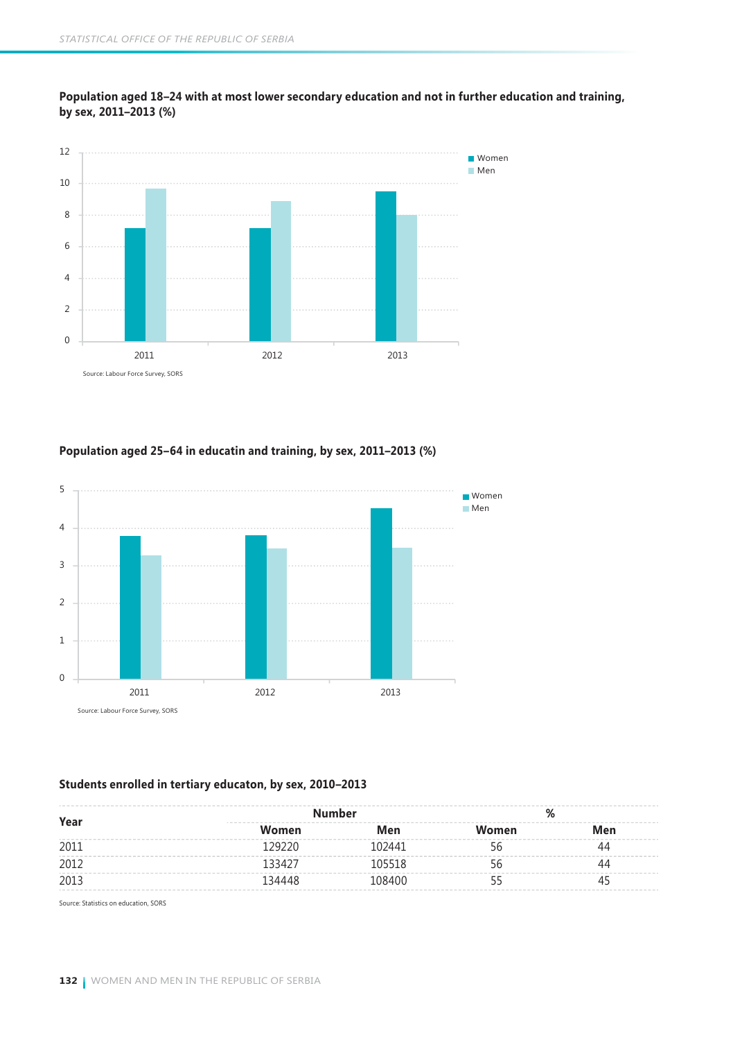**Population aged 18–24 with at most lower secondary education and not in further education and training, by sex, 2011–2013 (%)**

Source: Labour Force Survey, SORS

**Population aged 25–64 in educatin and training, by sex, 2011–2013 (%)**

Source: Labour Force Survey, SORS

**Students enrolled in tertiary educaton, by sex, 2010–2013**

| Year | Number | | % | |
|---|---|---|---|---|
| | Women | Men | Women | Men |
| 2011 | 129220 | 102441 | 56 | 44 |
| 2012 | 133427 | 105518 | 56 | 44 |
| 2013 | 134448 | 108400 | 55 | 45 |

Source: Statistics on education, SORS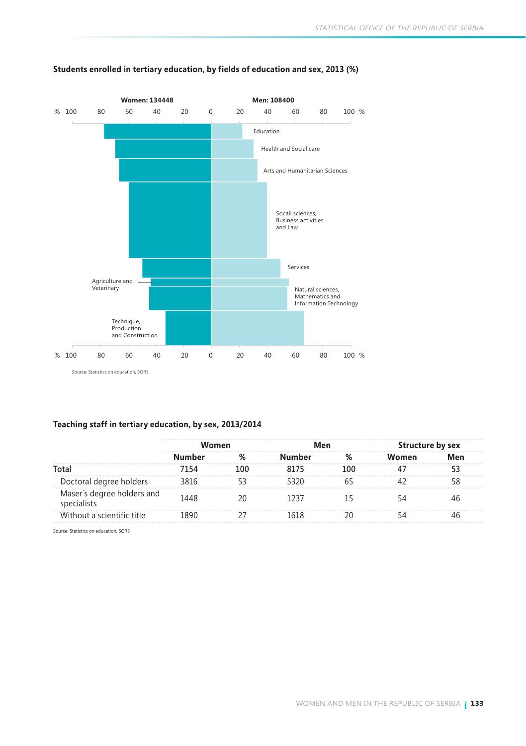### Students enrolled in tertiary education, by fields of education and sex, 2013 (%)

Women: 134448

Men: 108400

Education

Health and Social care

Arts and Humanitarian Sciences

Socail sciences, Business activities and Law

Services

Agriculture and Veterinary

Natural sciences, Mathematics and Information Technology

Technique, Production and Construction

Source: Statistics on education, SORS

### Teaching staff in tertiary education, by sex, 2013/2014

| | Women | | Men | | Structure by sex | |
|---|---|---|---|---|---|---|
| | Number | % | Number | % | Women | Men |
| **Total** | 7154 | 100 | 8175 | 100 | 47 | 53 |
| Doctoral degree holders | 3816 | 53 | 5320 | 65 | 42 | 58 |
| Maser´s degree holders and specialists | 1448 | 20 | 1237 | 15 | 54 | 46 |
| Without a scientific title | 1890 | 27 | 1618 | 20 | 54 | 46 |

Source: Statistics on education, SORS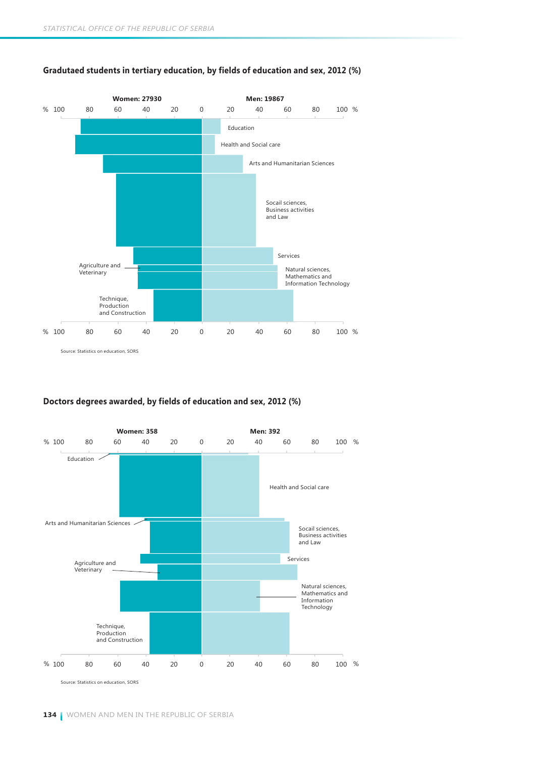**Gradutaed students in tertiary education, by fields of education and sex, 2012 (%)**

Women: 27930

Men: 19867

% 100 80 60 40 20 0 20 40 60 80 100 %

Education

Health and Social care

Arts and Humanitarian Sciences

Socail sciences, Business activities and Law

Services

Agriculture and Veterinary

Natural sciences, Mathematics and Information Technology

Technique, Production and Construction

% 100 80 60 40 20 0 20 40 60 80 100 %

Source: Statistics on education, SORS

**Doctors degrees awarded, by fields of education and sex, 2012 (%)**

Women: 358

Men: 392

% 100 80 60 40 20 0 20 40 60 80 100 %

Education

Health and Social care

Arts and Humanitarian Sciences

Socail sciences, Business activities and Law

Services

Agriculture and Veterinary

Natural sciences, Mathematics and Information Technology

Technique, Production and Construction

% 100 80 60 40 20 0 20 40 60 80 100 %

Source: Statistics on education, SORS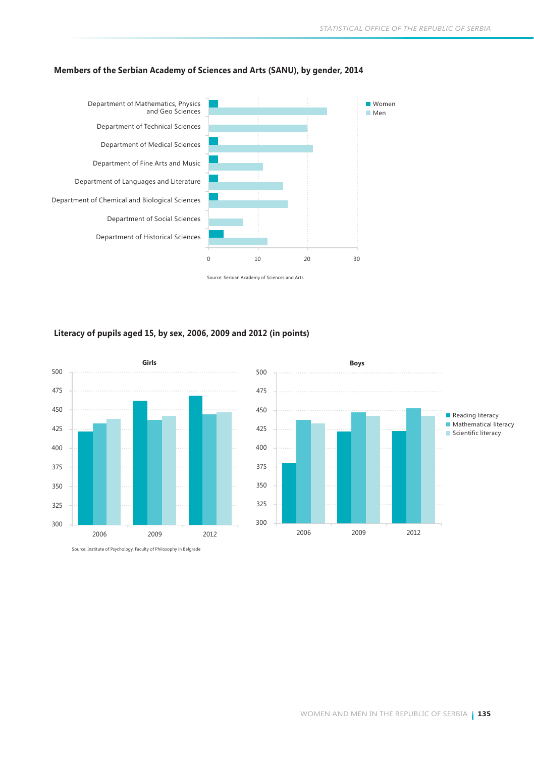### Members of the Serbian Academy of Sciences and Arts (SANU), by gender, 2014

Department of Mathematics, Physics and Geo Sciences

Department of Technical Sciences

Department of Medical Sciences

Department of Fine Arts and Music

Department of Languages and Literature

Department of Chemical and Biological Sciences

Department of Social Sciences

Department of Historical Sciences

Women

Men

0 10 20 30

Source: Serbian Academy of Sciences and Arts

### Literacy of pupils aged 15, by sex, 2006, 2009 and 2012 (in points)

Girls

Boys

2006 2009 2012

Reading literacy

Mathematical literacy

Scientific literacy

Source: Institute of Psychology, Faculty of Philosophy in Belgrade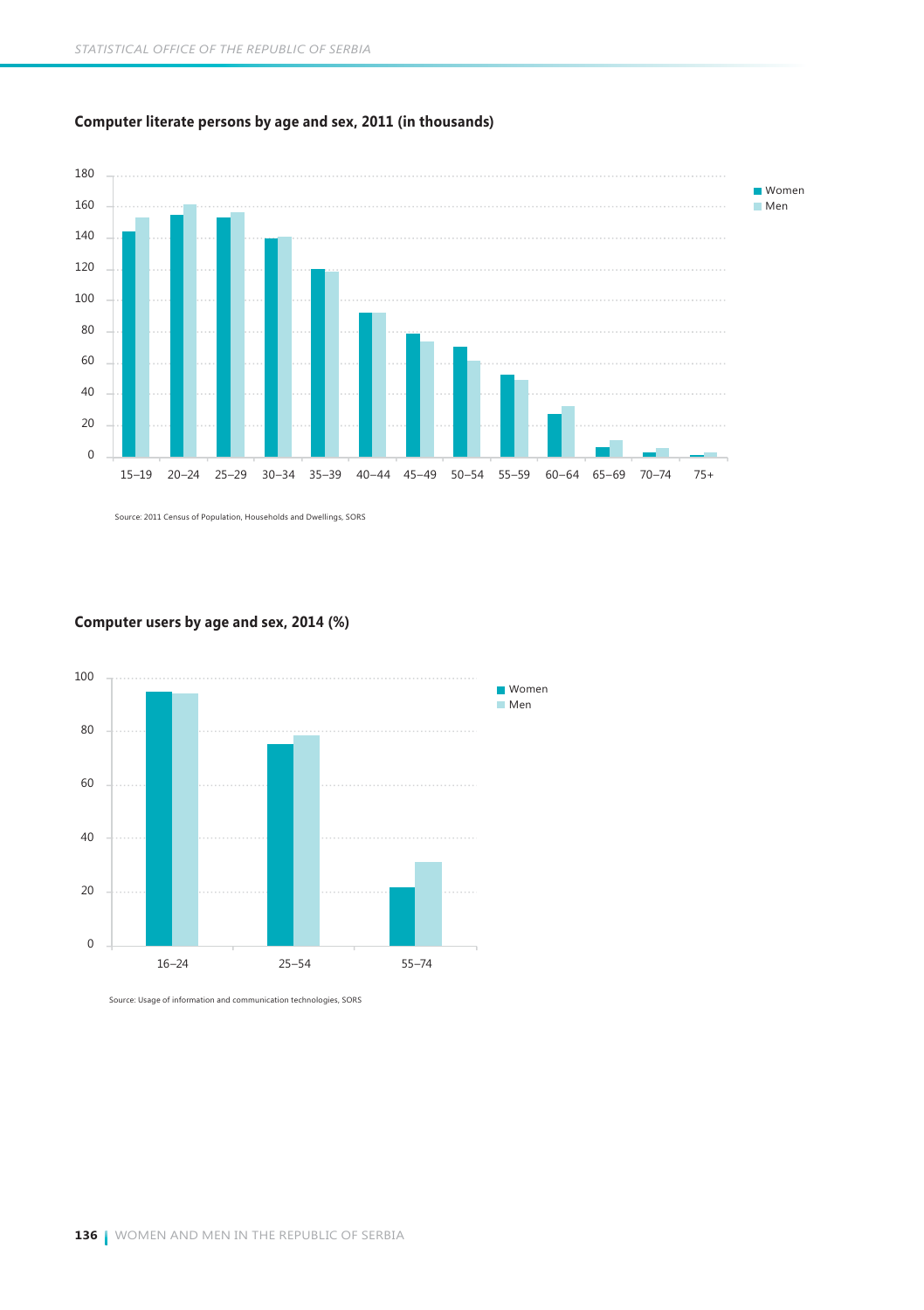**Computer literate persons by age and sex, 2011 (in thousands)**

Source: 2011 Census of Population, Households and Dwellings, SORS

**Computer users by age and sex, 2014 (%)**

Source: Usage of information and communication technologies, SORS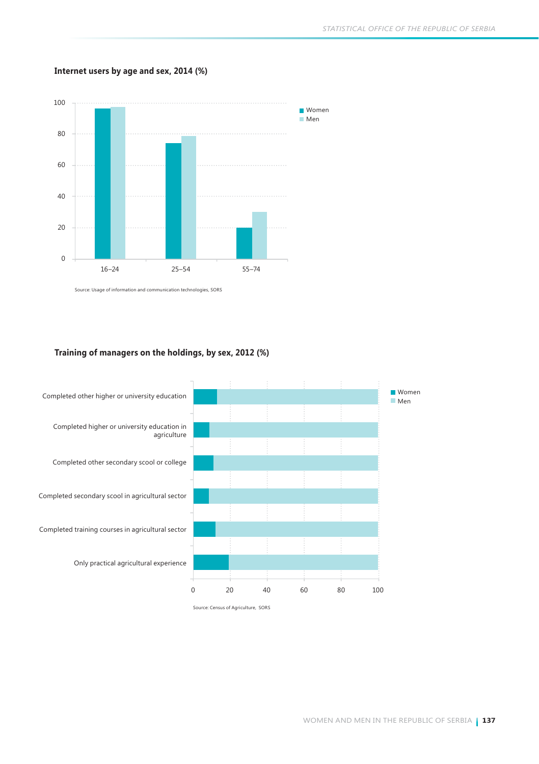**Internet users by age and sex, 2014 (%)**

Women
Men

100
80
60
40
20
0

16–24
25–54
55–74

Source: Usage of information and communication technologies, SORS

**Training of managers on the holdings, by sex, 2012 (%)**

Completed other higher or university education
Completed higher or university education in agriculture
Completed other secondary scool or college
Completed secondary scool in agricultural sector
Completed training courses in agricultural sector
Only practical agricultural experience

0
20
40
60
80
100

Women
Men

Source: Census of Agriculture, SORS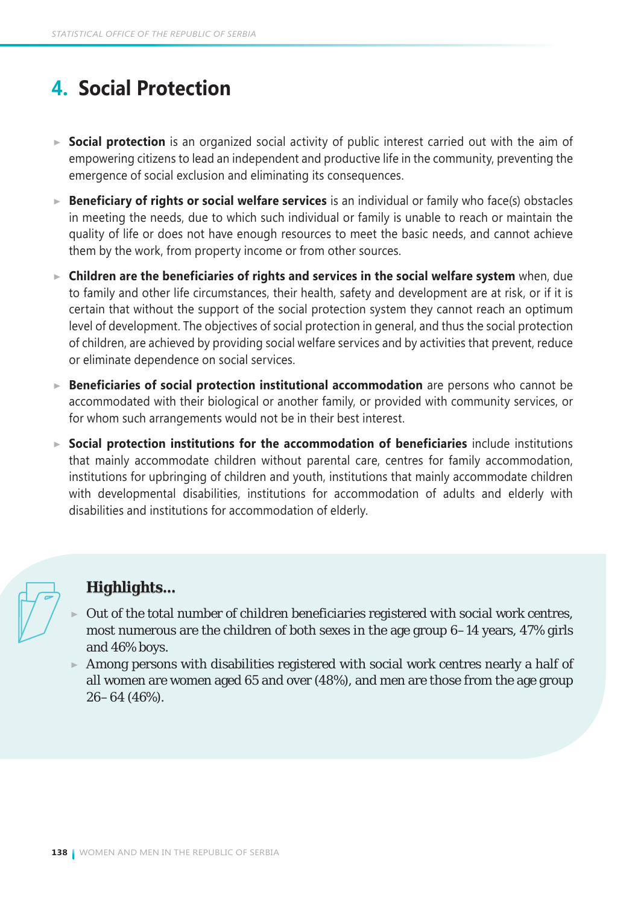# 4. Social Protection

- **Social protection** is an organized social activity of public interest carried out with the aim of empowering citizens to lead an independent and productive life in the community, preventing the emergence of social exclusion and eliminating its consequences.
- **Beneficiary of rights or social welfare services** is an individual or family who face(s) obstacles in meeting the needs, due to which such individual or family is unable to reach or maintain the quality of life or does not have enough resources to meet the basic needs, and cannot achieve them by the work, from property income or from other sources.
- **Children are the beneficiaries of rights and services in the social welfare system** when, due to family and other life circumstances, their health, safety and development are at risk, or if it is certain that without the support of the social protection system they cannot reach an optimum level of development. The objectives of social protection in general, and thus the social protection of children, are achieved by providing social welfare services and by activities that prevent, reduce or eliminate dependence on social services.
- **Beneficiaries of social protection institutional accommodation** are persons who cannot be accommodated with their biological or another family, or provided with community services, or for whom such arrangements would not be in their best interest.
- **Social protection institutions for the accommodation of beneficiaries** include institutions that mainly accommodate children without parental care, centres for family accommodation, institutions for upbringing of children and youth, institutions that mainly accommodate children with developmental disabilities, institutions for accommodation of adults and elderly with disabilities and institutions for accommodation of elderly.

## Highlights...

- Out of the total number of children beneficiaries registered with social work centres, most numerous are the children of both sexes in the age group 6–14 years, 47% girls and 46% boys.
- Among persons with disabilities registered with social work centres nearly a half of all women are women aged 65 and over (48%), and men are those from the age group 26–64 (46%).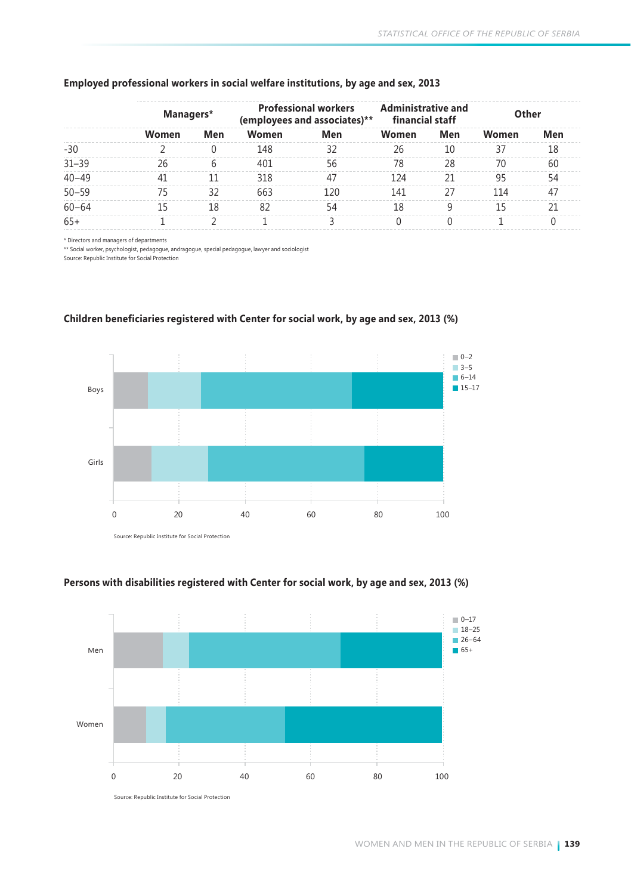### Employed professional workers in social welfare institutions, by age and sex, 2013

| | Managers* | | Professional workers (employees and associates)** | | Administrative and financial staff | | Other | |
|---|---|---|---|---|---|---|---|---|
| | Women | Men | Women | Men | Women | Men | Women | Men |
| -30 | 2 | 0 | 148 | 32 | 26 | 10 | 37 | 18 |
| 31–39 | 26 | 6 | 401 | 56 | 78 | 28 | 70 | 60 |
| 40–49 | 41 | 11 | 318 | 47 | 124 | 21 | 95 | 54 |
| 50–59 | 75 | 32 | 663 | 120 | 141 | 27 | 114 | 47 |
| 60–64 | 15 | 18 | 82 | 54 | 18 | 9 | 15 | 21 |
| 65+ | 1 | 2 | 1 | 3 | 0 | 0 | 1 | 0 |

* Directors and managers of departments

** Social worker, psychologist, pedagogue, andragogue, special pedagogue, lawyer and sociologist

Source: Republic Institute for Social Protection

### Children beneficiaries registered with Center for social work, by age and sex, 2013 (%)

Source: Republic Institute for Social Protection

### Persons with disabilities registered with Center for social work, by age and sex, 2013 (%)

Source: Republic Institute for Social Protection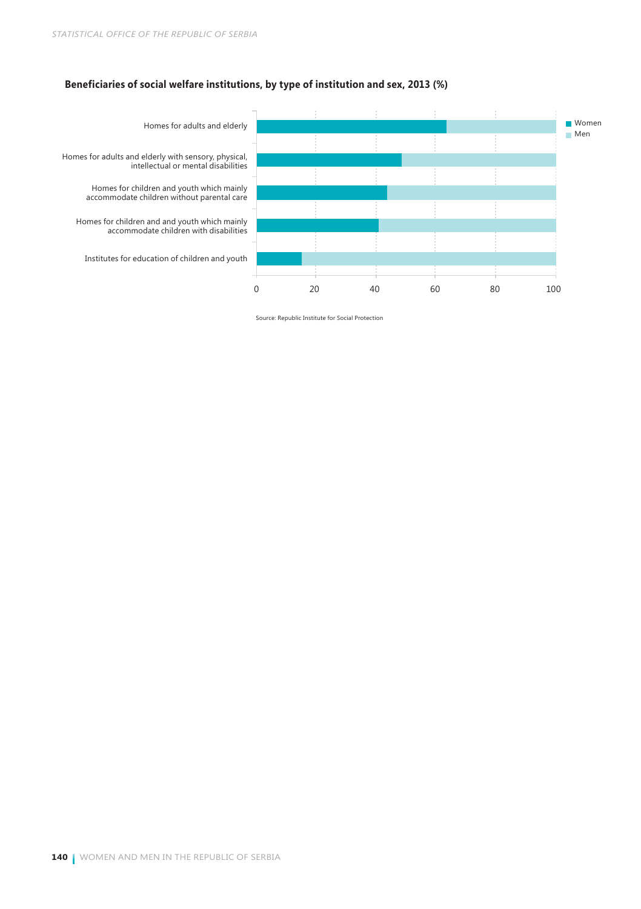**Beneficiaries of social welfare institutions, by type of institution and sex, 2013 (%)**

Source: Republic Institute for Social Protection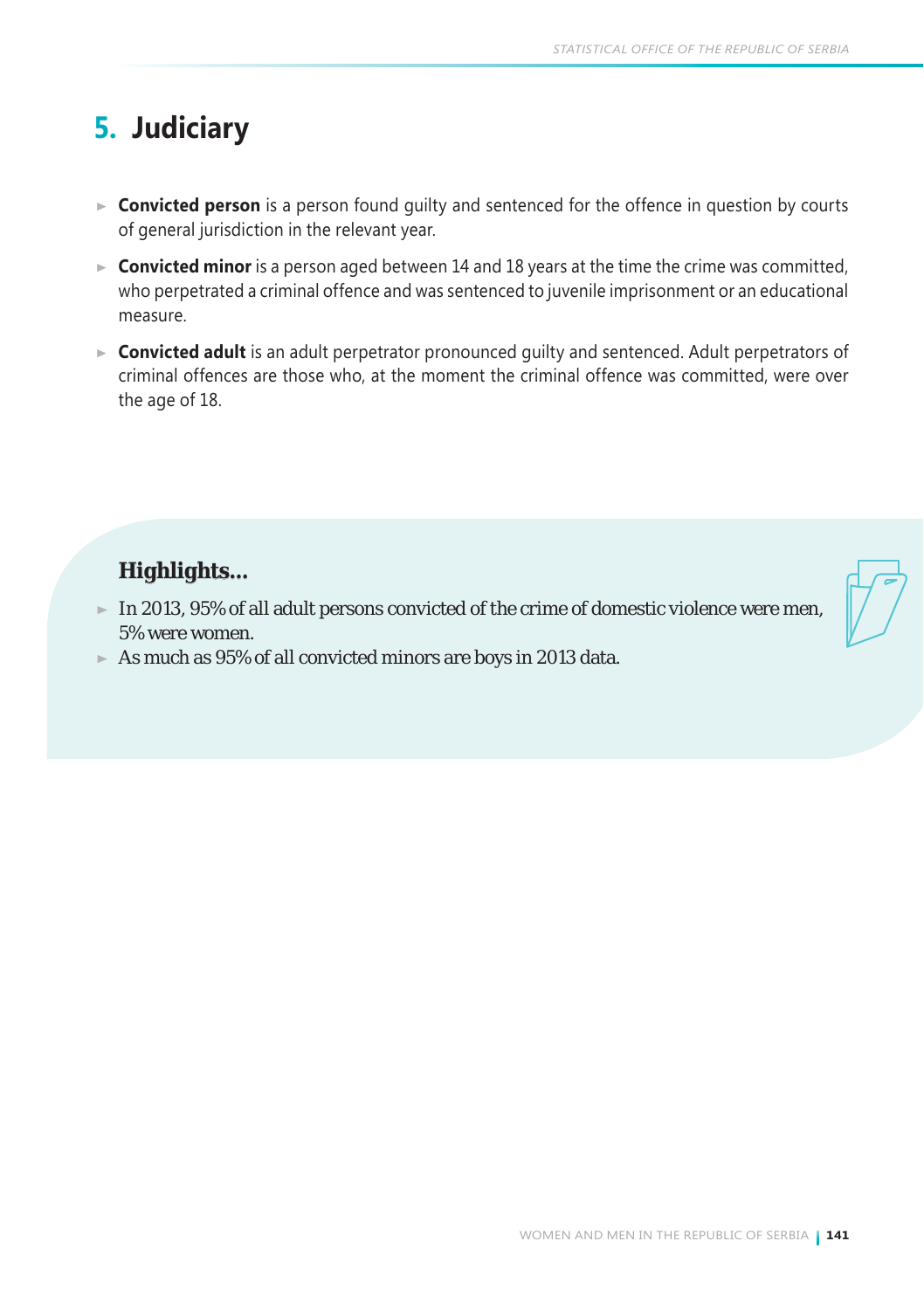# 5. Judiciary

- **Convicted person** is a person found guilty and sentenced for the offence in question by courts of general jurisdiction in the relevant year.
- **Convicted minor** is a person aged between 14 and 18 years at the time the crime was committed, who perpetrated a criminal offence and was sentenced to juvenile imprisonment or an educational measure.
- **Convicted adult** is an adult perpetrator pronounced guilty and sentenced. Adult perpetrators of criminal offences are those who, at the moment the criminal offence was committed, were over the age of 18.

**Highlights...**

- In 2013, 95% of all adult persons convicted of the crime of domestic violence were men, 5% were women.
- As much as 95% of all convicted minors are boys in 2013 data.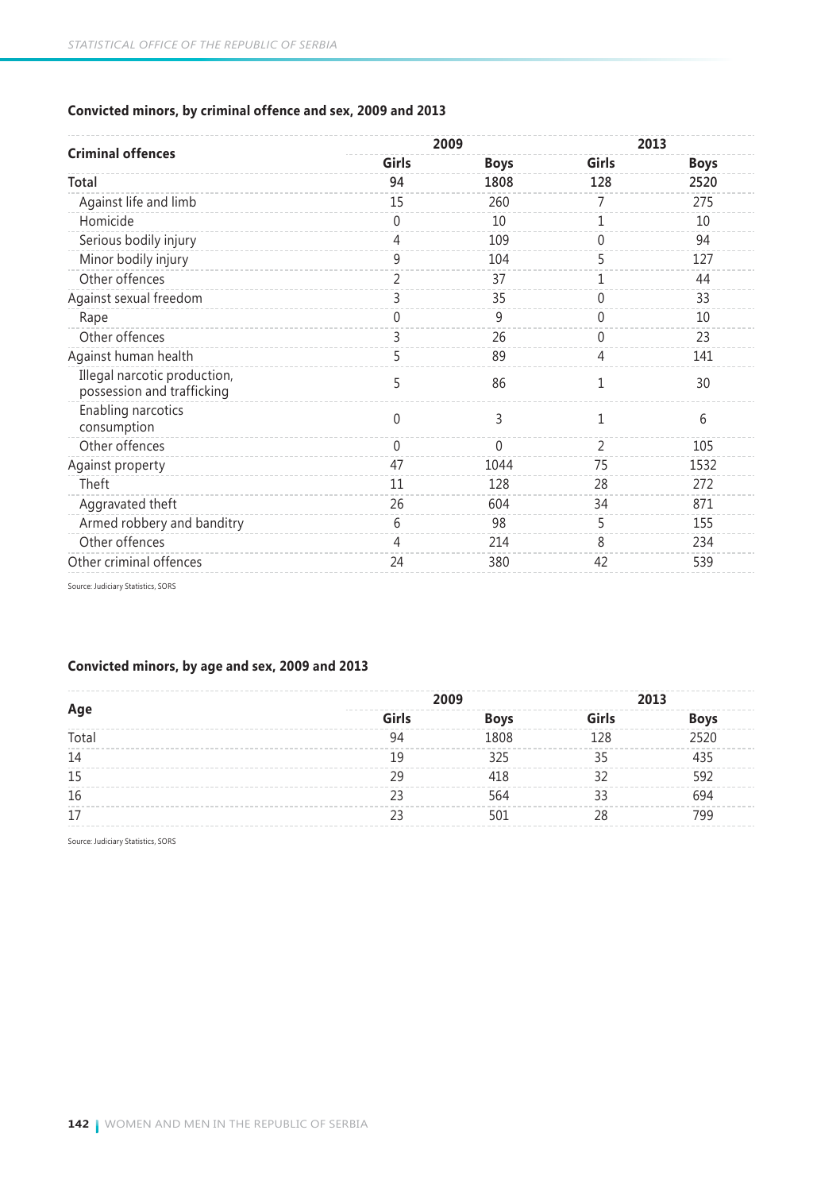### Convicted minors, by criminal offence and sex, 2009 and 2013

| Criminal offences | 2009 | | 2013 | |
|---|---|---|---|---|
| | Girls | Boys | Girls | Boys |
| Total | 94 | 1808 | 128 | 2520 |
| Against life and limb | 15 | 260 | 7 | 275 |
| Homicide | 0 | 10 | 1 | 10 |
| Serious bodily injury | 4 | 109 | 0 | 94 |
| Minor bodily injury | 9 | 104 | 5 | 127 |
| Other offences | 2 | 37 | 1 | 44 |
| Against sexual freedom | 3 | 35 | 0 | 33 |
| Rape | 0 | 9 | 0 | 10 |
| Other offences | 3 | 26 | 0 | 23 |
| Against human health | 5 | 89 | 4 | 141 |
| Illegal narcotic production, possession and trafficking | 5 | 86 | 1 | 30 |
| Enabling narcotics consumption | 0 | 3 | 1 | 6 |
| Other offences | 0 | 0 | 2 | 105 |
| Against property | 47 | 1044 | 75 | 1532 |
| Theft | 11 | 128 | 28 | 272 |
| Aggravated theft | 26 | 604 | 34 | 871 |
| Armed robbery and banditry | 6 | 98 | 5 | 155 |
| Other offences | 4 | 214 | 8 | 234 |
| Other criminal offences | 24 | 380 | 42 | 539 |

Source: Judiciary Statistics, SORS

### Convicted minors, by age and sex, 2009 and 2013

| Age | 2009 | | 2013 | |
|---|---|---|---|---|
| | Girls | Boys | Girls | Boys |
| Total | 94 | 1808 | 128 | 2520 |
| 14 | 19 | 325 | 35 | 435 |
| 15 | 29 | 418 | 32 | 592 |
| 16 | 23 | 564 | 33 | 694 |
| 17 | 23 | 501 | 28 | 799 |

Source: Judiciary Statistics, SORS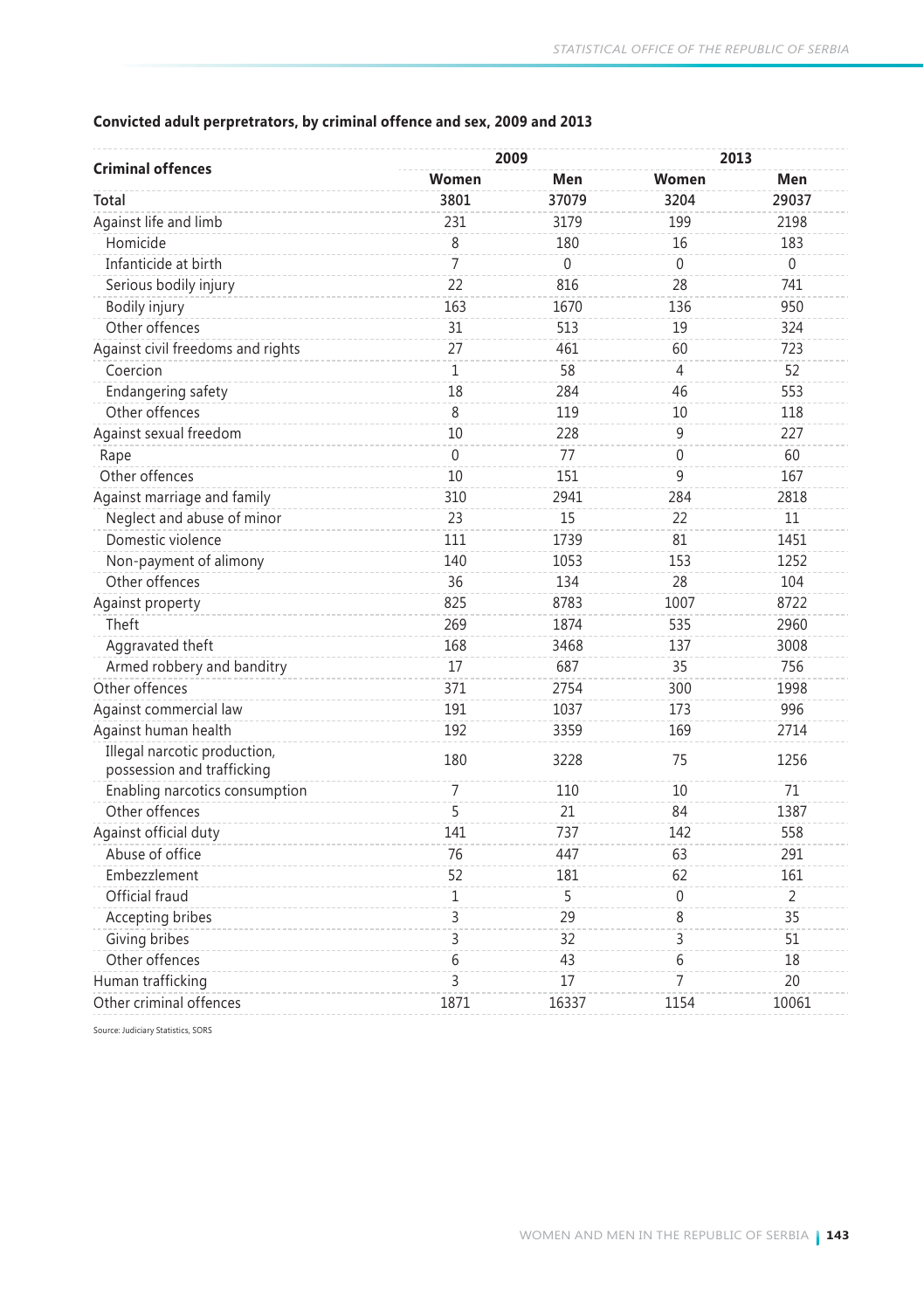**Convicted adult perpetrators, by criminal offence and sex, 2009 and 2013**

| Criminal offences | 2009 | | 2013 | |
|---|---|---|---|---|
| | Women | Men | Women | Men |
| Total | 3801 | 37079 | 3204 | 29037 |
| Against life and limb | 231 | 3179 | 199 | 2198 |
| Homicide | 8 | 180 | 16 | 183 |
| Infanticide at birth | 7 | 0 | 0 | 0 |
| Serious bodily injury | 22 | 816 | 28 | 741 |
| Bodily injury | 163 | 1670 | 136 | 950 |
| Other offences | 31 | 513 | 19 | 324 |
| Against civil freedoms and rights | 27 | 461 | 60 | 723 |
| Coercion | 1 | 58 | 4 | 52 |
| Endangering safety | 18 | 284 | 46 | 553 |
| Other offences | 8 | 119 | 10 | 118 |
| Against sexual freedom | 10 | 228 | 9 | 227 |
| Rape | 0 | 77 | 0 | 60 |
| Other offences | 10 | 151 | 9 | 167 |
| Against marriage and family | 310 | 2941 | 284 | 2818 |
| Neglect and abuse of minor | 23 | 15 | 22 | 11 |
| Domestic violence | 111 | 1739 | 81 | 1451 |
| Non-payment of alimony | 140 | 1053 | 153 | 1252 |
| Other offences | 36 | 134 | 28 | 104 |
| Against property | 825 | 8783 | 1007 | 8722 |
| Theft | 269 | 1874 | 535 | 2960 |
| Aggravated theft | 168 | 3468 | 137 | 3008 |
| Armed robbery and banditry | 17 | 687 | 35 | 756 |
| Other offences | 371 | 2754 | 300 | 1998 |
| Against commercial law | 191 | 1037 | 173 | 996 |
| Against human health | 192 | 3359 | 169 | 2714 |
| Illegal narcotic production, possession and trafficking | 180 | 3228 | 75 | 1256 |
| Enabling narcotics consumption | 7 | 110 | 10 | 71 |
| Other offences | 5 | 21 | 84 | 1387 |
| Against official duty | 141 | 737 | 142 | 558 |
| Abuse of office | 76 | 447 | 63 | 291 |
| Embezzlement | 52 | 181 | 62 | 161 |
| Official fraud | 1 | 5 | 0 | 2 |
| Accepting bribes | 3 | 29 | 8 | 35 |
| Giving bribes | 3 | 32 | 3 | 51 |
| Other offences | 6 | 43 | 6 | 18 |
| Human trafficking | 3 | 17 | 7 | 20 |
| Other criminal offences | 1871 | 16337 | 1154 | 10061 |

Source: Judiciary Statistics, SORS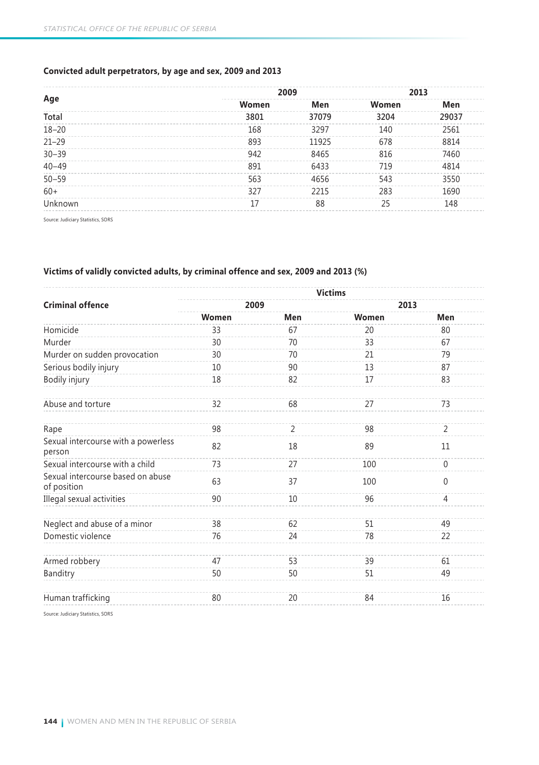### Convicted adult perpetrators, by age and sex, 2009 and 2013

| Age | 2009 | | 2013 | |
|---|---|---|---|---|
| | Women | Men | Women | Men |
| Total | 3801 | 37079 | 3204 | 29037 |
| 18–20 | 168 | 3297 | 140 | 2561 |
| 21–29 | 893 | 11925 | 678 | 8814 |
| 30–39 | 942 | 8465 | 816 | 7460 |
| 40–49 | 891 | 6433 | 719 | 4814 |
| 50–59 | 563 | 4656 | 543 | 3550 |
| 60+ | 327 | 2215 | 283 | 1690 |
| Unknown | 17 | 88 | 25 | 148 |

Source: Judiciary Statistics, SORS

### Victims of validly convicted adults, by criminal offence and sex, 2009 and 2013 (%)

| Criminal offence | Victims | | | |
|---|---|---|---|---|
| | 2009 | | 2013 | |
| | Women | Men | Women | Men |
| Homicide | 33 | 67 | 20 | 80 |
| Murder | 30 | 70 | 33 | 67 |
| Murder on sudden provocation | 30 | 70 | 21 | 79 |
| Serious bodily injury | 10 | 90 | 13 | 87 |
| Bodily injury | 18 | 82 | 17 | 83 |
| Abuse and torture | 32 | 68 | 27 | 73 |
| Rape | 98 | 2 | 98 | 2 |
| Sexual intercourse with a powerless person | 82 | 18 | 89 | 11 |
| Sexual intercourse with a child | 73 | 27 | 100 | 0 |
| Sexual intercourse based on abuse of position | 63 | 37 | 100 | 0 |
| Illegal sexual activities | 90 | 10 | 96 | 4 |
| Neglect and abuse of a minor | 38 | 62 | 51 | 49 |
| Domestic violence | 76 | 24 | 78 | 22 |
| Armed robbery | 47 | 53 | 39 | 61 |
| Banditry | 50 | 50 | 51 | 49 |
| Human trafficking | 80 | 20 | 84 | 16 |

Source: Judiciary Statistics, SORS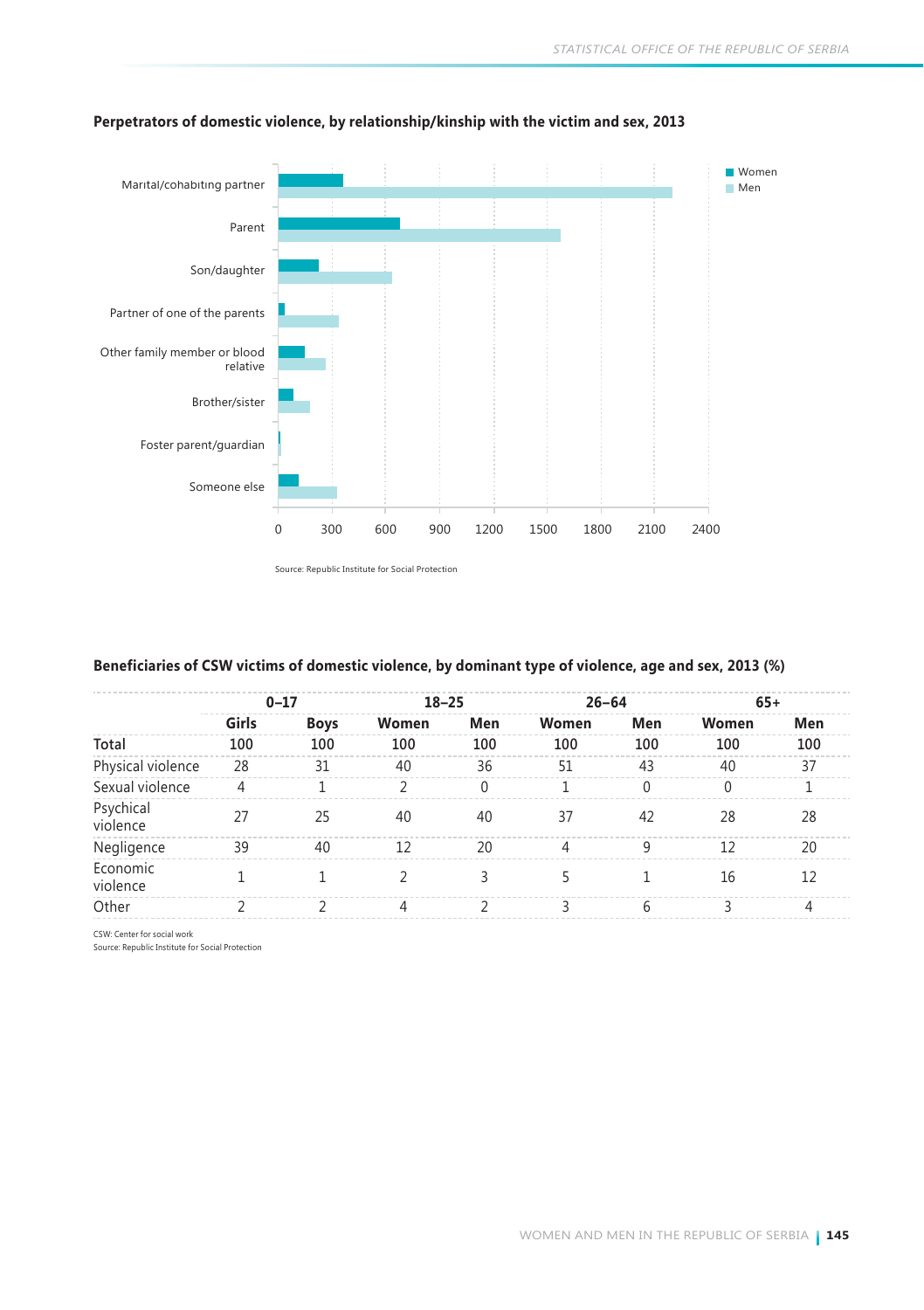### Perpetrators of domestic violence, by relationship/kinship with the victim and sex, 2013

Source: Republic Institute for Social Protection

### Beneficiaries of CSW victims of domestic violence, by dominant type of violence, age and sex, 2013 (%)

| | 0–17 | | 18–25 | | 26–64 | | 65+ | |
|---|---|---|---|---|---|---|---|---|
| | Girls | Boys | Women | Men | Women | Men | Women | Men |
| **Total** | 100 | 100 | 100 | 100 | 100 | 100 | 100 | 100 |
| Physical violence | 28 | 31 | 40 | 36 | 51 | 43 | 40 | 37 |
| Sexual violence | 4 | 1 | 2 | 0 | 1 | 0 | 0 | 1 |
| Psychical violence | 27 | 25 | 40 | 40 | 37 | 42 | 28 | 28 |
| Negligence | 39 | 40 | 12 | 20 | 4 | 9 | 12 | 20 |
| Economic violence | 1 | 1 | 2 | 3 | 5 | 1 | 16 | 12 |
| Other | 2 | 2 | 4 | 2 | 3 | 6 | 3 | 4 |

CSW: Center for social work
Source: Republic Institute for Social Protection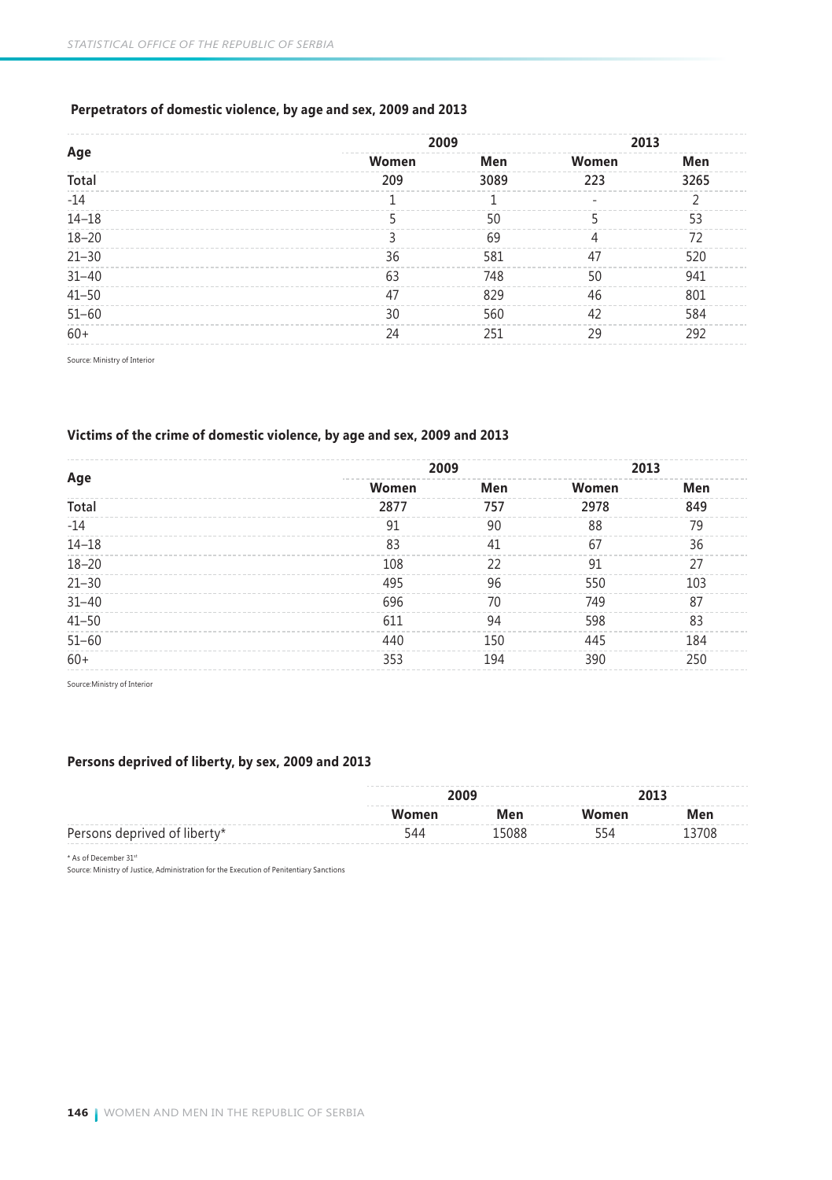### Perpetrators of domestic violence, by age and sex, 2009 and 2013

| Age | 2009 | | 2013 | |
|---|---|---|---|---|
| | Women | Men | Women | Men |
| Total | 209 | 3089 | 223 | 3265 |
| -14 | 1 | 1 | - | 2 |
| 14–18 | 5 | 50 | 5 | 53 |
| 18–20 | 3 | 69 | 4 | 72 |
| 21–30 | 36 | 581 | 47 | 520 |
| 31–40 | 63 | 748 | 50 | 941 |
| 41–50 | 47 | 829 | 46 | 801 |
| 51–60 | 30 | 560 | 42 | 584 |
| 60+ | 24 | 251 | 29 | 292 |

Source: Ministry of Interior

### Victims of the crime of domestic violence, by age and sex, 2009 and 2013

| Age | 2009 | | 2013 | |
|---|---|---|---|---|
| | Women | Men | Women | Men |
| Total | 2877 | 757 | 2978 | 849 |
| -14 | 91 | 90 | 88 | 79 |
| 14–18 | 83 | 41 | 67 | 36 |
| 18–20 | 108 | 22 | 91 | 27 |
| 21–30 | 495 | 96 | 550 | 103 |
| 31–40 | 696 | 70 | 749 | 87 |
| 41–50 | 611 | 94 | 598 | 83 |
| 51–60 | 440 | 150 | 445 | 184 |
| 60+ | 353 | 194 | 390 | 250 |

Source:Ministry of Interior

### Persons deprived of liberty, by sex, 2009 and 2013

| | 2009 | | 2013 | |
|---|---|---|---|---|
| | Women | Men | Women | Men |
| Persons deprived of liberty* | 544 | 15088 | 554 | 13708 |

* As of December 31st

Source: Ministry of Justice, Administration for the Execution of Penitentiary Sanctions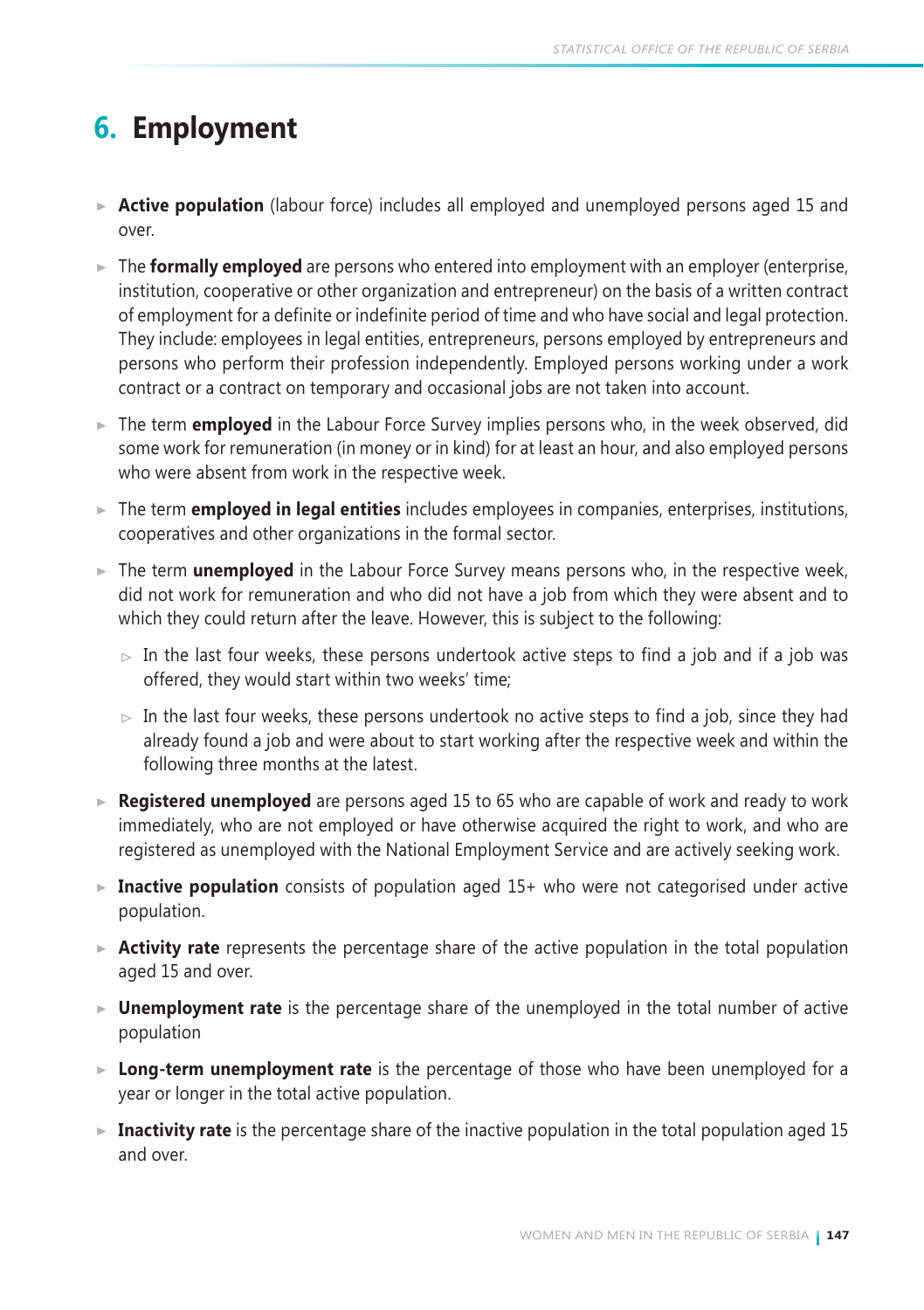# 6. Employment

- **Active population** (labour force) includes all employed and unemployed persons aged 15 and over.
- The **formally employed** are persons who entered into employment with an employer (enterprise, institution, cooperative or other organization and entrepreneur) on the basis of a written contract of employment for a definite or indefinite period of time and who have social and legal protection. They include: employees in legal entities, entrepreneurs, persons employed by entrepreneurs and persons who perform their profession independently. Employed persons working under a work contract or a contract on temporary and occasional jobs are not taken into account.
- The term **employed** in the Labour Force Survey implies persons who, in the week observed, did some work for remuneration (in money or in kind) for at least an hour, and also employed persons who were absent from work in the respective week.
- The term **employed in legal entities** includes employees in companies, enterprises, institutions, cooperatives and other organizations in the formal sector.
- The term **unemployed** in the Labour Force Survey means persons who, in the respective week, did not work for remuneration and who did not have a job from which they were absent and to which they could return after the leave. However, this is subject to the following:
  - In the last four weeks, these persons undertook active steps to find a job and if a job was offered, they would start within two weeks' time;
  - In the last four weeks, these persons undertook no active steps to find a job, since they had already found a job and were about to start working after the respective week and within the following three months at the latest.
- **Registered unemployed** are persons aged 15 to 65 who are capable of work and ready to work immediately, who are not employed or have otherwise acquired the right to work, and who are registered as unemployed with the National Employment Service and are actively seeking work.
- **Inactive population** consists of population aged 15+ who were not categorised under active population.
- **Activity rate** represents the percentage share of the active population in the total population aged 15 and over.
- **Unemployment rate** is the percentage share of the unemployed in the total number of active population
- **Long-term unemployment rate** is the percentage of those who have been unemployed for a year or longer in the total active population.
- **Inactivity rate** is the percentage share of the inactive population in the total population aged 15 and over.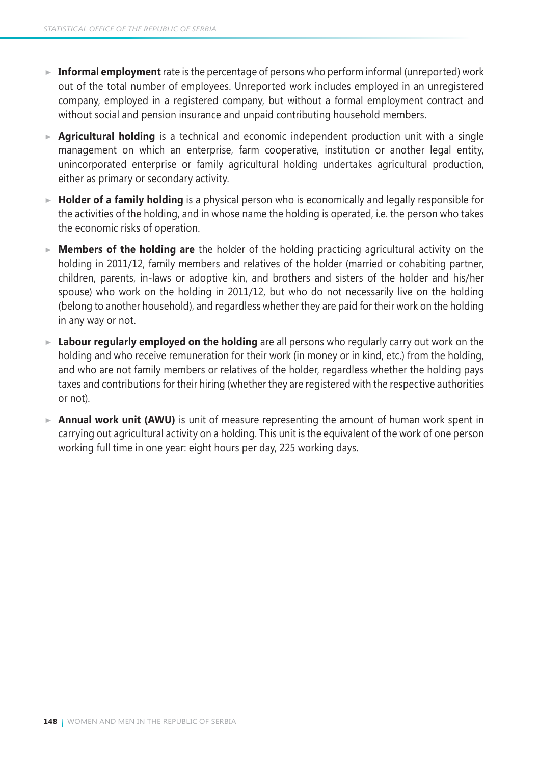- **Informal employment** rate is the percentage of persons who perform informal (unreported) work out of the total number of employees. Unreported work includes employed in an unregistered company, employed in a registered company, but without a formal employment contract and without social and pension insurance and unpaid contributing household members.
- **Agricultural holding** is a technical and economic independent production unit with a single management on which an enterprise, farm cooperative, institution or another legal entity, unincorporated enterprise or family agricultural holding undertakes agricultural production, either as primary or secondary activity.
- **Holder of a family holding** is a physical person who is economically and legally responsible for the activities of the holding, and in whose name the holding is operated, i.e. the person who takes the economic risks of operation.
- **Members of the holding are** the holder of the holding practicing agricultural activity on the holding in 2011/12, family members and relatives of the holder (married or cohabiting partner, children, parents, in-laws or adoptive kin, and brothers and sisters of the holder and his/her spouse) who work on the holding in 2011/12, but who do not necessarily live on the holding (belong to another household), and regardless whether they are paid for their work on the holding in any way or not.
- **Labour regularly employed on the holding** are all persons who regularly carry out work on the holding and who receive remuneration for their work (in money or in kind, etc.) from the holding, and who are not family members or relatives of the holder, regardless whether the holding pays taxes and contributions for their hiring (whether they are registered with the respective authorities or not).
- **Annual work unit (AWU)** is unit of measure representing the amount of human work spent in carrying out agricultural activity on a holding. This unit is the equivalent of the work of one person working full time in one year: eight hours per day, 225 working days.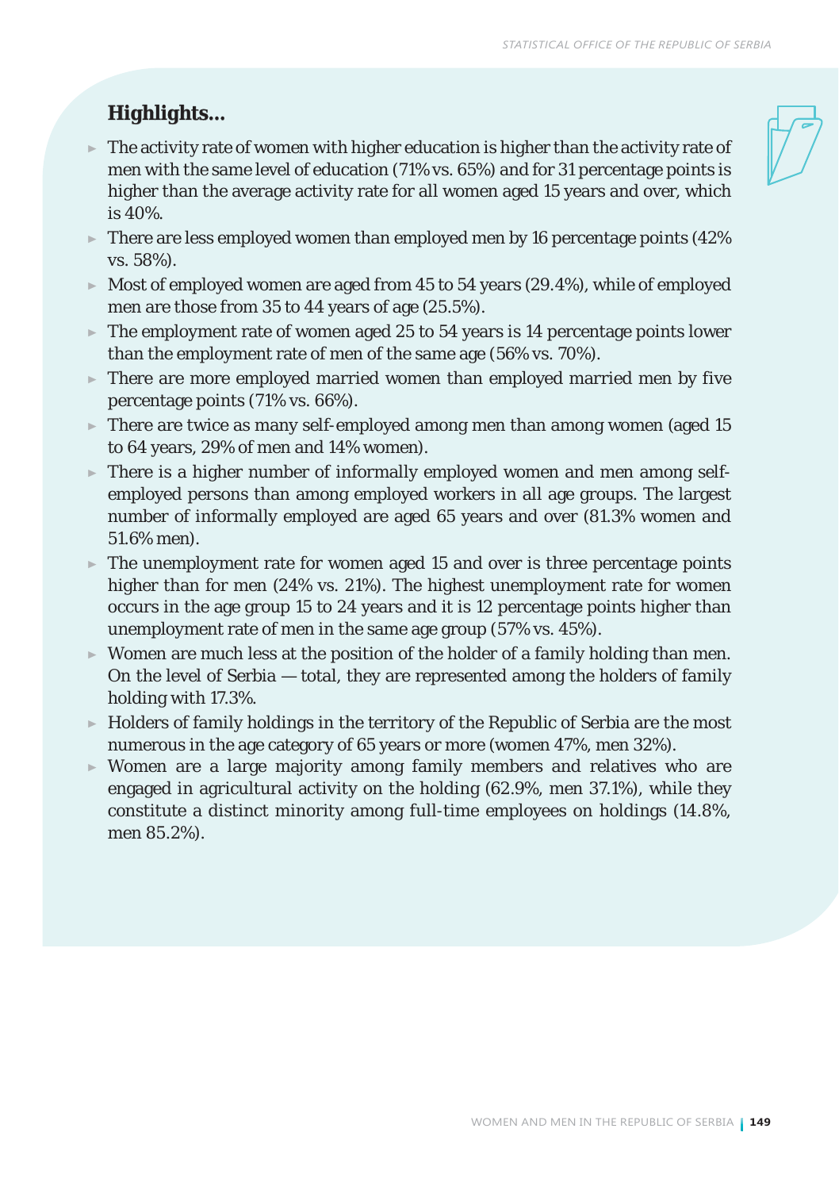## Highlights...

- The activity rate of women with higher education is higher than the activity rate of men with the same level of education (71% vs. 65%) and for 31 percentage points is higher than the average activity rate for all women aged 15 years and over, which is 40%.
- There are less employed women than employed men by 16 percentage points (42% vs. 58%).
- Most of employed women are aged from 45 to 54 years (29.4%), while of employed men are those from 35 to 44 years of age (25.5%).
- The employment rate of women aged 25 to 54 years is 14 percentage points lower than the employment rate of men of the same age (56% vs. 70%).
- There are more employed married women than employed married men by five percentage points (71% vs. 66%).
- There are twice as many self-employed among men than among women (aged 15 to 64 years, 29% of men and 14% women).
- There is a higher number of informally employed women and men among self-employed persons than among employed workers in all age groups. The largest number of informally employed are aged 65 years and over (81.3% women and 51.6% men).
- The unemployment rate for women aged 15 and over is three percentage points higher than for men (24% vs. 21%). The highest unemployment rate for women occurs in the age group 15 to 24 years and it is 12 percentage points higher than unemployment rate of men in the same age group (57% vs. 45%).
- Women are much less at the position of the holder of a family holding than men. On the level of Serbia — total, they are represented among the holders of family holding with 17.3%.
- Holders of family holdings in the territory of the Republic of Serbia are the most numerous in the age category of 65 years or more (women 47%, men 32%).
- Women are a large majority among family members and relatives who are engaged in agricultural activity on the holding (62.9%, men 37.1%), while they constitute a distinct minority among full-time employees on holdings (14.8%, men 85.2%).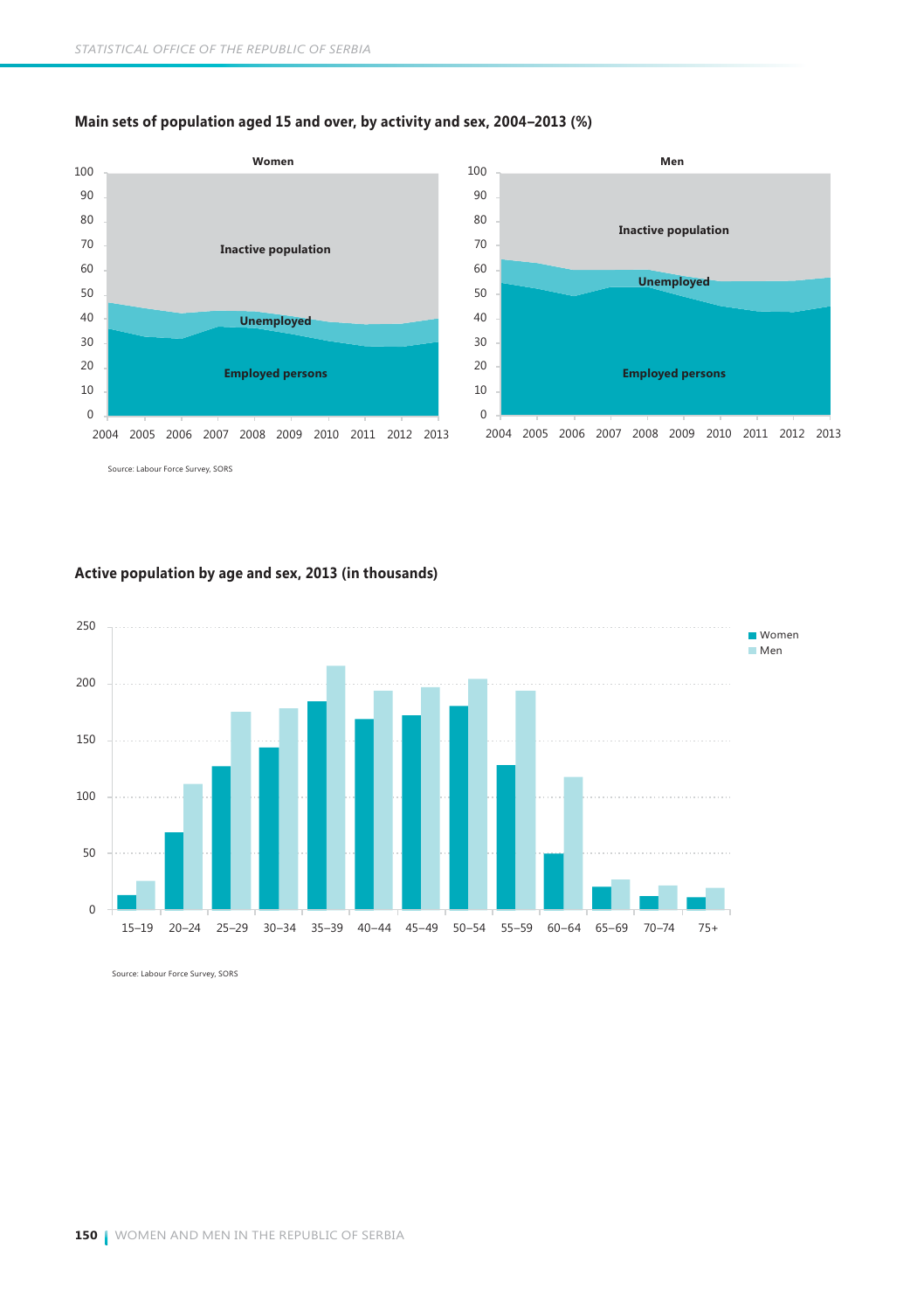**Main sets of population aged 15 and over, by activity and sex, 2004–2013 (%)**

Women

Inactive population

Unemployed

Employed persons

Men

Inactive population

Unemployed

Employed persons

Source: Labour Force Survey, SORS

**Active population by age and sex, 2013 (in thousands)**

Women

Men

Source: Labour Force Survey, SORS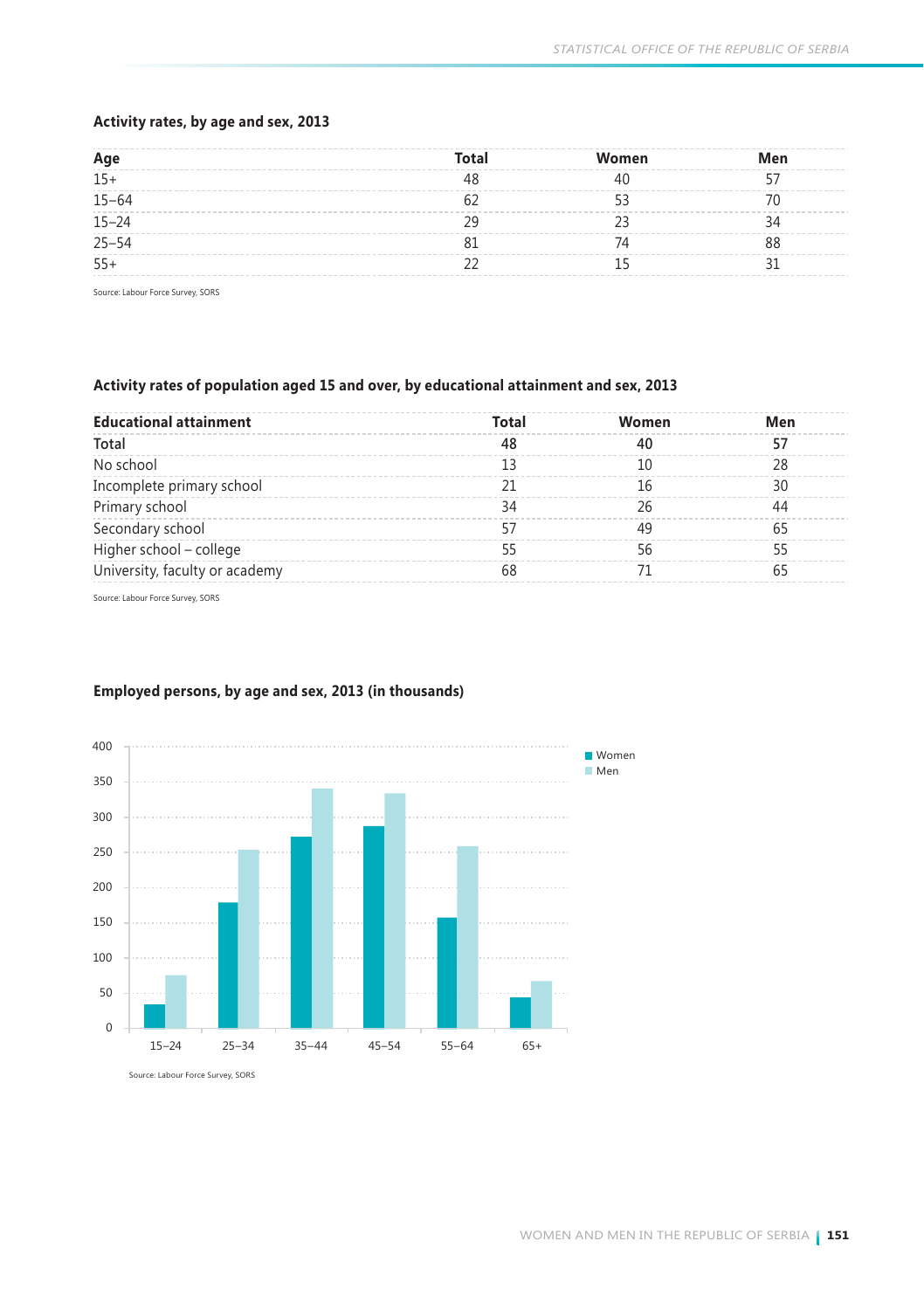### Activity rates, by age and sex, 2013

| Age | Total | Women | Men |
|---|---|---|---|
| 15+ | 48 | 40 | 57 |
| 15–64 | 62 | 53 | 70 |
| 15–24 | 29 | 23 | 34 |
| 25–54 | 81 | 74 | 88 |
| 55+ | 22 | 15 | 31 |

Source: Labour Force Survey, SORS

### Activity rates of population aged 15 and over, by educational attainment and sex, 2013

| Educational attainment | Total | Women | Men |
|---|---|---|---|
| Total | 48 | 40 | 57 |
| No school | 13 | 10 | 28 |
| Incomplete primary school | 21 | 16 | 30 |
| Primary school | 34 | 26 | 44 |
| Secondary school | 57 | 49 | 65 |
| Higher school – college | 55 | 56 | 55 |
| University, faculty or academy | 68 | 71 | 65 |

Source: Labour Force Survey, SORS

### Employed persons, by age and sex, 2013 (in thousands)

Source: Labour Force Survey, SORS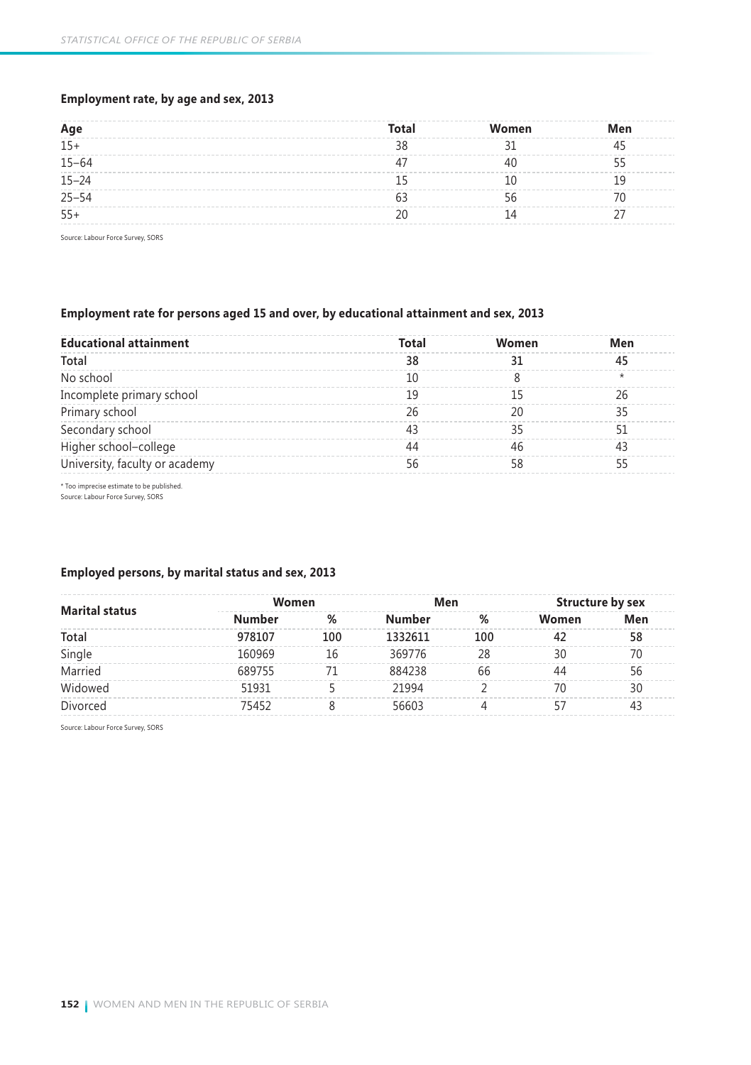### Employment rate, by age and sex, 2013

| Age | Total | Women | Men |
|---|---|---|---|
| 15+ | 38 | 31 | 45 |
| 15–64 | 47 | 40 | 55 |
| 15–24 | 15 | 10 | 19 |
| 25–54 | 63 | 56 | 70 |
| 55+ | 20 | 14 | 27 |

Source: Labour Force Survey, SORS

### Employment rate for persons aged 15 and over, by educational attainment and sex, 2013

| Educational attainment | Total | Women | Men |
|---|---|---|---|
| **Total** | **38** | **31** | **45** |
| No school | 10 | 8 | * |
| Incomplete primary school | 19 | 15 | 26 |
| Primary school | 26 | 20 | 35 |
| Secondary school | 43 | 35 | 51 |
| Higher school–college | 44 | 46 | 43 |
| University, faculty or academy | 56 | 58 | 55 |

* Too imprecise estimate to be published.
Source: Labour Force Survey, SORS

### Employed persons, by marital status and sex, 2013

| Marital status | Women | | Men | | Structure by sex | |
|---|---|---|---|---|---|---|
| | Number | % | Number | % | Women | Men |
| **Total** | **978107** | **100** | **1332611** | **100** | **42** | **58** |
| Single | 160969 | 16 | 369776 | 28 | 30 | 70 |
| Married | 689755 | 71 | 884238 | 66 | 44 | 56 |
| Widowed | 51931 | 5 | 21994 | 2 | 70 | 30 |
| Divorced | 75452 | 8 | 56603 | 4 | 57 | 43 |

Source: Labour Force Survey, SORS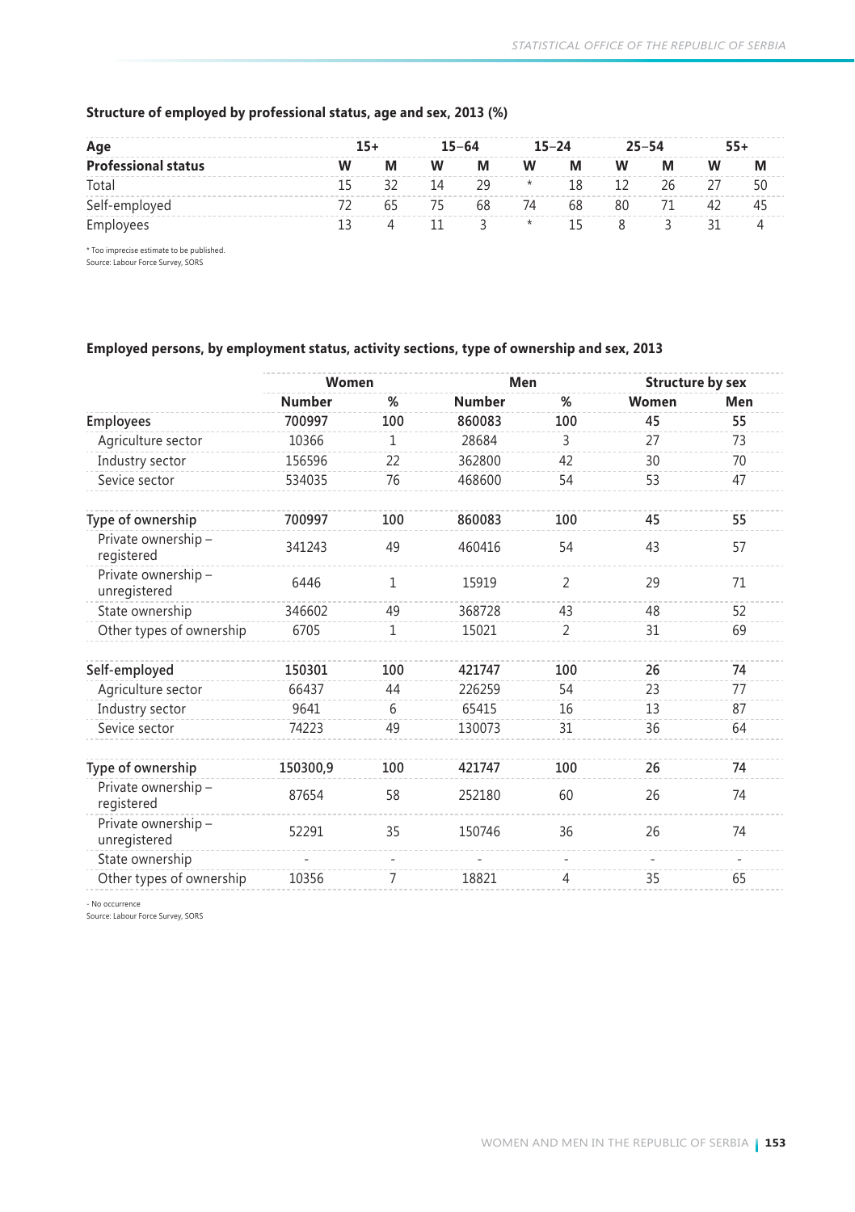**Structure of employed by professional status, age and sex, 2013 (%)**

| Age | 15+ | | 15–64 | | 15–24 | | 25–54 | | 55+ | |
|---|---|---|---|---|---|---|---|---|---|---|
| **Professional status** | **W** | **M** | **W** | **M** | **W** | **M** | **W** | **M** | **W** | **M** |
| Total | 15 | 32 | 14 | 29 | * | 18 | 12 | 26 | 27 | 50 |
| Self-employed | 72 | 65 | 75 | 68 | 74 | 68 | 80 | 71 | 42 | 45 |
| Employees | 13 | 4 | 11 | 3 | * | 15 | 8 | 3 | 31 | 4 |

* Too imprecise estimate to be published.
Source: Labour Force Survey, SORS

**Employed persons, by employment status, activity sections, type of ownership and sex, 2013**

| | Women | | Men | | Structure by sex | |
|---|---|---|---|---|---|---|
| | **Number** | **%** | **Number** | **%** | **Women** | **Men** |
| **Employees** | **700997** | **100** | **860083** | **100** | **45** | **55** |
| Agriculture sector | 10366 | 1 | 28684 | 3 | 27 | 73 |
| Industry sector | 156596 | 22 | 362800 | 42 | 30 | 70 |
| Sevice sector | 534035 | 76 | 468600 | 54 | 53 | 47 |
| **Type of ownership** | **700997** | **100** | **860083** | **100** | **45** | **55** |
| Private ownership – registered | 341243 | 49 | 460416 | 54 | 43 | 57 |
| Private ownership – unregistered | 6446 | 1 | 15919 | 2 | 29 | 71 |
| State ownership | 346602 | 49 | 368728 | 43 | 48 | 52 |
| Other types of ownership | 6705 | 1 | 15021 | 2 | 31 | 69 |
| **Self-employed** | **150301** | **100** | **421747** | **100** | **26** | **74** |
| Agriculture sector | 66437 | 44 | 226259 | 54 | 23 | 77 |
| Industry sector | 9641 | 6 | 65415 | 16 | 13 | 87 |
| Sevice sector | 74223 | 49 | 130073 | 31 | 36 | 64 |
| **Type of ownership** | **150300,9** | **100** | **421747** | **100** | **26** | **74** |
| Private ownership – registered | 87654 | 58 | 252180 | 60 | 26 | 74 |
| Private ownership – unregistered | 52291 | 35 | 150746 | 36 | 26 | 74 |
| State ownership | - | - | - | - | - | - |
| Other types of ownership | 10356 | 7 | 18821 | 4 | 35 | 65 |

- No occurrence
Source: Labour Force Survey, SORS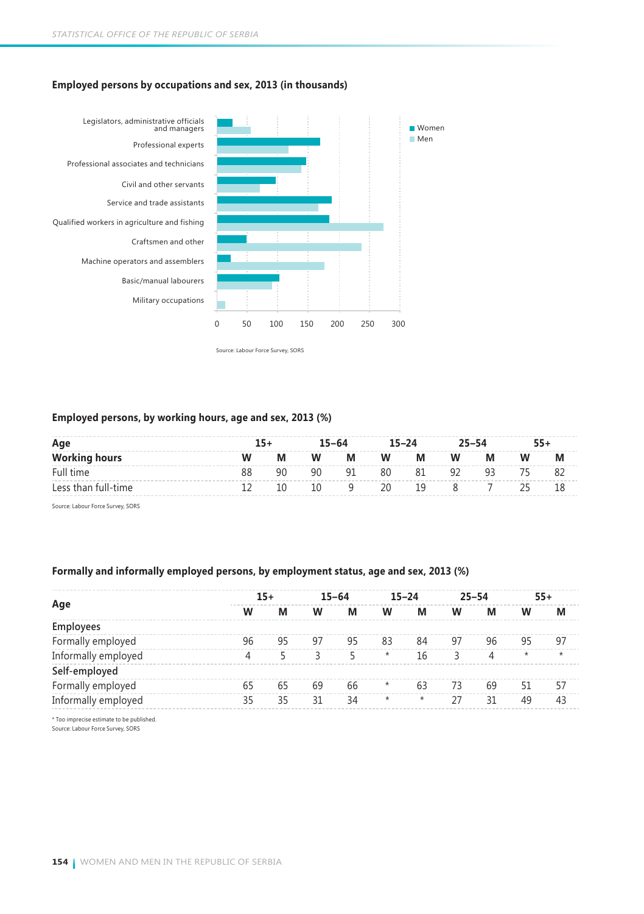### Employed persons by occupations and sex, 2013 (in thousands)

Legislators, administrative officials and managers
Professional experts
Professional associates and technicians
Civil and other servants
Service and trade assistants
Qualified workers in agriculture and fishing
Craftsmen and other
Machine operators and assemblers
Basic/manual labourers
Military occupations

0 50 100 150 200 250 300

Women
Men

Source: Labour Force Survey, SORS

### Employed persons, by working hours, age and sex, 2013 (%)

| **Age** | **15+** | | **15–64** | | **15–24** | | **25–54** | | **55+** | |
|---|---|---|---|---|---|---|---|---|---|---|
| **Working hours** | **W** | **M** | **W** | **M** | **W** | **M** | **W** | **M** | **W** | **M** |
| Full time | 88 | 90 | 90 | 91 | 80 | 81 | 92 | 93 | 75 | 82 |
| Less than full-time | 12 | 10 | 10 | 9 | 20 | 19 | 8 | 7 | 25 | 18 |

Source: Labour Force Survey, SORS

### Formally and informally employed persons, by employment status, age and sex, 2013 (%)

| **Age** | **15+** | | **15–64** | | **15–24** | | **25–54** | | **55+** | |
|---|---|---|---|---|---|---|---|---|---|---|
| | **W** | **M** | **W** | **M** | **W** | **M** | **W** | **M** | **W** | **M** |
| **Employees** | | | | | | | | | | |
| Formally employed | 96 | 95 | 97 | 95 | 83 | 84 | 97 | 96 | 95 | 97 |
| Informally employed | 4 | 5 | 3 | 5 | * | 16 | 3 | 4 | * | * |
| **Self-employed** | | | | | | | | | | |
| Formally employed | 65 | 65 | 69 | 66 | * | 63 | 73 | 69 | 51 | 57 |
| Informally employed | 35 | 35 | 31 | 34 | * | * | 27 | 31 | 49 | 43 |

* Too imprecise estimate to be published.
Source: Labour Force Survey, SORS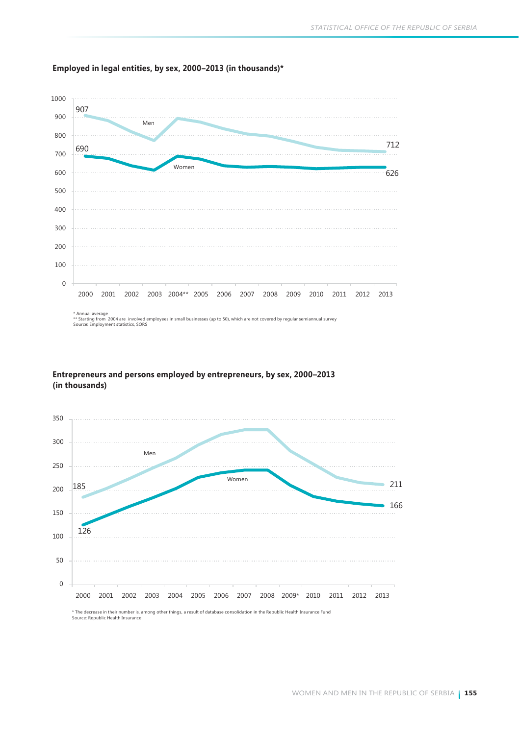**Employed in legal entities, by sex, 2000–2013 (in thousands)***

\* Annual average
\*\* Starting from 2004 are involved employees in small businesses (up to 50), which are not covered by regular semiannual survey
Source: Employment statistics, SORS

**Entrepreneurs and persons employed by entrepreneurs, by sex, 2000–2013 (in thousands)**

\* The decrease in their number is, among other things, a result of database consolidation in the Republic Health Insurance Fund
Source: Republic Health Insurance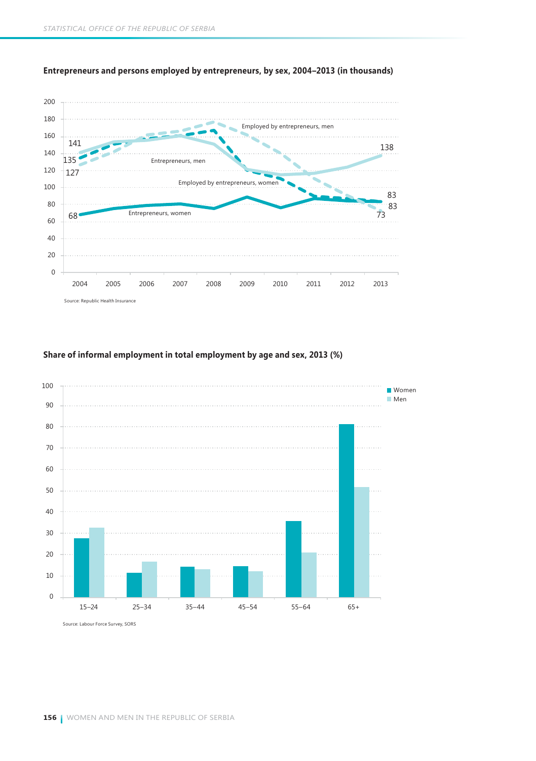### Entrepreneurs and persons employed by entrepreneurs, by sex, 2004–2013 (in thousands)

Source: Republic Health Insurance

### Share of informal employment in total employment by age and sex, 2013 (%)

Source: Labour Force Survey, SORS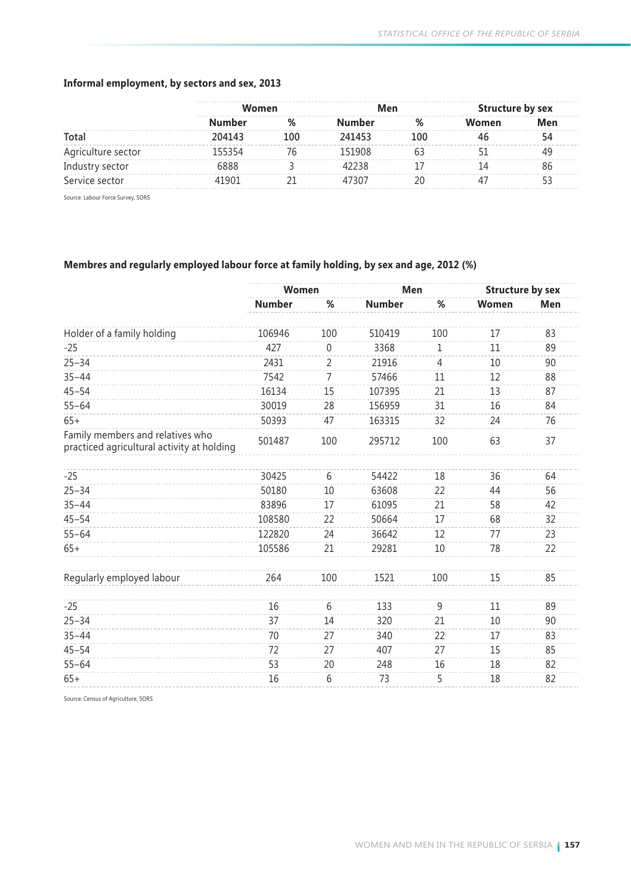### Informal employment, by sectors and sex, 2013

| | Women | | Men | | Structure by sex | |
|---|---|---|---|---|---|---|
| | Number | % | Number | % | Women | Men |
| **Total** | **204143** | **100** | **241453** | **100** | **46** | **54** |
| Agriculture sector | 155354 | 76 | 151908 | 63 | 51 | 49 |
| Industry sector | 6888 | 3 | 42238 | 17 | 14 | 86 |
| Service sector | 41901 | 21 | 47307 | 20 | 47 | 53 |

Source: Labour Force Survey, SORS

### Membres and regularly employed labour force at family holding, by sex and age, 2012 (%)

| | Women | | Men | | Structure by sex | |
|---|---|---|---|---|---|---|
| | Number | % | Number | % | Women | Men |
| Holder of a family holding | 106946 | 100 | 510419 | 100 | 17 | 83 |
| -25 | 427 | 0 | 3368 | 1 | 11 | 89 |
| 25–34 | 2431 | 2 | 21916 | 4 | 10 | 90 |
| 35–44 | 7542 | 7 | 57466 | 11 | 12 | 88 |
| 45–54 | 16134 | 15 | 107395 | 21 | 13 | 87 |
| 55–64 | 30019 | 28 | 156959 | 31 | 16 | 84 |
| 65+ | 50393 | 47 | 163315 | 32 | 24 | 76 |
| Family members and relatives who practiced agricultural activity at holding | 501487 | 100 | 295712 | 100 | 63 | 37 |
| -25 | 30425 | 6 | 54422 | 18 | 36 | 64 |
| 25–34 | 50180 | 10 | 63608 | 22 | 44 | 56 |
| 35–44 | 83896 | 17 | 61095 | 21 | 58 | 42 |
| 45–54 | 108580 | 22 | 50664 | 17 | 68 | 32 |
| 55–64 | 122820 | 24 | 36642 | 12 | 77 | 23 |
| 65+ | 105586 | 21 | 29281 | 10 | 78 | 22 |
| Regularly employed labour | 264 | 100 | 1521 | 100 | 15 | 85 |
| -25 | 16 | 6 | 133 | 9 | 11 | 89 |
| 25–34 | 37 | 14 | 320 | 21 | 10 | 90 |
| 35–44 | 70 | 27 | 340 | 22 | 17 | 83 |
| 45–54 | 72 | 27 | 407 | 27 | 15 | 85 |
| 55–64 | 53 | 20 | 248 | 16 | 18 | 82 |
| 65+ | 16 | 6 | 73 | 5 | 18 | 82 |

Source: Census of Agriculture, SORS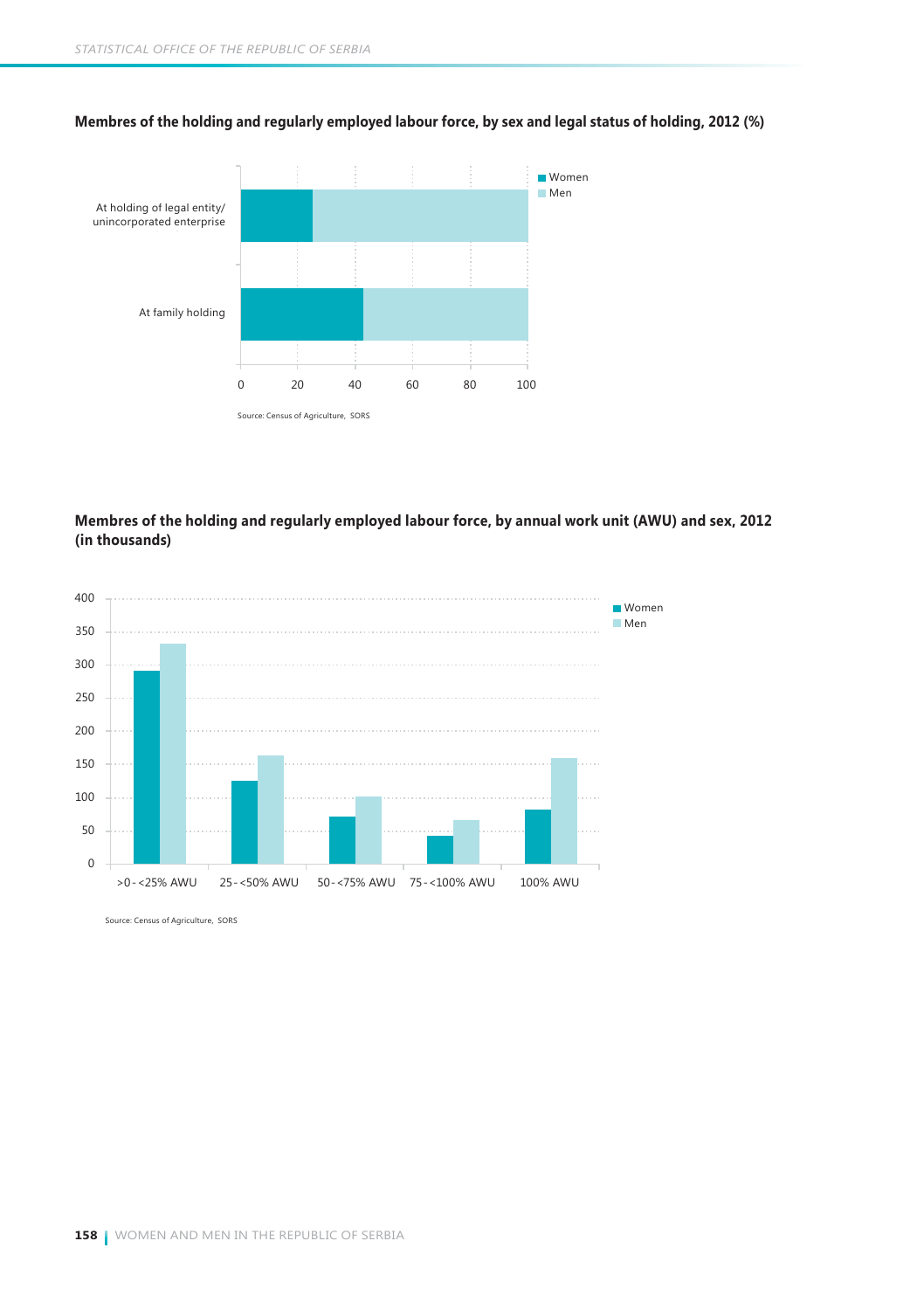**Membres of the holding and regularly employed labour force, by sex and legal status of holding, 2012 (%)**

Source: Census of Agriculture, SORS

**Membres of the holding and regularly employed labour force, by annual work unit (AWU) and sex, 2012 (in thousands)**

Source: Census of Agriculture, SORS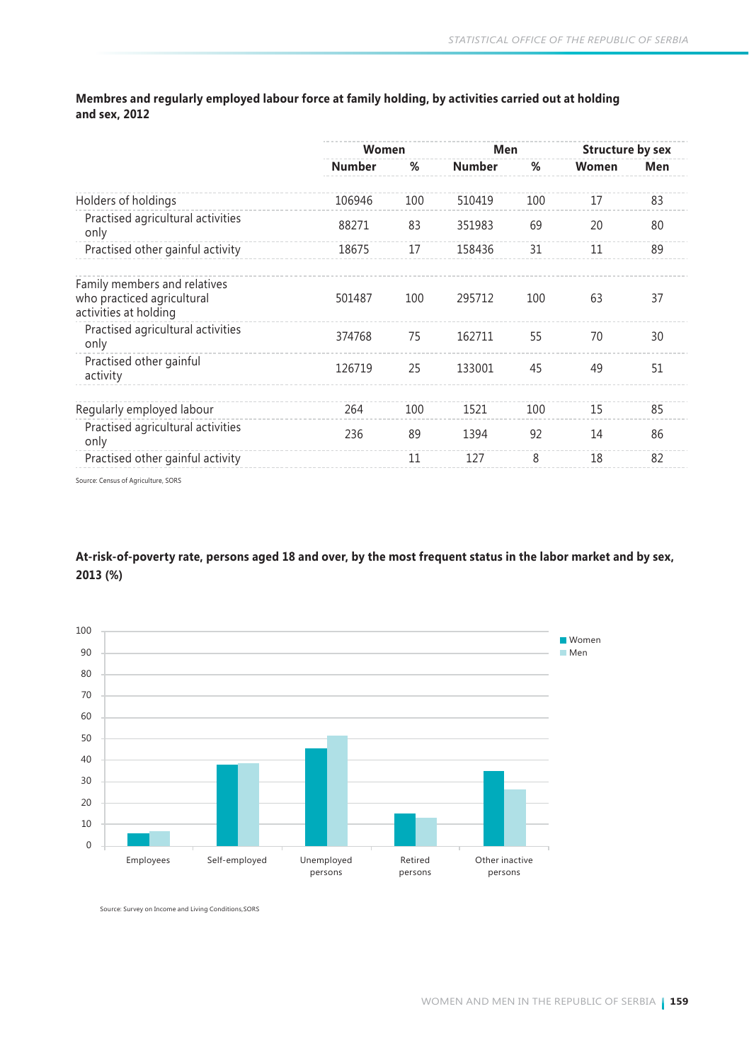**Membres and regularly employed labour force at family holding, by activities carried out at holding and sex, 2012**

| | Women | | Men | | Structure by sex | |
|---|---|---|---|---|---|---|
| | Number | % | Number | % | Women | Men |
| Holders of holdings | 106946 | 100 | 510419 | 100 | 17 | 83 |
| Practised agricultural activities only | 88271 | 83 | 351983 | 69 | 20 | 80 |
| Practised other gainful activity | 18675 | 17 | 158436 | 31 | 11 | 89 |
| Family members and relatives who practiced agricultural activities at holding | 501487 | 100 | 295712 | 100 | 63 | 37 |
| Practised agricultural activities only | 374768 | 75 | 162711 | 55 | 70 | 30 |
| Practised other gainful activity | 126719 | 25 | 133001 | 45 | 49 | 51 |
| Regularly employed labour | 264 | 100 | 1521 | 100 | 15 | 85 |
| Practised agricultural activities only | 236 | 89 | 1394 | 92 | 14 | 86 |
| Practised other gainful activity | | 11 | 127 | 8 | 18 | 82 |

Source: Census of Agriculture, SORS

**At-risk-of-poverty rate, persons aged 18 and over, by the most frequent status in the labor market and by sex, 2013 (%)**

Source: Survey on Income and Living Conditions,SORS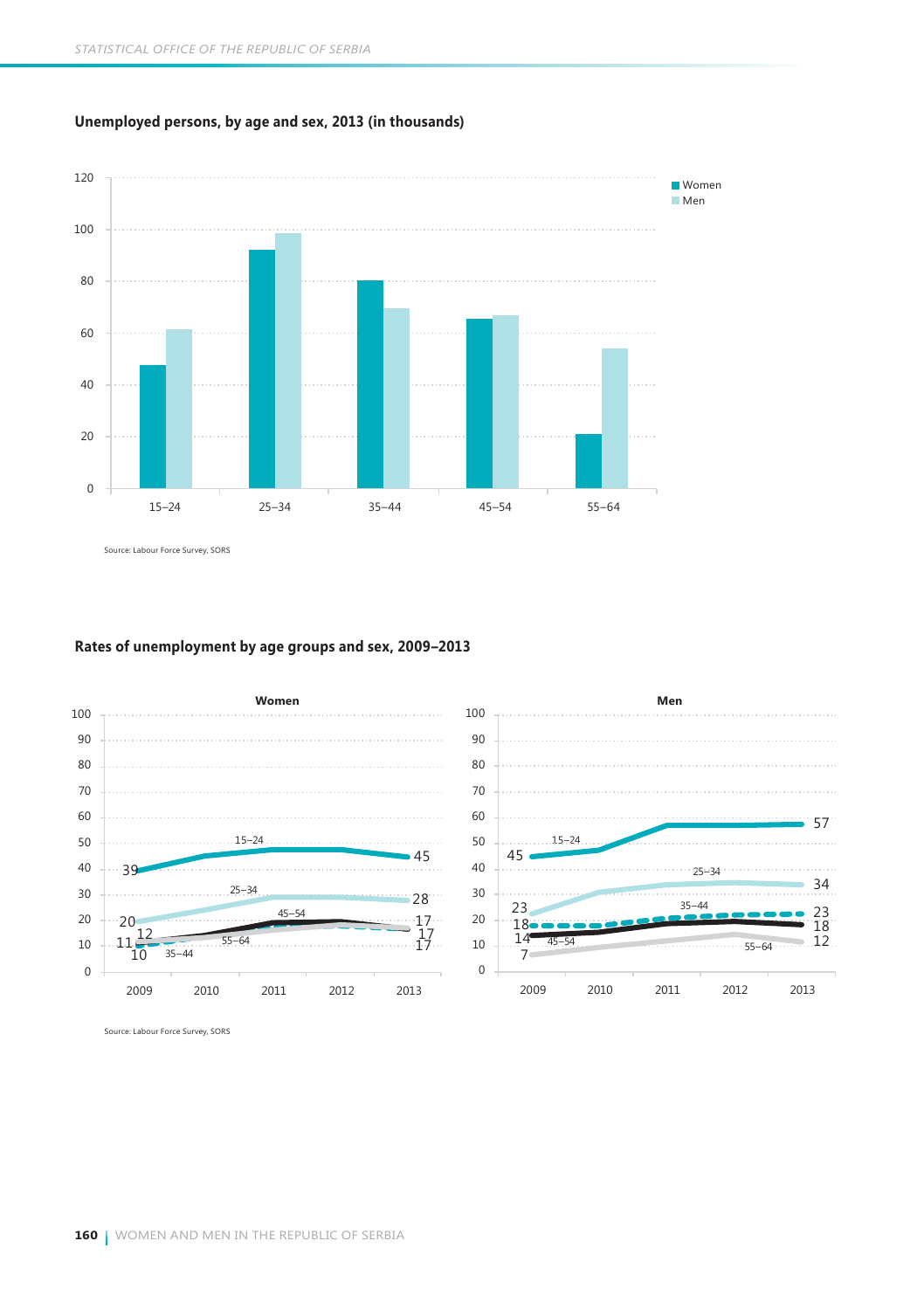## Unemployed persons, by age and sex, 2013 (in thousands)

Source: Labour Force Survey, SORS

## Rates of unemployment by age groups and sex, 2009–2013

Source: Labour Force Survey, SORS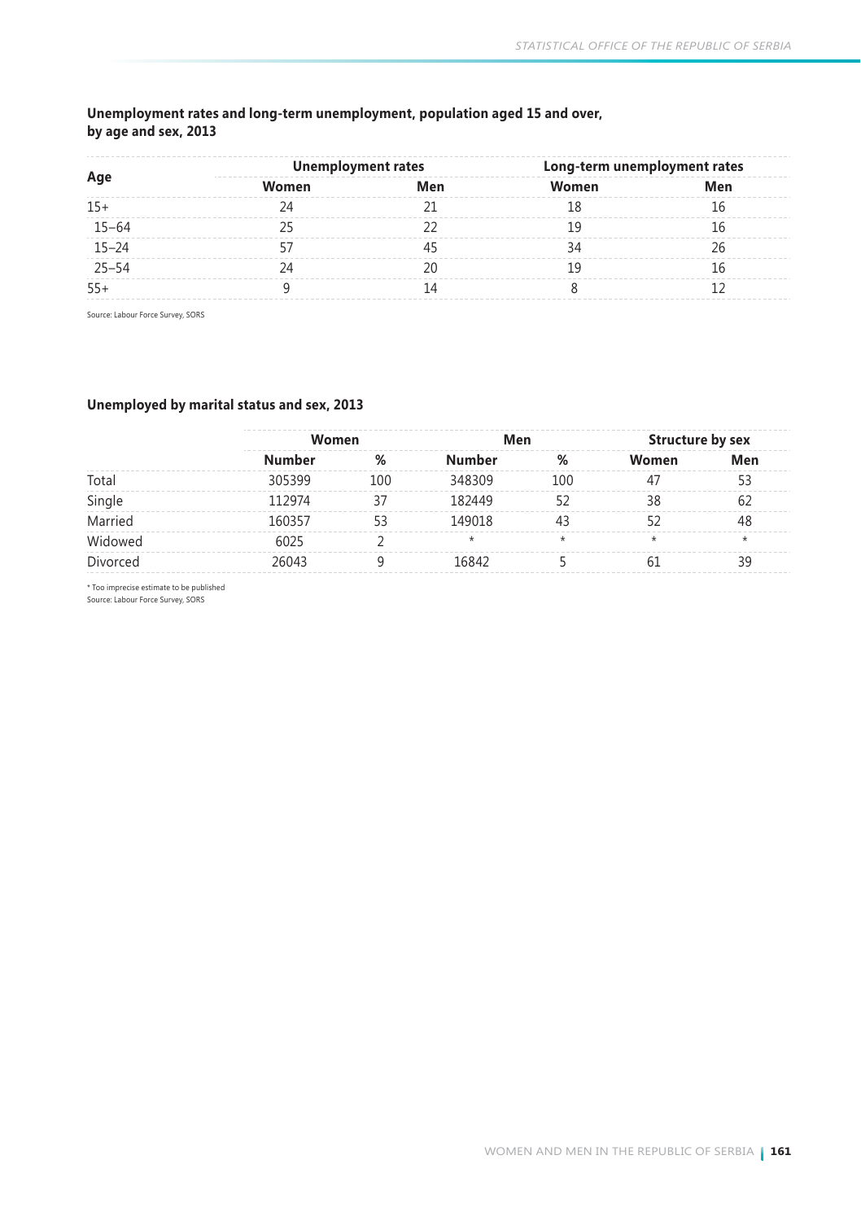**Unemployment rates and long-term unemployment, population aged 15 and over, by age and sex, 2013**

| Age | Unemployment rates | | Long-term unemployment rates | |
|---|---|---|---|---|
| | Women | Men | Women | Men |
| 15+ | 24 | 21 | 18 | 16 |
| 15–64 | 25 | 22 | 19 | 16 |
| 15–24 | 57 | 45 | 34 | 26 |
| 25–54 | 24 | 20 | 19 | 16 |
| 55+ | 9 | 14 | 8 | 12 |

Source: Labour Force Survey, SORS

**Unemployed by marital status and sex, 2013**

| | Women | | Men | | Structure by sex | |
|---|---|---|---|---|---|---|
| | Number | % | Number | % | Women | Men |
| Total | 305399 | 100 | 348309 | 100 | 47 | 53 |
| Single | 112974 | 37 | 182449 | 52 | 38 | 62 |
| Married | 160357 | 53 | 149018 | 43 | 52 | 48 |
| Widowed | 6025 | 2 | * | * | * | * |
| Divorced | 26043 | 9 | 16842 | 5 | 61 | 39 |

* Too imprecise estimate to be published
Source: Labour Force Survey, SORS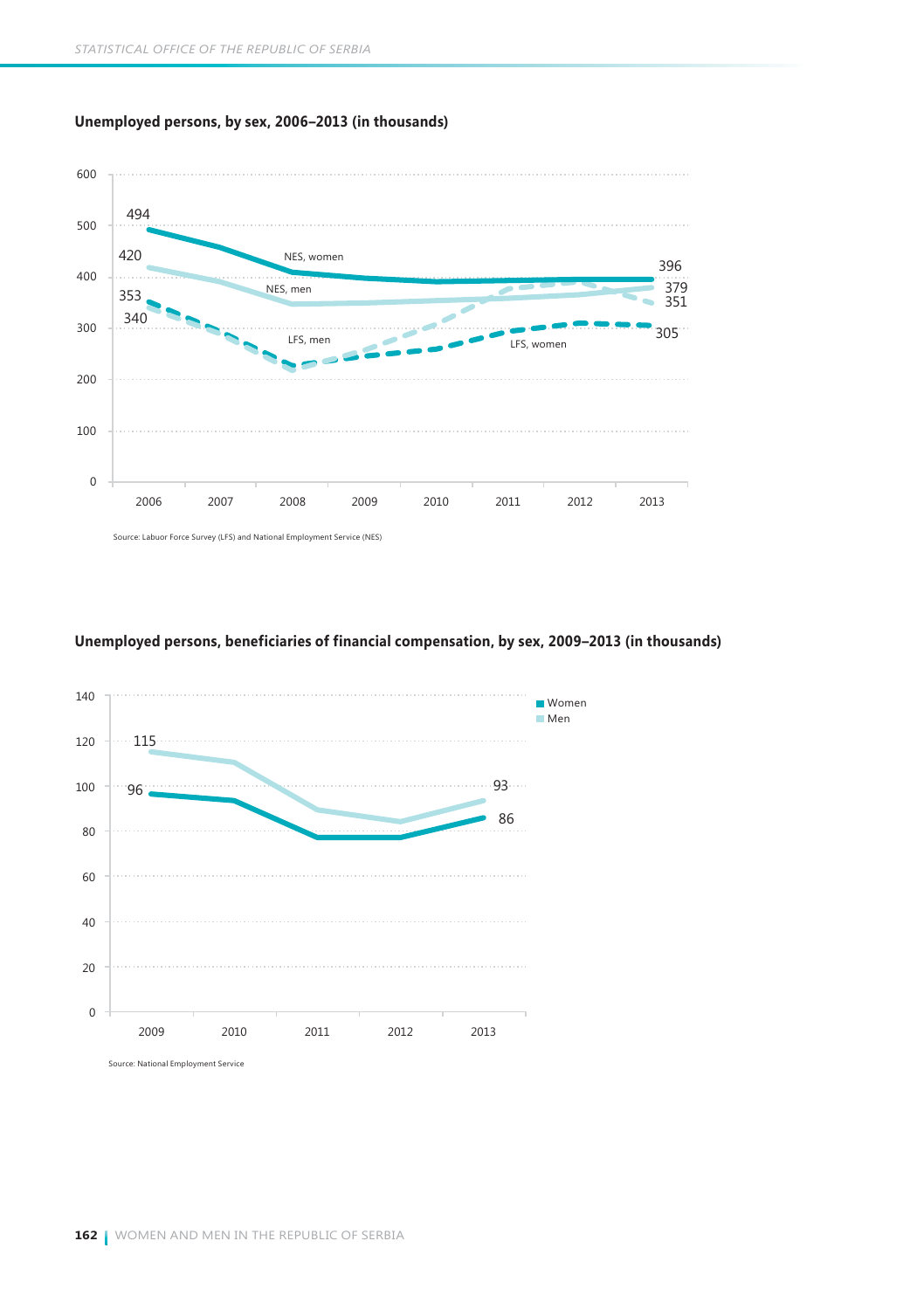**Unemployed persons, by sex, 2006–2013 (in thousands)**

Source: Labuor Force Survey (LFS) and National Employment Service (NES)

**Unemployed persons, beneficiaries of financial compensation, by sex, 2009–2013 (in thousands)**

Source: National Employment Service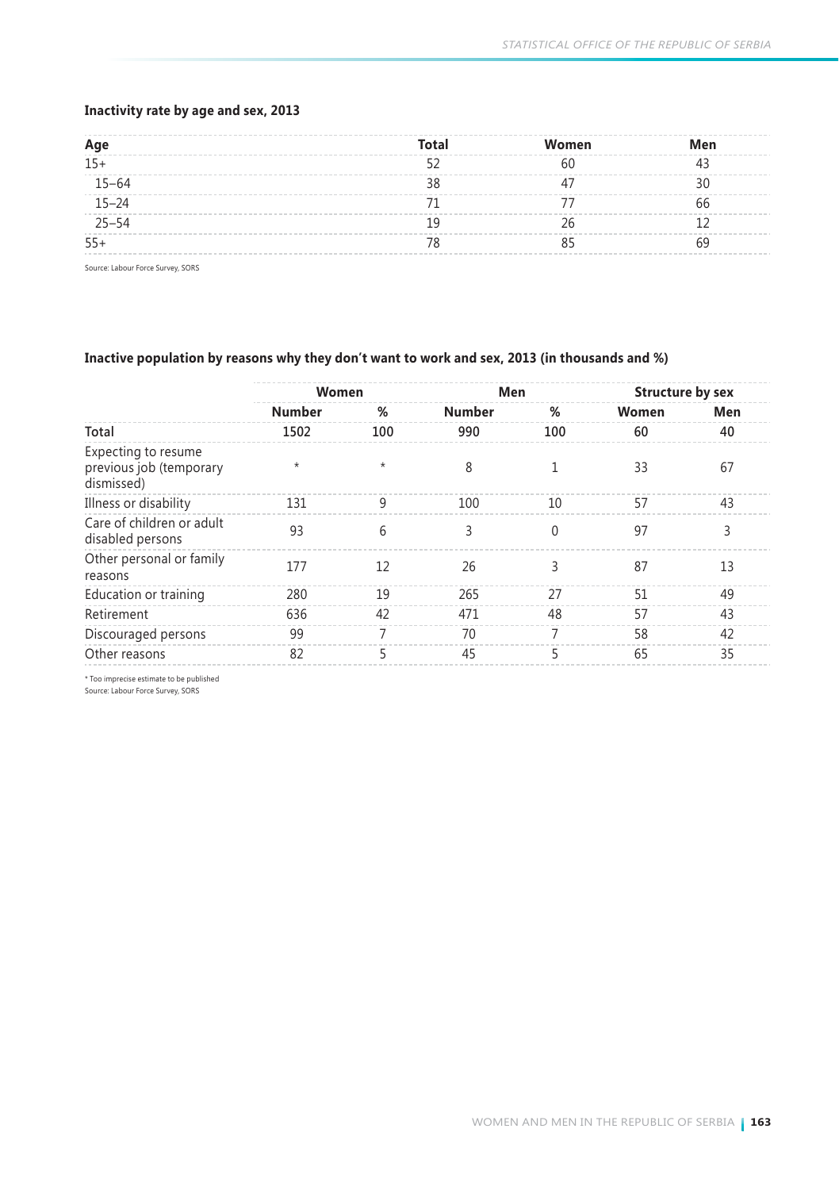### Inactivity rate by age and sex, 2013

| Age | Total | Women | Men |
|---|---|---|---|
| 15+ | 52 | 60 | 43 |
| 15–64 | 38 | 47 | 30 |
| 15–24 | 71 | 77 | 66 |
| 25–54 | 19 | 26 | 12 |
| 55+ | 78 | 85 | 69 |

Source: Labour Force Survey, SORS

### Inactive population by reasons why they don't want to work and sex, 2013 (in thousands and %)

| | Women | | Men | | Structure by sex | |
|---|---|---|---|---|---|---|
| | Number | % | Number | % | Women | Men |
| **Total** | 1502 | 100 | 990 | 100 | 60 | 40 |
| Expecting to resume previous job (temporary dismissed) | * | * | 8 | 1 | 33 | 67 |
| Illness or disability | 131 | 9 | 100 | 10 | 57 | 43 |
| Care of children or adult disabled persons | 93 | 6 | 3 | 0 | 97 | 3 |
| Other personal or family reasons | 177 | 12 | 26 | 3 | 87 | 13 |
| Education or training | 280 | 19 | 265 | 27 | 51 | 49 |
| Retirement | 636 | 42 | 471 | 48 | 57 | 43 |
| Discouraged persons | 99 | 7 | 70 | 7 | 58 | 42 |
| Other reasons | 82 | 5 | 45 | 5 | 65 | 35 |

* Too imprecise estimate to be published
Source: Labour Force Survey, SORS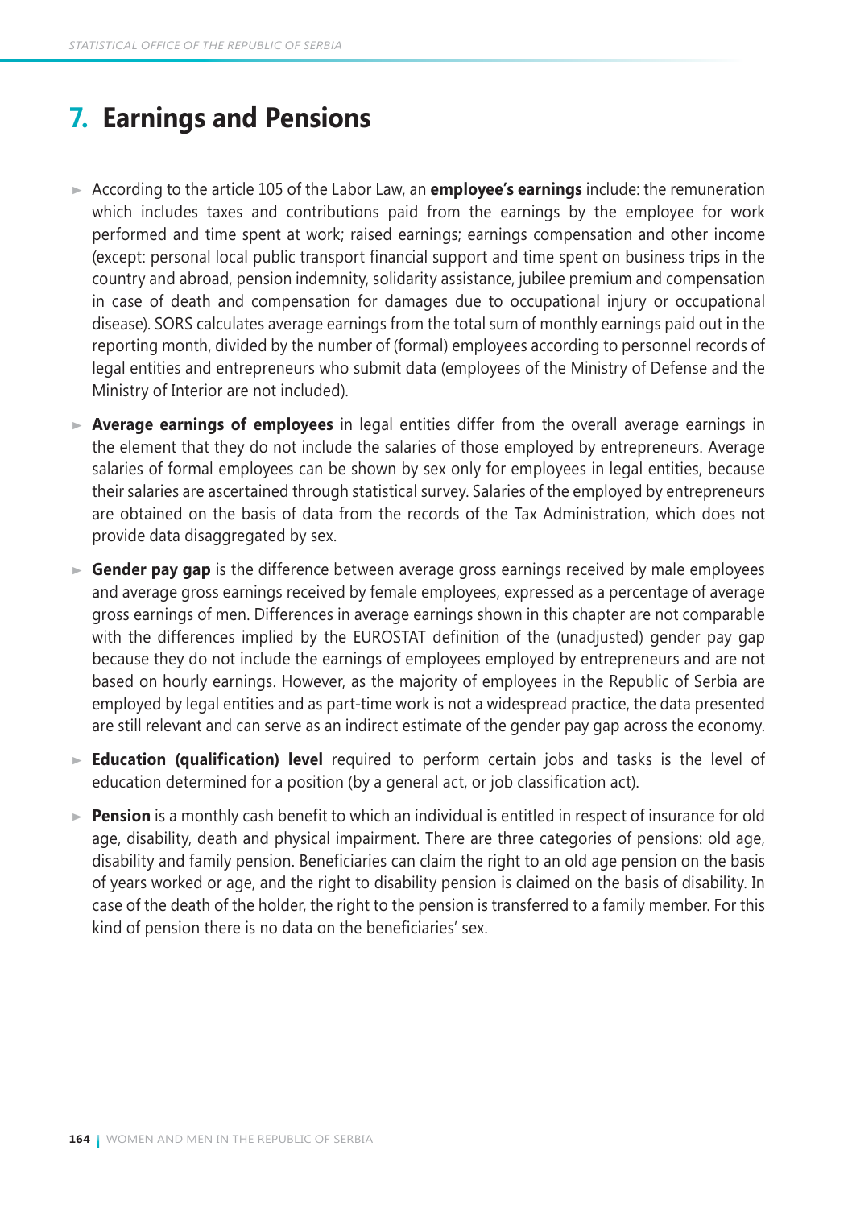# 7. Earnings and Pensions

- According to the article 105 of the Labor Law, an **employee's earnings** include: the remuneration which includes taxes and contributions paid from the earnings by the employee for work performed and time spent at work; raised earnings; earnings compensation and other income (except: personal local public transport financial support and time spent on business trips in the country and abroad, pension indemnity, solidarity assistance, jubilee premium and compensation in case of death and compensation for damages due to occupational injury or occupational disease). SORS calculates average earnings from the total sum of monthly earnings paid out in the reporting month, divided by the number of (formal) employees according to personnel records of legal entities and entrepreneurs who submit data (employees of the Ministry of Defense and the Ministry of Interior are not included).

- **Average earnings of employees** in legal entities differ from the overall average earnings in the element that they do not include the salaries of those employed by entrepreneurs. Average salaries of formal employees can be shown by sex only for employees in legal entities, because their salaries are ascertained through statistical survey. Salaries of the employed by entrepreneurs are obtained on the basis of data from the records of the Tax Administration, which does not provide data disaggregated by sex.

- **Gender pay gap** is the difference between average gross earnings received by male employees and average gross earnings received by female employees, expressed as a percentage of average gross earnings of men. Differences in average earnings shown in this chapter are not comparable with the differences implied by the EUROSTAT definition of the (unadjusted) gender pay gap because they do not include the earnings of employees employed by entrepreneurs and are not based on hourly earnings. However, as the majority of employees in the Republic of Serbia are employed by legal entities and as part-time work is not a widespread practice, the data presented are still relevant and can serve as an indirect estimate of the gender pay gap across the economy.

- **Education (qualification) level** required to perform certain jobs and tasks is the level of education determined for a position (by a general act, or job classification act).

- **Pension** is a monthly cash benefit to which an individual is entitled in respect of insurance for old age, disability, death and physical impairment. There are three categories of pensions: old age, disability and family pension. Beneficiaries can claim the right to an old age pension on the basis of years worked or age, and the right to disability pension is claimed on the basis of disability. In case of the death of the holder, the right to the pension is transferred to a family member. For this kind of pension there is no data on the beneficiaries' sex.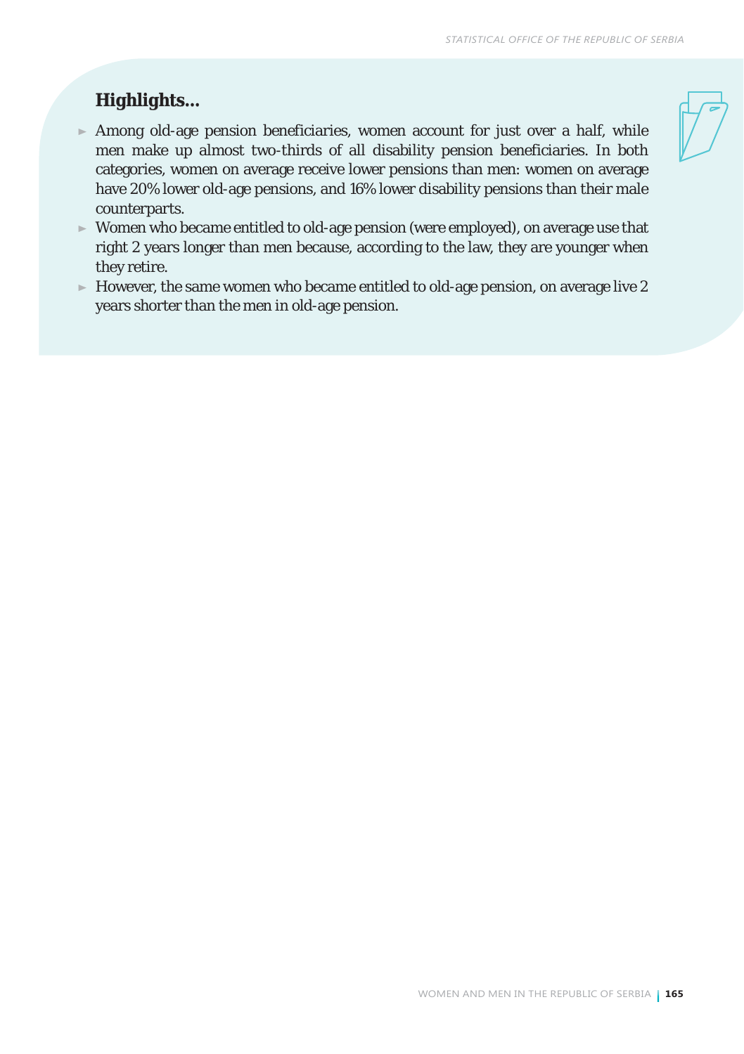## Highlights...

- Among old-age pension beneficiaries, women account for just over a half, while men make up almost two-thirds of all disability pension beneficiaries. In both categories, women on average receive lower pensions than men: women on average have 20% lower old-age pensions, and 16% lower disability pensions than their male counterparts.
- Women who became entitled to old-age pension (were employed), on average use that right 2 years longer than men because, according to the law, they are younger when they retire.
- However, the same women who became entitled to old-age pension, on average live 2 years shorter than the men in old-age pension.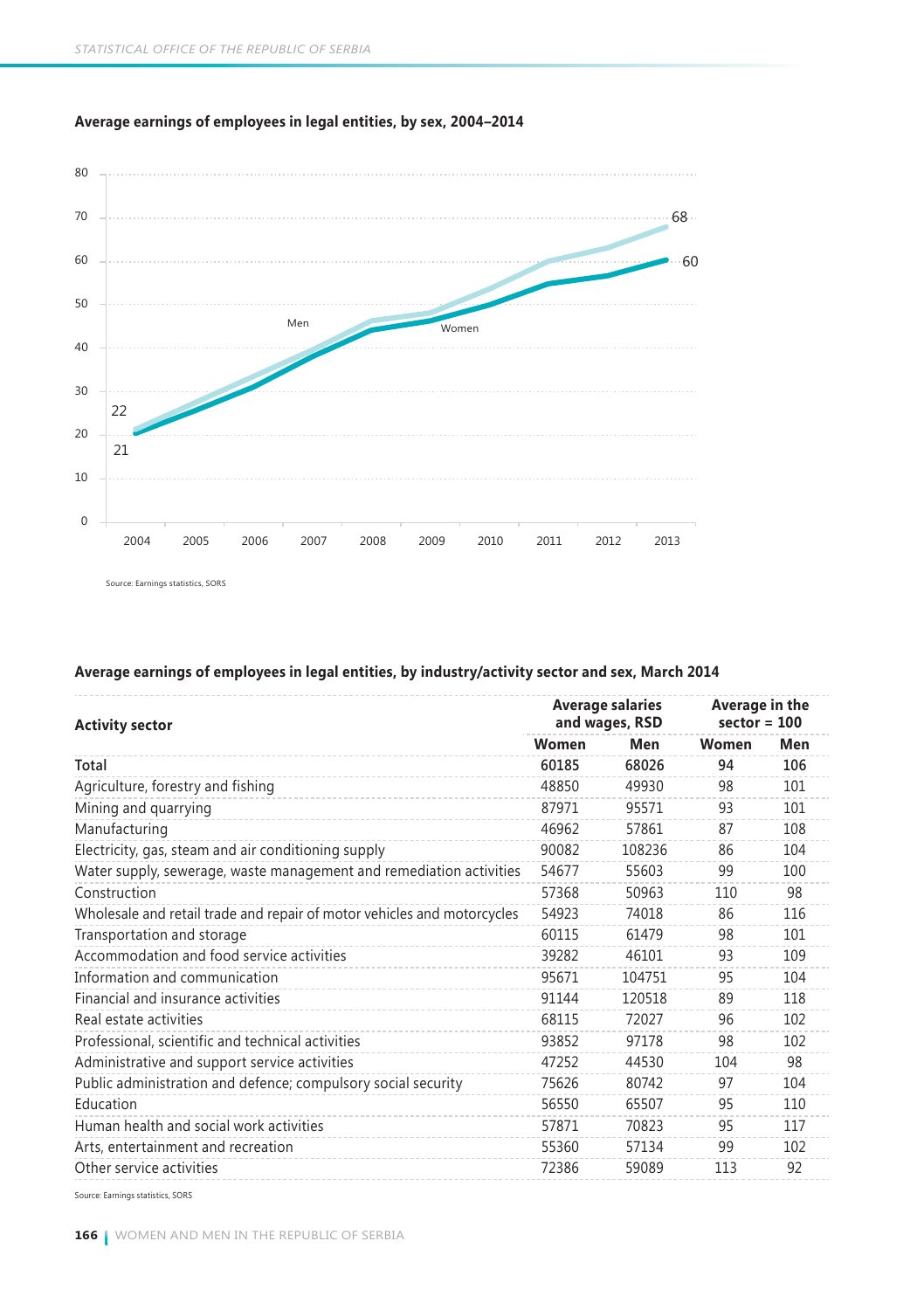**Average earnings of employees in legal entities, by sex, 2004–2014**

Source: Earnings statistics, SORS

**Average earnings of employees in legal entities, by industry/activity sector and sex, March 2014**

| Activity sector | Average salaries and wages, RSD | | Average in the sector = 100 | |
|---|---|---|---|---|
| | Women | Men | Women | Men |
| **Total** | **60185** | **68026** | **94** | **106** |
| Agriculture, forestry and fishing | 48850 | 49930 | 98 | 101 |
| Mining and quarrying | 87971 | 95571 | 93 | 101 |
| Manufacturing | 46962 | 57861 | 87 | 108 |
| Electricity, gas, steam and air conditioning supply | 90082 | 108236 | 86 | 104 |
| Water supply, sewerage, waste management and remediation activities | 54677 | 55603 | 99 | 100 |
| Construction | 57368 | 50963 | 110 | 98 |
| Wholesale and retail trade and repair of motor vehicles and motorcycles | 54923 | 74018 | 86 | 116 |
| Transportation and storage | 60115 | 61479 | 98 | 101 |
| Accommodation and food service activities | 39282 | 46101 | 93 | 109 |
| Information and communication | 95671 | 104751 | 95 | 104 |
| Financial and insurance activities | 91144 | 120518 | 89 | 118 |
| Real estate activities | 68115 | 72027 | 96 | 102 |
| Professional, scientific and technical activities | 93852 | 97178 | 98 | 102 |
| Administrative and support service activities | 47252 | 44530 | 104 | 98 |
| Public administration and defence; compulsory social security | 75626 | 80742 | 97 | 104 |
| Education | 56550 | 65507 | 95 | 110 |
| Human health and social work activities | 57871 | 70823 | 95 | 117 |
| Arts, entertainment and recreation | 55360 | 57134 | 99 | 102 |
| Other service activities | 72386 | 59089 | 113 | 92 |

Source: Earnings statistics, SORS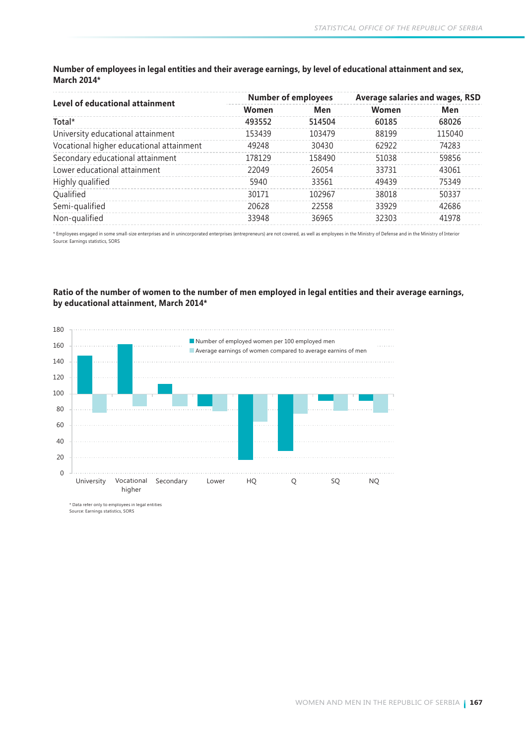**Number of employees in legal entities and their average earnings, by level of educational attainment and sex, March 2014***

| Level of educational attainment | Number of employees | | Average salaries and wages, RSD | |
|---|---|---|---|---|
| | Women | Men | Women | Men |
| Total* | 493552 | 514504 | 60185 | 68026 |
| University educational attainment | 153439 | 103479 | 88199 | 115040 |
| Vocational higher educational attainment | 49248 | 30430 | 62922 | 74283 |
| Secondary educational attainment | 178129 | 158490 | 51038 | 59856 |
| Lower educational attainment | 22049 | 26054 | 33731 | 43061 |
| Highly qualified | 5940 | 33561 | 49439 | 75349 |
| Qualified | 30171 | 102967 | 38018 | 50337 |
| Semi-qualified | 20628 | 22558 | 33929 | 42686 |
| Non-qualified | 33948 | 36965 | 32303 | 41978 |

* Employees engaged in some small-size enterprises and in unincorporated enterprises (entrepreneurs) are not covered, as well as employees in the Ministry of Defense and in the Ministry of Interior
Source: Earnings statistics, SORS

**Ratio of the number of women to the number of men employed in legal entities and their average earnings, by educational attainment, March 2014***

* Data refer only to employees in legal entities
Source: Earnings statistics, SORS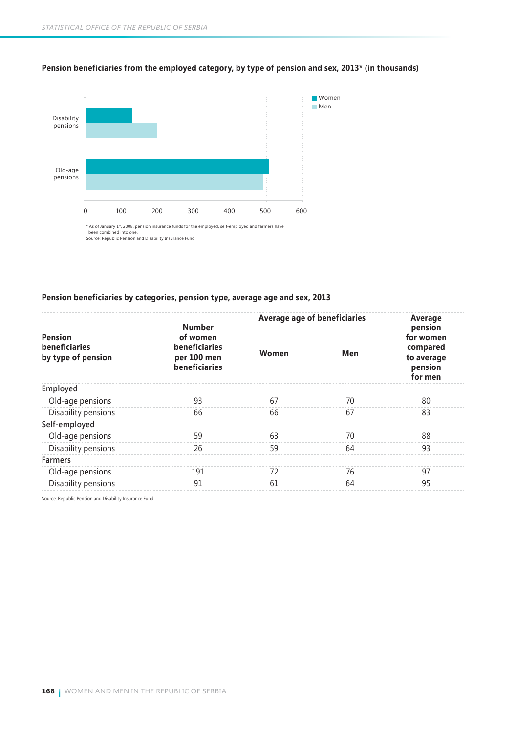**Pension beneficiaries from the employed category, by type of pension and sex, 2013* (in thousands)**

Women
Men

Disability pensions

Old-age pensions

0 100 200 300 400 500 600

* As of January 1st, 2008, pension insurance funds for the employed, self-employed and farmers have been combined into one.
Source: Republic Pension and Disability Insurance Fund

**Pension beneficiaries by categories, pension type, average age and sex, 2013**

| Pension beneficiaries by type of pension | Number of women beneficiaries per 100 men beneficiaries | Average age of beneficiaries | | Average pension for women compared to average pension for men |
|---|---|---|---|---|
| | | Women | Men | |
| Employed | | | | |
| Old-age pensions | 93 | 67 | 70 | 80 |
| Disability pensions | 66 | 66 | 67 | 83 |
| Self-employed | | | | |
| Old-age pensions | 59 | 63 | 70 | 88 |
| Disability pensions | 26 | 59 | 64 | 93 |
| Farmers | | | | |
| Old-age pensions | 191 | 72 | 76 | 97 |
| Disability pensions | 91 | 61 | 64 | 95 |

Source: Republic Pension and Disability Insurance Fund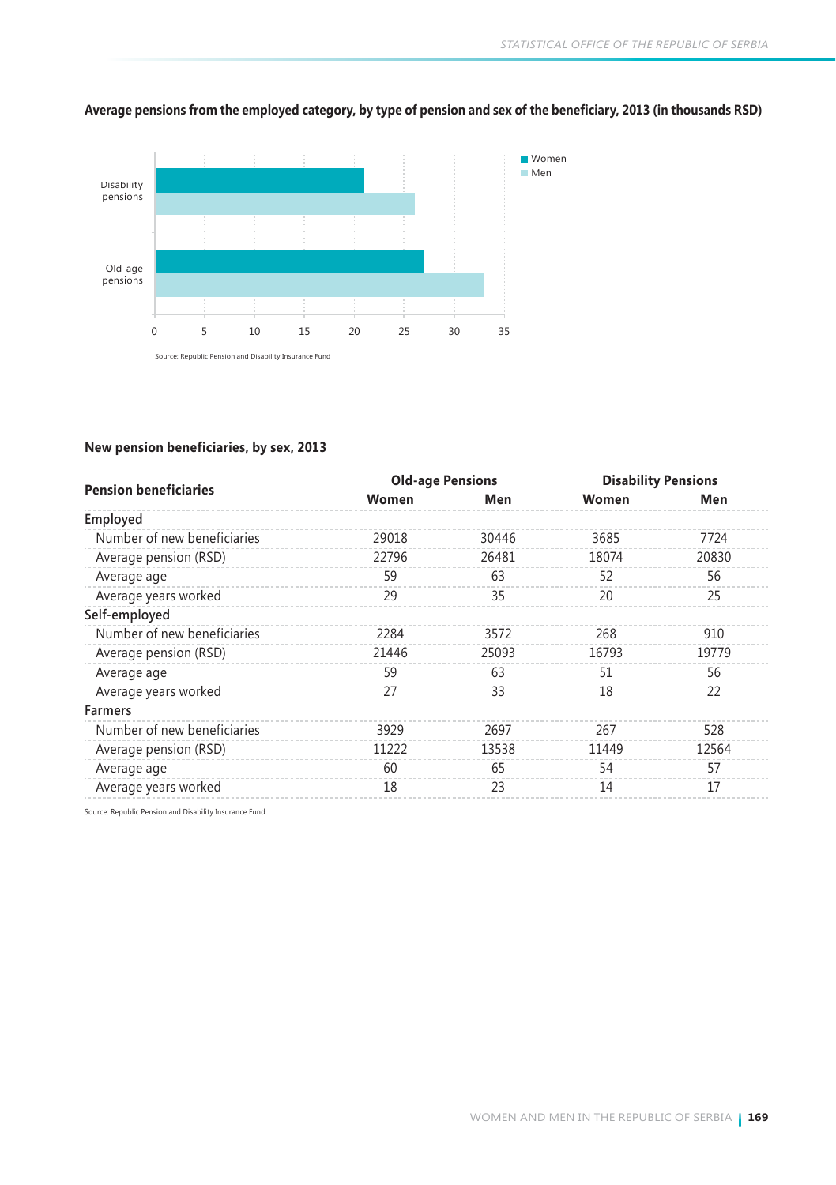**Average pensions from the employed category, by type of pension and sex of the beneficiary, 2013 (in thousands RSD)**

Source: Republic Pension and Disability Insurance Fund

**New pension beneficiaries, by sex, 2013**

| Pension beneficiaries | Old-age Pensions | | Disability Pensions | |
|---|---|---|---|---|
| | Women | Men | Women | Men |
| **Employed** | | | | |
| Number of new beneficiaries | 29018 | 30446 | 3685 | 7724 |
| Average pension (RSD) | 22796 | 26481 | 18074 | 20830 |
| Average age | 59 | 63 | 52 | 56 |
| Average years worked | 29 | 35 | 20 | 25 |
| **Self-employed** | | | | |
| Number of new beneficiaries | 2284 | 3572 | 268 | 910 |
| Average pension (RSD) | 21446 | 25093 | 16793 | 19779 |
| Average age | 59 | 63 | 51 | 56 |
| Average years worked | 27 | 33 | 18 | 22 |
| **Farmers** | | | | |
| Number of new beneficiaries | 3929 | 2697 | 267 | 528 |
| Average pension (RSD) | 11222 | 13538 | 11449 | 12564 |
| Average age | 60 | 65 | 54 | 57 |
| Average years worked | 18 | 23 | 14 | 17 |

Source: Republic Pension and Disability Insurance Fund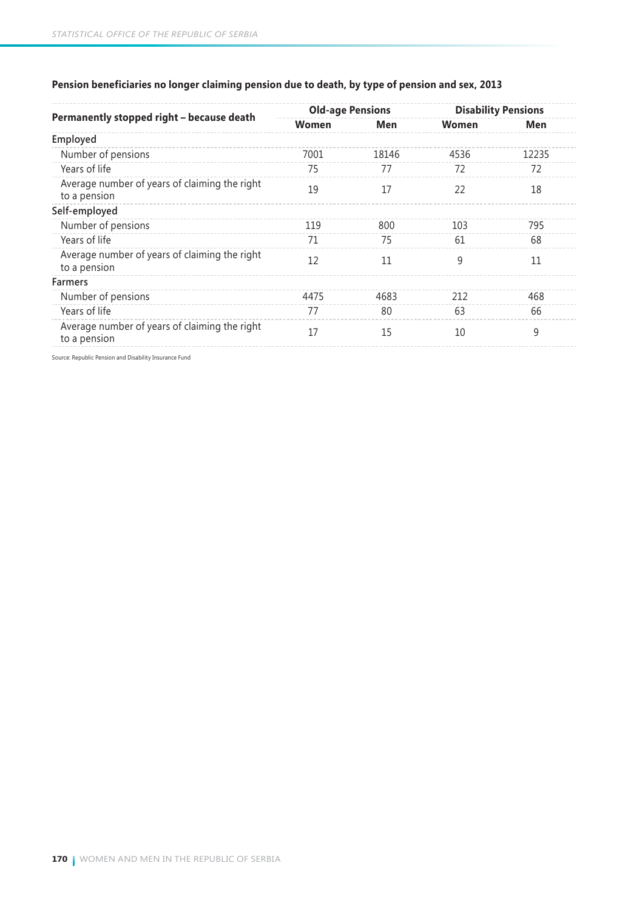**Pension beneficiaries no longer claiming pension due to death, by type of pension and sex, 2013**

| Permanently stopped right – because death | Old-age Pensions | | Disability Pensions | |
|---|---|---|---|---|
| | Women | Men | Women | Men |
| **Employed** | | | | |
| Number of pensions | 7001 | 18146 | 4536 | 12235 |
| Years of life | 75 | 77 | 72 | 72 |
| Average number of years of claiming the right to a pension | 19 | 17 | 22 | 18 |
| **Self-employed** | | | | |
| Number of pensions | 119 | 800 | 103 | 795 |
| Years of life | 71 | 75 | 61 | 68 |
| Average number of years of claiming the right to a pension | 12 | 11 | 9 | 11 |
| **Farmers** | | | | |
| Number of pensions | 4475 | 4683 | 212 | 468 |
| Years of life | 77 | 80 | 63 | 66 |
| Average number of years of claiming the right to a pension | 17 | 15 | 10 | 9 |

Source: Republic Pension and Disability Insurance Fund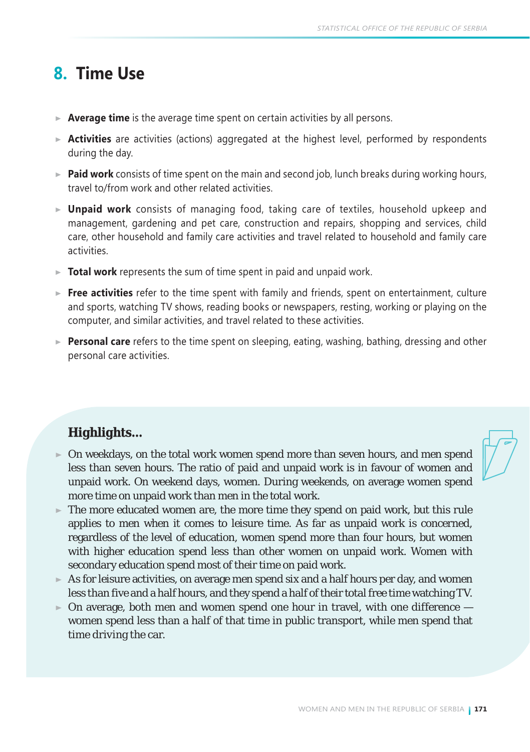# 8. Time Use

- **Average time** is the average time spent on certain activities by all persons.
- **Activities** are activities (actions) aggregated at the highest level, performed by respondents during the day.
- **Paid work** consists of time spent on the main and second job, lunch breaks during working hours, travel to/from work and other related activities.
- **Unpaid work** consists of managing food, taking care of textiles, household upkeep and management, gardening and pet care, construction and repairs, shopping and services, child care, other household and family care activities and travel related to household and family care activities.
- **Total work** represents the sum of time spent in paid and unpaid work.
- **Free activities** refer to the time spent with family and friends, spent on entertainment, culture and sports, watching TV shows, reading books or newspapers, resting, working or playing on the computer, and similar activities, and travel related to these activities.
- **Personal care** refers to the time spent on sleeping, eating, washing, bathing, dressing and other personal care activities.

## Highlights...

- On weekdays, on the total work women spend more than seven hours, and men spend less than seven hours. The ratio of paid and unpaid work is in favour of women and unpaid work. On weekend days, women. During weekends, on average women spend more time on unpaid work than men in the total work.
- The more educated women are, the more time they spend on paid work, but this rule applies to men when it comes to leisure time. As far as unpaid work is concerned, regardless of the level of education, women spend more than four hours, but women with higher education spend less than other women on unpaid work. Women with secondary education spend most of their time on paid work.
- As for leisure activities, on average men spend six and a half hours per day, and women less than five and a half hours, and they spend a half of their total free time watching TV.
- On average, both men and women spend one hour in travel, with one difference — women spend less than a half of that time in public transport, while men spend that time driving the car.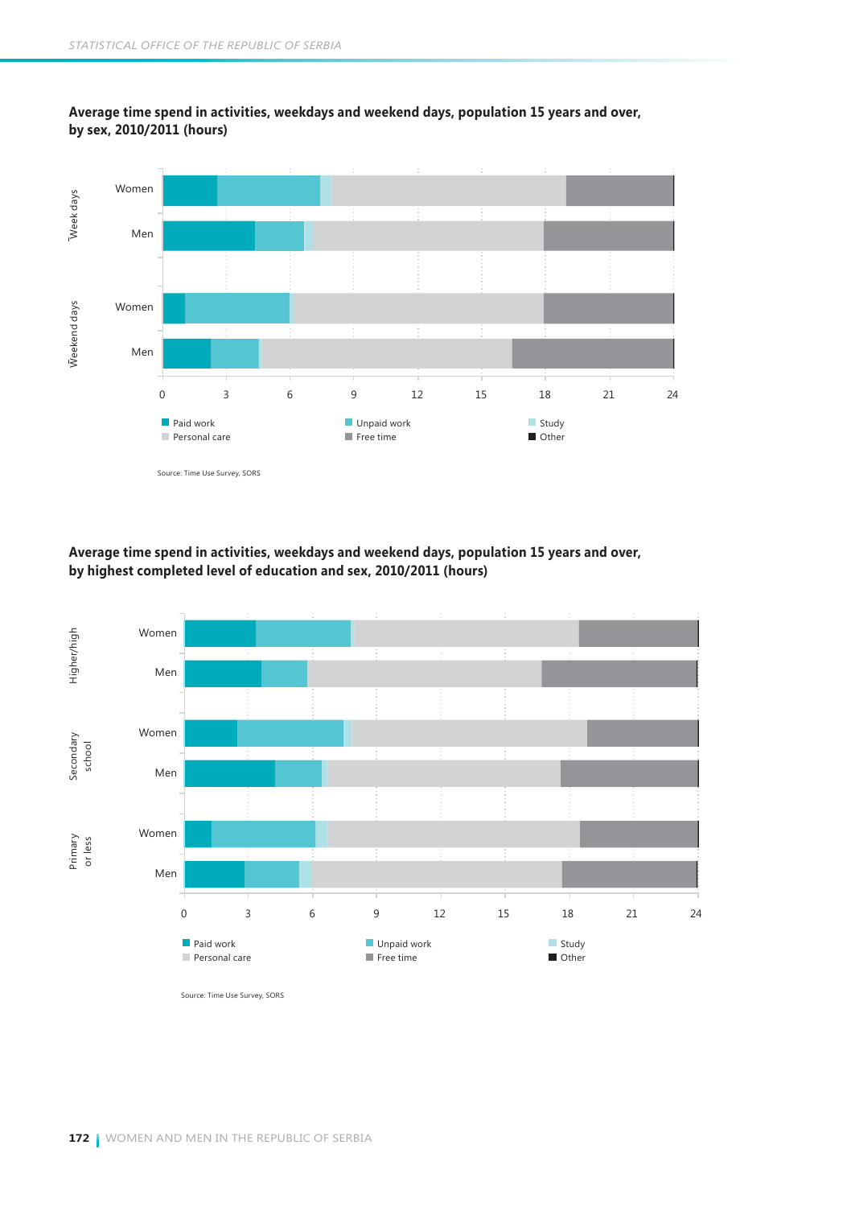**Average time spend in activities, weekdays and weekend days, population 15 years and over, by sex, 2010/2011 (hours)**

Week days: Women, Men
Weekend days: Women, Men

0 3 6 9 12 15 18 21 24

Paid work | Unpaid work | Study | Personal care | Free time | Other

Source: Time Use Survey, SORS

**Average time spend in activities, weekdays and weekend days, population 15 years and over, by highest completed level of education and sex, 2010/2011 (hours)**

Higher/high: Women, Men
Secondary school: Women, Men
Primary or less: Women, Men

0 3 6 9 12 15 18 21 24

Paid work | Unpaid work | Study | Personal care | Free time | Other

Source: Time Use Survey, SORS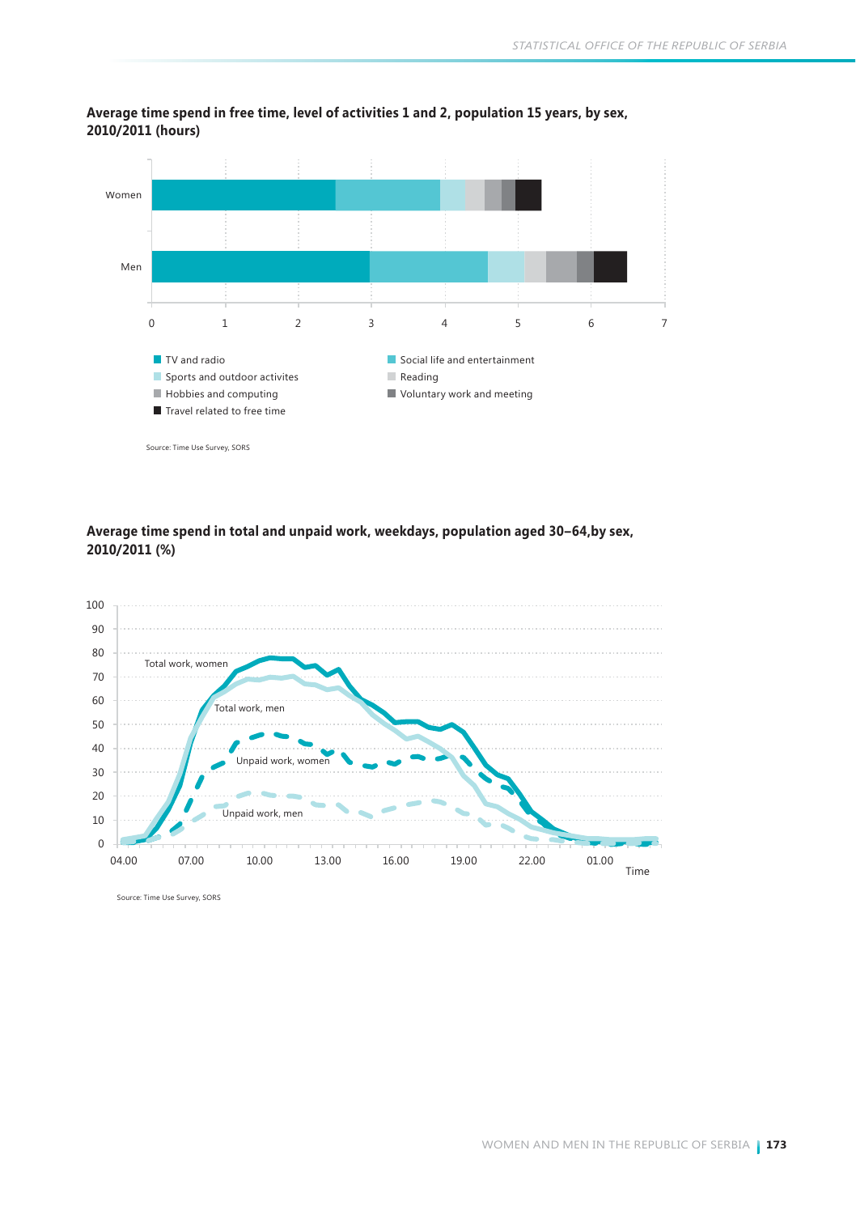**Average time spend in free time, level of activities 1 and 2, population 15 years, by sex, 2010/2011 (hours)**

Women

Men

0 1 2 3 4 5 6 7

- TV and radio
- Social life and entertainment
- Sports and outdoor activites
- Reading
- Hobbies and computing
- Voluntary work and meeting
- Travel related to free time

Source: Time Use Survey, SORS

**Average time spend in total and unpaid work, weekdays, population aged 30–64,by sex, 2010/2011 (%)**

100 90 80 70 60 50 40 30 20 10 0

Total work, women

Total work, men

Unpaid work, women

Unpaid work, men

04.00 07.00 10.00 13.00 16.00 19.00 22.00 01.00

Time

Source: Time Use Survey, SORS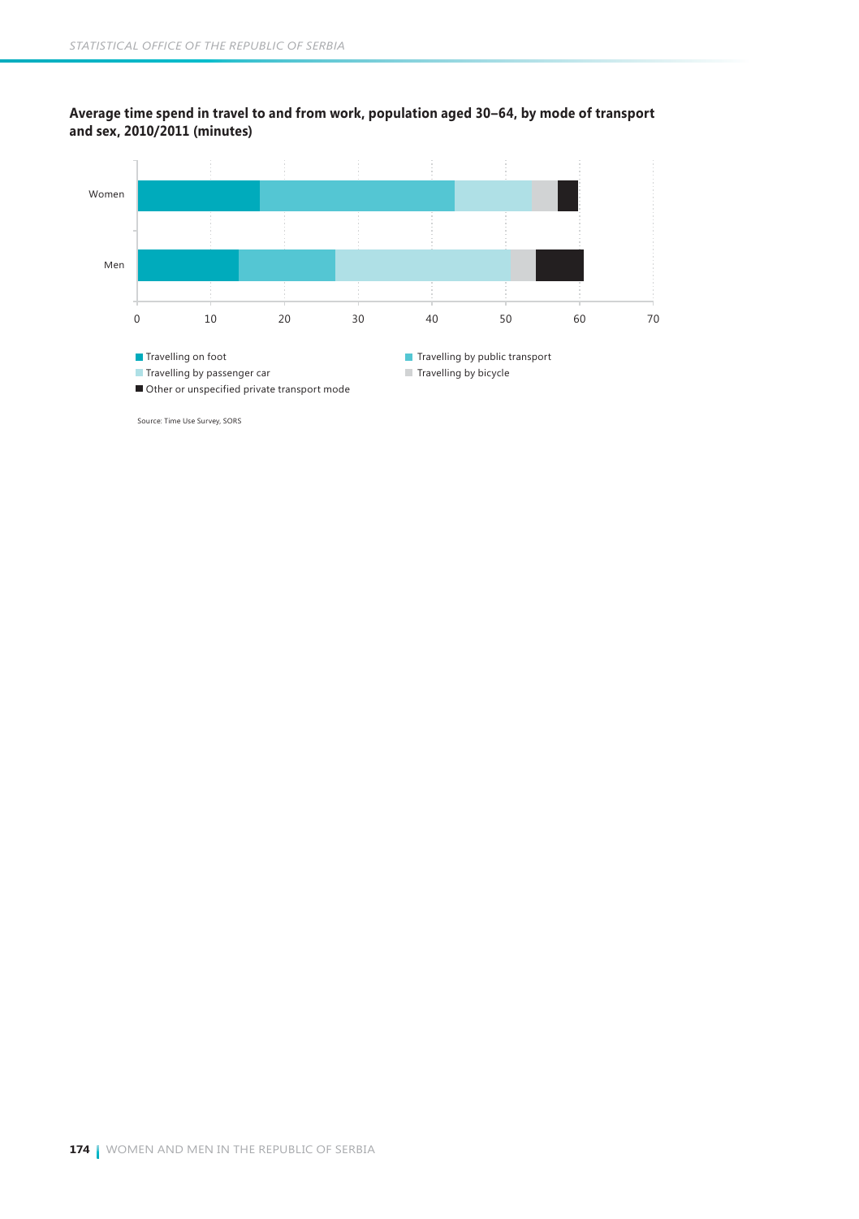**Average time spend in travel to and from work, population aged 30–64, by mode of transport and sex, 2010/2011 (minutes)**

Women

Men

0 10 20 30 40 50 60 70

- Travelling on foot
- Travelling by public transport
- Travelling by passenger car
- Travelling by bicycle
- Other or unspecified private transport mode

Source: Time Use Survey, SORS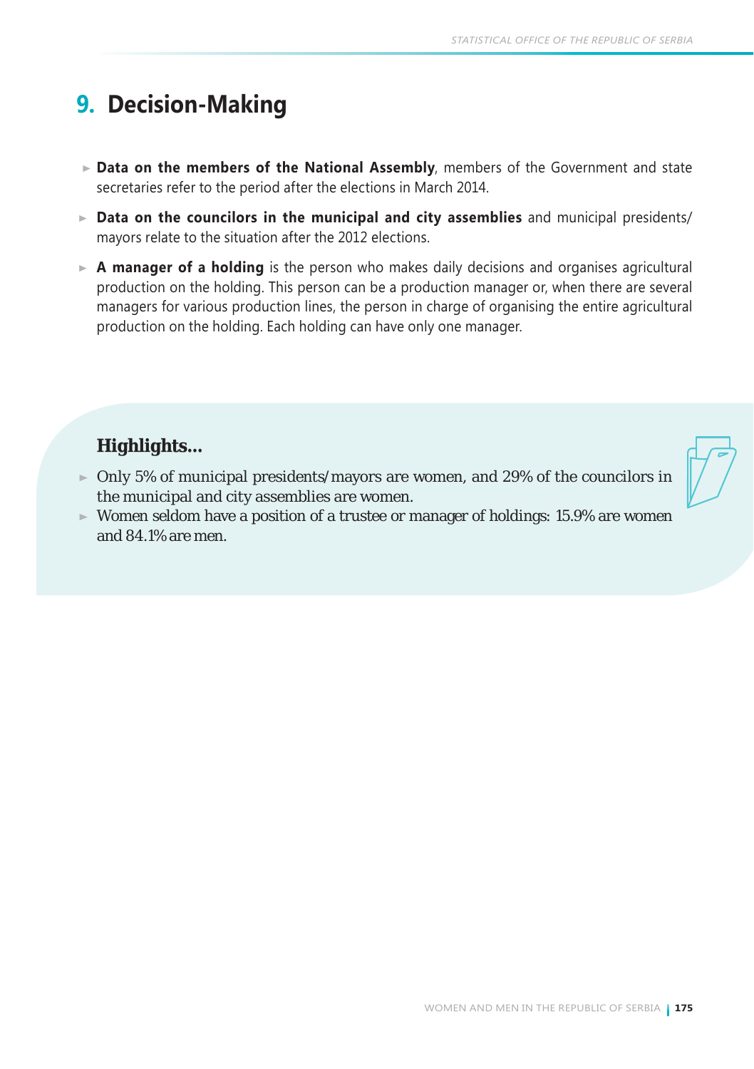# 9. Decision-Making

- **Data on the members of the National Assembly**, members of the Government and state secretaries refer to the period after the elections in March 2014.
- **Data on the councilors in the municipal and city assemblies** and municipal presidents/ mayors relate to the situation after the 2012 elections.
- **A manager of a holding** is the person who makes daily decisions and organises agricultural production on the holding. This person can be a production manager or, when there are several managers for various production lines, the person in charge of organising the entire agricultural production on the holding. Each holding can have only one manager.

## Highlights...

- Only 5% of municipal presidents/mayors are women, and 29% of the councilors in the municipal and city assemblies are women.
- Women seldom have a position of a trustee or manager of holdings: 15.9% are women and 84.1% are men.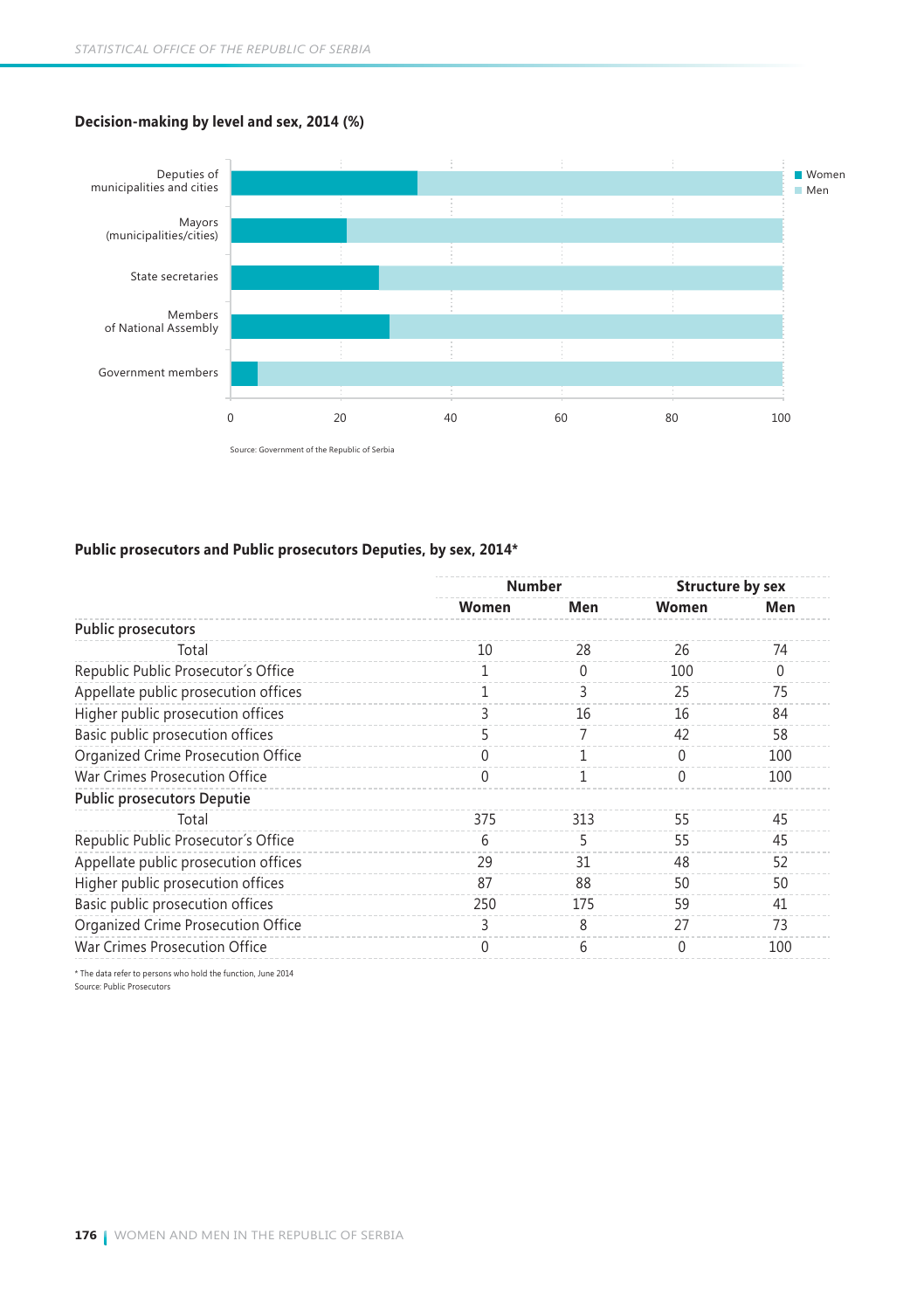## Decision-making by level and sex, 2014 (%)

Source: Government of the Republic of Serbia

## Public prosecutors and Public prosecutors Deputies, by sex, 2014*

| | Number | | Structure by sex | |
|---|---|---|---|---|
| | Women | Men | Women | Men |
| **Public prosecutors** | | | | |
| Total | 10 | 28 | 26 | 74 |
| Republic Public Prosecutor´s Office | 1 | 0 | 100 | 0 |
| Appellate public prosecution offices | 1 | 3 | 25 | 75 |
| Higher public prosecution offices | 3 | 16 | 16 | 84 |
| Basic public prosecution offices | 5 | 7 | 42 | 58 |
| Organized Crime Prosecution Office | 0 | 1 | 0 | 100 |
| War Crimes Prosecution Office | 0 | 1 | 0 | 100 |
| **Public prosecutors Deputie** | | | | |
| Total | 375 | 313 | 55 | 45 |
| Republic Public Prosecutor´s Office | 6 | 5 | 55 | 45 |
| Appellate public prosecution offices | 29 | 31 | 48 | 52 |
| Higher public prosecution offices | 87 | 88 | 50 | 50 |
| Basic public prosecution offices | 250 | 175 | 59 | 41 |
| Organized Crime Prosecution Office | 3 | 8 | 27 | 73 |
| War Crimes Prosecution Office | 0 | 6 | 0 | 100 |

* The data refer to persons who hold the function, June 2014

Source: Public Prosecutors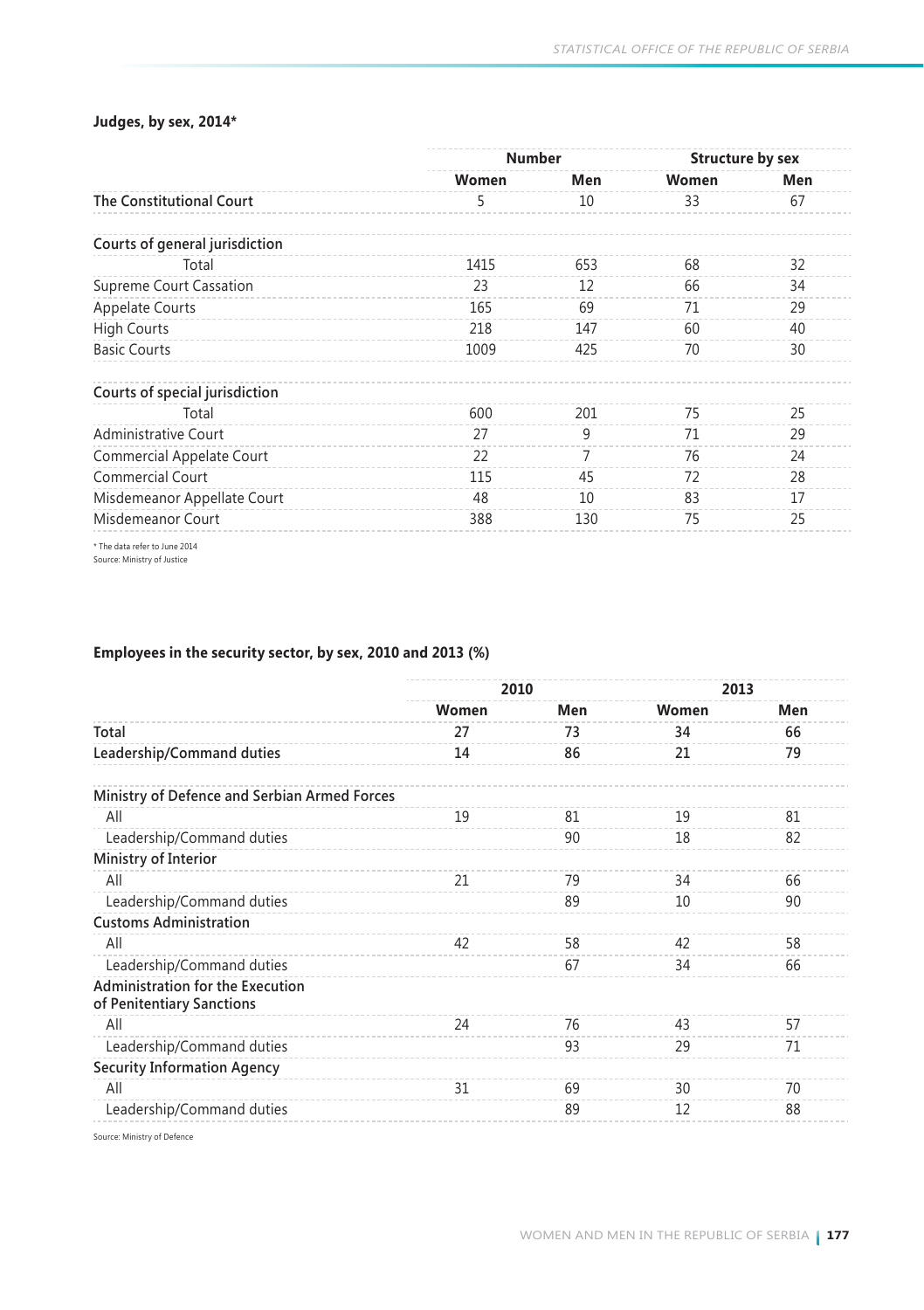### Judges, by sex, 2014*

| | Number | | Structure by sex | |
|---|---|---|---|---|
| | Women | Men | Women | Men |
| The Constitutional Court | 5 | 10 | 33 | 67 |
| **Courts of general jurisdiction** | | | | |
| Total | 1415 | 653 | 68 | 32 |
| Supreme Court Cassation | 23 | 12 | 66 | 34 |
| Appelate Courts | 165 | 69 | 71 | 29 |
| High Courts | 218 | 147 | 60 | 40 |
| Basic Courts | 1009 | 425 | 70 | 30 |
| **Courts of special jurisdiction** | | | | |
| Total | 600 | 201 | 75 | 25 |
| Administrative Court | 27 | 9 | 71 | 29 |
| Commercial Appelate Court | 22 | 7 | 76 | 24 |
| Commercial Court | 115 | 45 | 72 | 28 |
| Misdemeanor Appellate Court | 48 | 10 | 83 | 17 |
| Misdemeanor Court | 388 | 130 | 75 | 25 |

\* The data refer to June 2014
Source: Ministry of Justice

### Employees in the security sector, by sex, 2010 and 2013 (%)

| | 2010 | | 2013 | |
|---|---|---|---|---|
| | Women | Men | Women | Men |
| **Total** | **27** | **73** | **34** | **66** |
| **Leadership/Command duties** | **14** | **86** | **21** | **79** |
| **Ministry of Defence and Serbian Armed Forces** | | | | |
| All | 19 | 81 | 19 | 81 |
| Leadership/Command duties | | 90 | 18 | 82 |
| **Ministry of Interior** | | | | |
| All | 21 | 79 | 34 | 66 |
| Leadership/Command duties | | 89 | 10 | 90 |
| **Customs Administration** | | | | |
| All | 42 | 58 | 42 | 58 |
| Leadership/Command duties | | 67 | 34 | 66 |
| **Administration for the Execution of Penitentiary Sanctions** | | | | |
| All | 24 | 76 | 43 | 57 |
| Leadership/Command duties | | 93 | 29 | 71 |
| **Security Information Agency** | | | | |
| All | 31 | 69 | 30 | 70 |
| Leadership/Command duties | | 89 | 12 | 88 |

Source: Ministry of Defence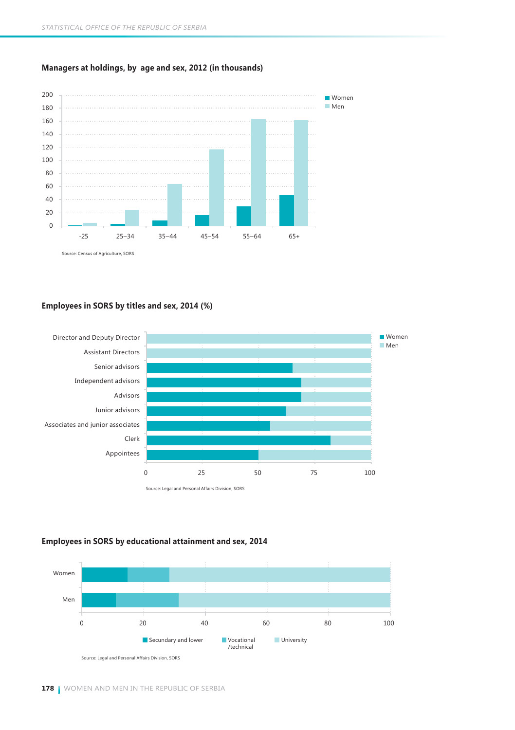**Managers at holdings, by age and sex, 2012 (in thousands)**

Source: Census of Agriculture, SORS

**Employees in SORS by titles and sex, 2014 (%)**

Source: Legal and Personal Affairs Division, SORS

**Employees in SORS by educational attainment and sex, 2014**

Source: Legal and Personal Affairs Division, SORS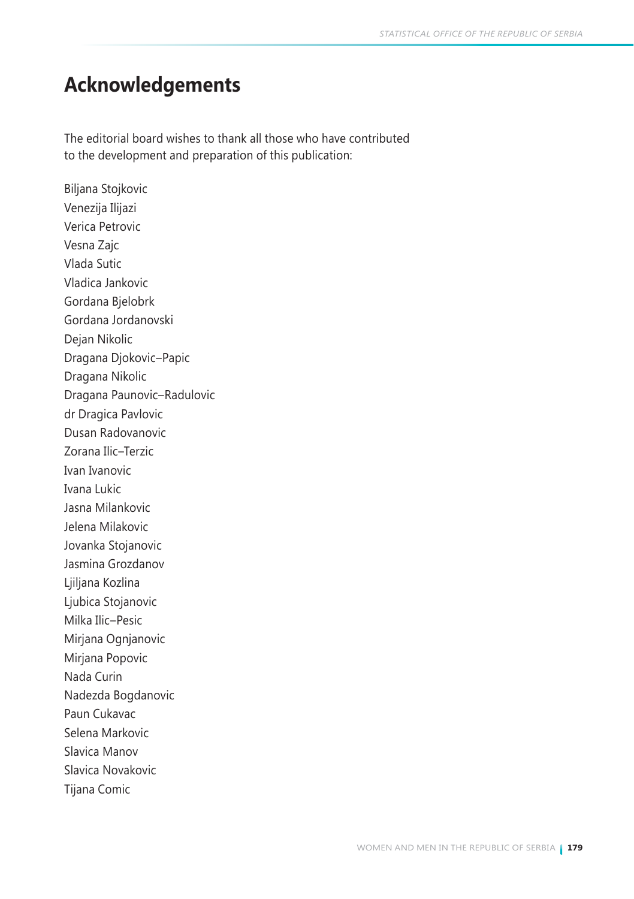# Acknowledgements

The editorial board wishes to thank all those who have contributed to the development and preparation of this publication:

Biljana Stojkovic
Venezija Ilijazi
Verica Petrovic
Vesna Zajc
Vlada Sutic
Vladica Jankovic
Gordana Bjelobrk
Gordana Jordanovski
Dejan Nikolic
Dragana Djokovic–Papic
Dragana Nikolic
Dragana Paunovic–Radulovic
dr Dragica Pavlovic
Dusan Radovanovic
Zorana Ilic–Terzic
Ivan Ivanovic
Ivana Lukic
Jasna Milankovic
Jelena Milakovic
Jovanka Stojanovic
Jasmina Grozdanov
Ljiljana Kozlina
Ljubica Stojanovic
Milka Ilic–Pesic
Mirjana Ognjanovic
Mirjana Popovic
Nada Curin
Nadezda Bogdanovic
Paun Cukavac
Selena Markovic
Slavica Manov
Slavica Novakovic
Tijana Comic